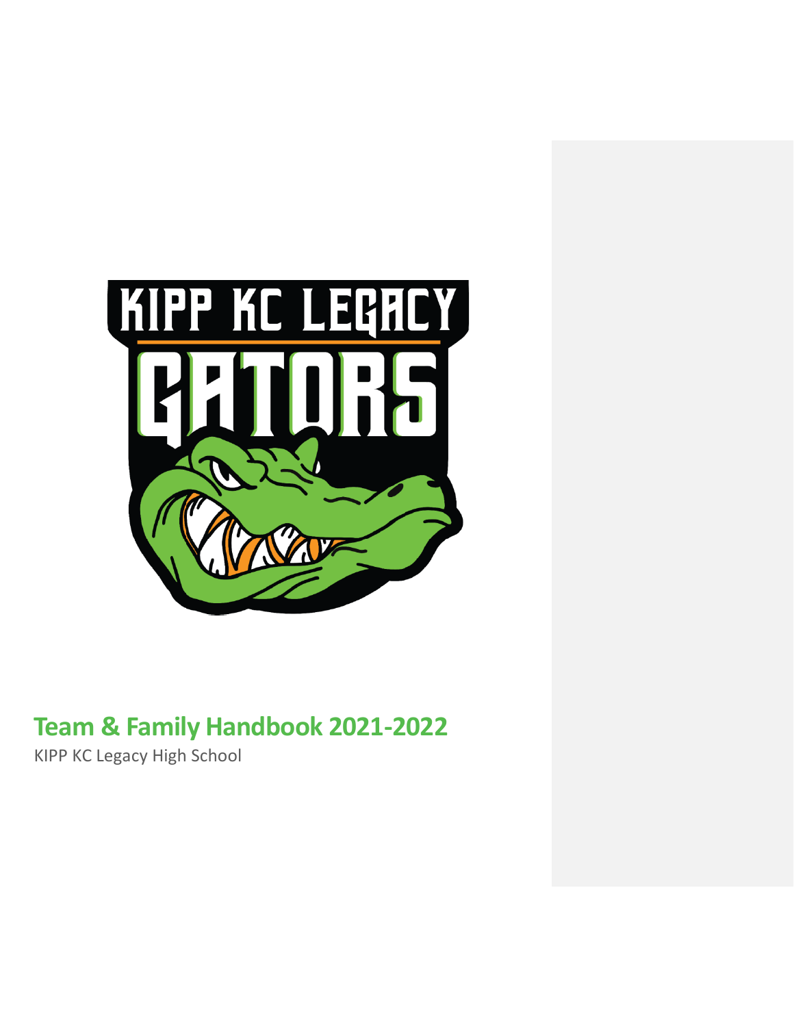# Team & Family Handbook 2021-2022

KIPP KC Legacy High School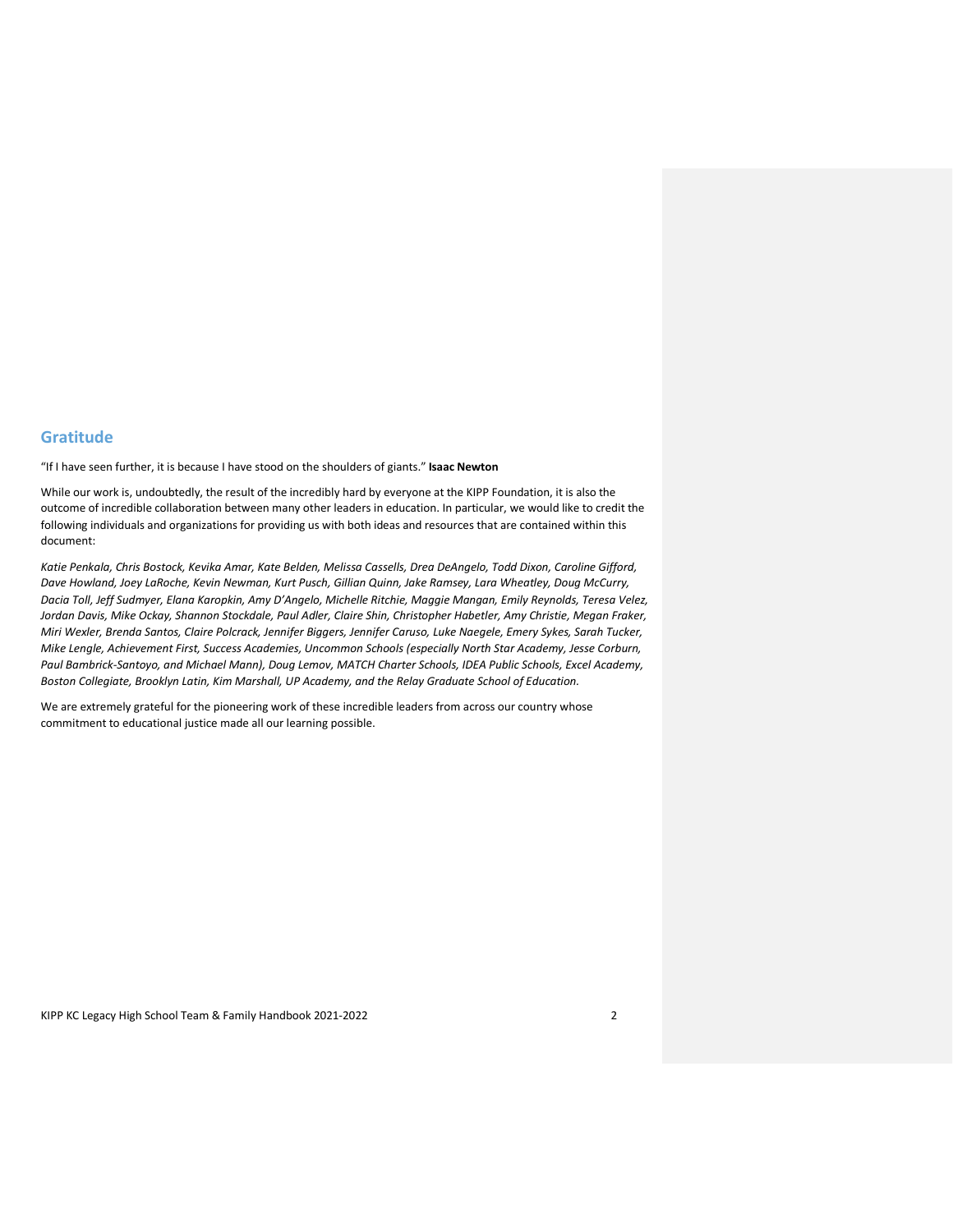## Gratitude

"If I have seen further, it is because I have stood on the shoulders of giants." **Isaac Newton**

While our work is, undoubtedly, the result of the incredibly hard by everyone at the KIPP Foundation, it is also the outcome of incredible collaboration between many other leaders in education. In particular, we would like to credit the following individuals and organizations for providing us with both ideas and resources that are contained within this document:

*Katie Penkala, Chris Bostock, Kevika Amar, Kate Belden, Melissa Cassells, Drea DeAngelo, Todd Dixon, Caroline Gifford, Dave Howland, Joey LaRoche, Kevin Newman, Kurt Pusch, Gillian Quinn, Jake Ramsey, Lara Wheatley, Doug McCurry, Dacia Toll, Jeff Sudmyer, Elana Karopkin, Amy D'Angelo, Michelle Ritchie, Maggie Mangan, Emily Reynolds, Teresa Velez, Jordan Davis, Mike Ockay, Shannon Stockdale, Paul Adler, Claire Shin, Christopher Habetler, Amy Christie, Megan Fraker, Miri Wexler, Brenda Santos, Claire Polcrack, Jennifer Biggers, Jennifer Caruso, Luke Naegele, Emery Sykes, Sarah Tucker, Mike Lengle, Achievement First, Success Academies, Uncommon Schools (especially North Star Academy, Jesse Corburn, Paul Bambrick-Santoyo, and Michael Mann), Doug Lemov, MATCH Charter Schools, IDEA Public Schools, Excel Academy, Boston Collegiate, Brooklyn Latin, Kim Marshall, UP Academy, and the Relay Graduate School of Education.*

We are extremely grateful for the pioneering work of these incredible leaders from across our country whose commitment to educational justice made all our learning possible.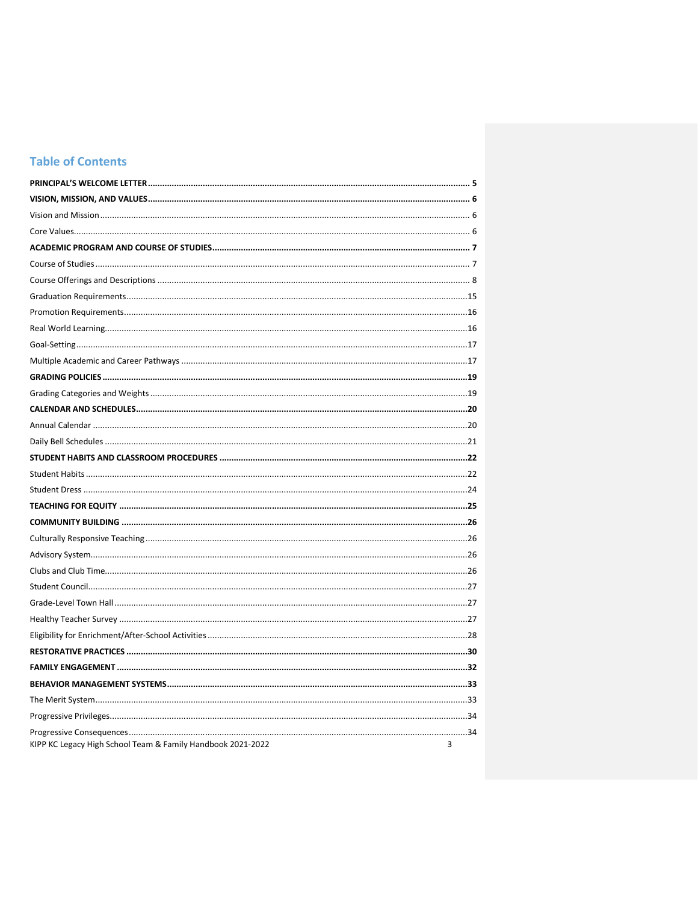## Table of Contents

**PRINCIPAL'S WELCOME LETTER** ........ **5**

**VISION, MISSION, AND VALUES** ........ **6**

Vision and Mission ........ 6

Core Values ........ 6

**ACADEMIC PROGRAM AND COURSE OF STUDIES** ........ **7**

Course of Studies ........ 7

Course Offerings and Descriptions ........ 8

Graduation Requirements ........ 15

Promotion Requirements ........ 16

Real World Learning ........ 16

Goal-Setting ........ 17

Multiple Academic and Career Pathways ........ 17

**GRADING POLICIES** ........ **19**

Grading Categories and Weights ........ 19

**CALENDAR AND SCHEDULES** ........ **20**

Annual Calendar ........ 20

Daily Bell Schedules ........ 21

**STUDENT HABITS AND CLASSROOM PROCEDURES** ........ **22**

Student Habits ........ 22

Student Dress ........ 24

**TEACHING FOR EQUITY** ........ **25**

**COMMUNITY BUILDING** ........ **26**

Culturally Responsive Teaching ........ 26

Advisory System ........ 26

Clubs and Club Time ........ 26

Student Council ........ 27

Grade-Level Town Hall ........ 27

Healthy Teacher Survey ........ 27

Eligibility for Enrichment/After-School Activities ........ 28

**RESTORATIVE PRACTICES** ........ **30**

**FAMILY ENGAGEMENT** ........ **32**

**BEHAVIOR MANAGEMENT SYSTEMS** ........ **33**

The Merit System ........ 33

Progressive Privileges ........ 34

Progressive Consequences ........ 34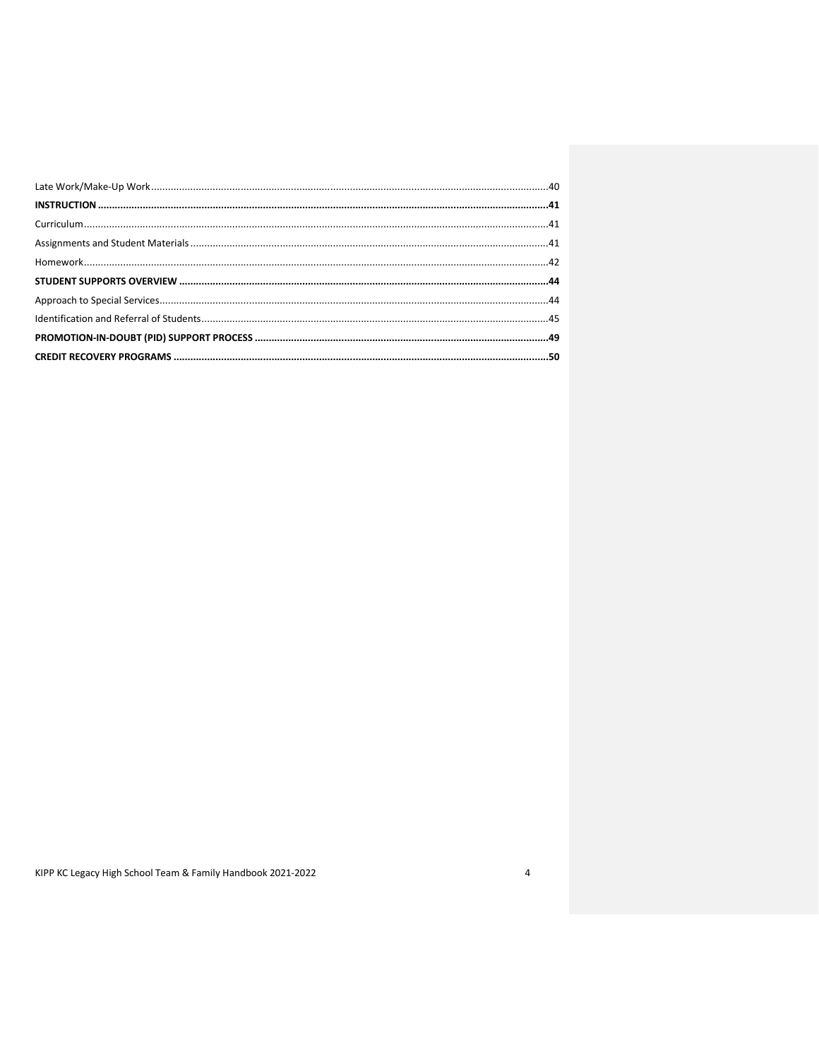Late Work/Make-Up Work....................................................................................................................................40

**INSTRUCTION ....................................................................................................................................................41**

Curriculum............................................................................................................................................................41

Assignments and Student Materials.....................................................................................................................41

Homework............................................................................................................................................................42

**STUDENT SUPPORTS OVERVIEW ......................................................................................................................44**

Approach to Special Services................................................................................................................................44

Identification and Referral of Students.................................................................................................................45

**PROMOTION-IN-DOUBT (PID) SUPPORT PROCESS ...........................................................................................49**

**CREDIT RECOVERY PROGRAMS ........................................................................................................................50**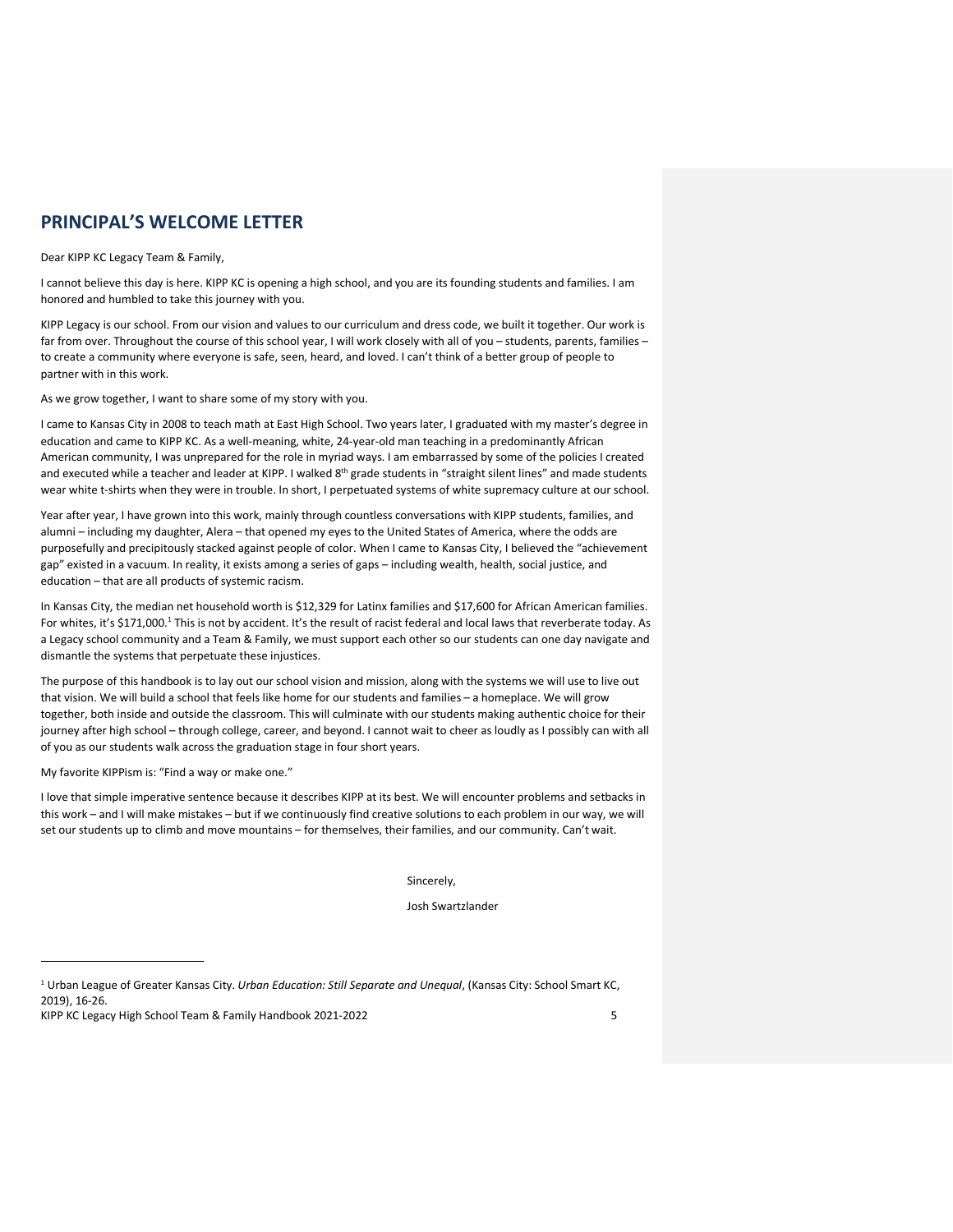## PRINCIPAL'S WELCOME LETTER

Dear KIPP KC Legacy Team & Family,

I cannot believe this day is here. KIPP KC is opening a high school, and you are its founding students and families. I am honored and humbled to take this journey with you.

KIPP Legacy is our school. From our vision and values to our curriculum and dress code, we built it together. Our work is far from over. Throughout the course of this school year, I will work closely with all of you – students, parents, families – to create a community where everyone is safe, seen, heard, and loved. I can't think of a better group of people to partner with in this work.

As we grow together, I want to share some of my story with you.

I came to Kansas City in 2008 to teach math at East High School. Two years later, I graduated with my master's degree in education and came to KIPP KC. As a well-meaning, white, 24-year-old man teaching in a predominantly African American community, I was unprepared for the role in myriad ways. I am embarrassed by some of the policies I created and executed while a teacher and leader at KIPP. I walked 8th grade students in "straight silent lines" and made students wear white t-shirts when they were in trouble. In short, I perpetuated systems of white supremacy culture at our school.

Year after year, I have grown into this work, mainly through countless conversations with KIPP students, families, and alumni – including my daughter, Alera – that opened my eyes to the United States of America, where the odds are purposefully and precipitously stacked against people of color. When I came to Kansas City, I believed the "achievement gap" existed in a vacuum. In reality, it exists among a series of gaps – including wealth, health, social justice, and education – that are all products of systemic racism.

In Kansas City, the median net household worth is $12,329 for Latinx families and $17,600 for African American families. For whites, it's $171,000.[1] This is not by accident. It's the result of racist federal and local laws that reverberate today. As a Legacy school community and a Team & Family, we must support each other so our students can one day navigate and dismantle the systems that perpetuate these injustices.

The purpose of this handbook is to lay out our school vision and mission, along with the systems we will use to live out that vision. We will build a school that feels like home for our students and families – a homeplace. We will grow together, both inside and outside the classroom. This will culminate with our students making authentic choice for their journey after high school – through college, career, and beyond. I cannot wait to cheer as loudly as I possibly can with all of you as our students walk across the graduation stage in four short years.

My favorite KIPPism is: "Find a way or make one."

I love that simple imperative sentence because it describes KIPP at its best. We will encounter problems and setbacks in this work – and I will make mistakes – but if we continuously find creative solutions to each problem in our way, we will set our students up to climb and move mountains – for themselves, their families, and our community. Can't wait.

Sincerely,

Josh Swartzlander

---

[1] Urban League of Greater Kansas City. *Urban Education: Still Separate and Unequal*, (Kansas City: School Smart KC, 2019), 16-26.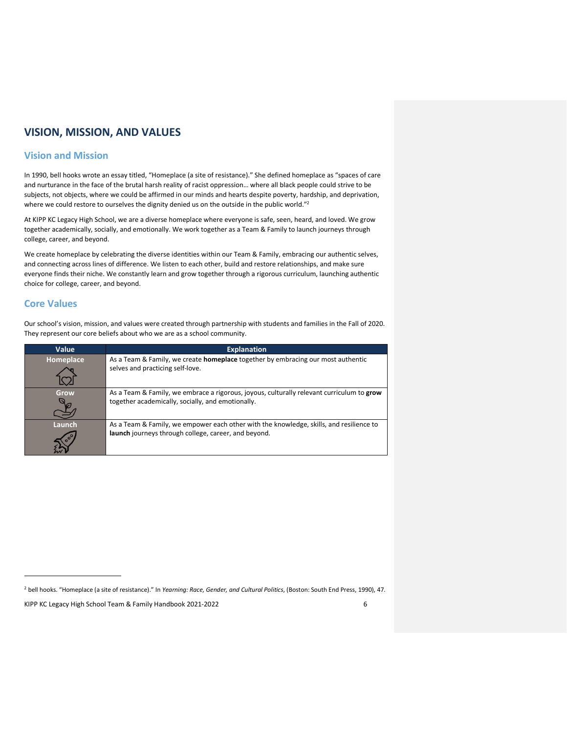# VISION, MISSION, AND VALUES

## Vision and Mission

In 1990, bell hooks wrote an essay titled, "Homeplace (a site of resistance)." She defined homeplace as "spaces of care and nurturance in the face of the brutal harsh reality of racist oppression… where all black people could strive to be subjects, not objects, where we could be affirmed in our minds and hearts despite poverty, hardship, and deprivation, where we could restore to ourselves the dignity denied us on the outside in the public world."[2]

At KIPP KC Legacy High School, we are a diverse homeplace where everyone is safe, seen, heard, and loved. We grow together academically, socially, and emotionally. We work together as a Team & Family to launch journeys through college, career, and beyond.

We create homeplace by celebrating the diverse identities within our Team & Family, embracing our authentic selves, and connecting across lines of difference. We listen to each other, build and restore relationships, and make sure everyone finds their niche. We constantly learn and grow together through a rigorous curriculum, launching authentic choice for college, career, and beyond.

## Core Values

Our school's vision, mission, and values were created through partnership with students and families in the Fall of 2020. They represent our core beliefs about who we are as a school community.

| Value | Explanation |
|---|---|
| Homeplace | As a Team & Family, we create **homeplace** together by embracing our most authentic selves and practicing self-love. |
| Grow | As a Team & Family, we embrace a rigorous, joyous, culturally relevant curriculum to **grow** together academically, socially, and emotionally. |
| Launch | As a Team & Family, we empower each other with the knowledge, skills, and resilience to **launch** journeys through college, career, and beyond. |

[2] bell hooks. "Homeplace (a site of resistance)." In *Yearning: Race, Gender, and Cultural Politics*, (Boston: South End Press, 1990), 47.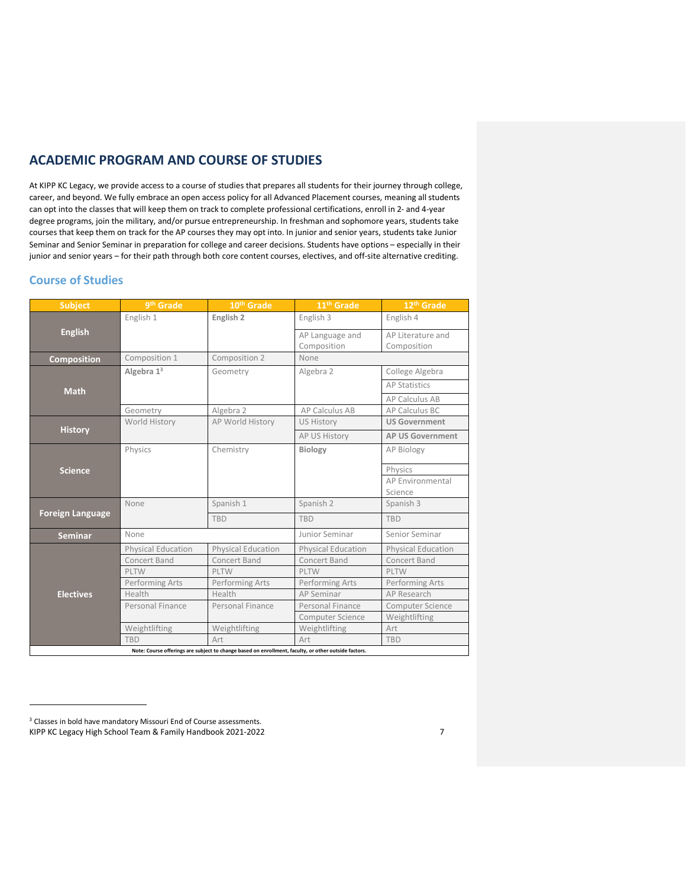## ACADEMIC PROGRAM AND COURSE OF STUDIES

At KIPP KC Legacy, we provide access to a course of studies that prepares all students for their journey through college, career, and beyond. We fully embrace an open access policy for all Advanced Placement courses, meaning all students can opt into the classes that will keep them on track to complete professional certifications, enroll in 2- and 4-year degree programs, join the military, and/or pursue entrepreneurship. In freshman and sophomore years, students take courses that keep them on track for the AP courses they may opt into. In junior and senior years, students take Junior Seminar and Senior Seminar in preparation for college and career decisions. Students have options – especially in their junior and senior years – for their path through both core content courses, electives, and off-site alternative crediting.

### Course of Studies

| Subject | 9th Grade | 10th Grade | 11th Grade | 12th Grade |
|---|---|---|---|---|
| **English** | English 1 | **English 2** | English 3 | English 4 |
| | | | AP Language and Composition | AP Literature and Composition |
| **Composition** | Composition 1 | Composition 2 | None | |
| **Math** | **Algebra 1**[3] | Geometry | Algebra 2 | College Algebra |
| | | | | AP Statistics |
| | | | | AP Calculus AB |
| | Geometry | Algebra 2 | AP Calculus AB | AP Calculus BC |
| **History** | World History | AP World History | US History | **US Government** |
| | | | AP US History | **AP US Government** |
| **Science** | Physics | Chemistry | **Biology** | AP Biology |
| | | | | Physics |
| | | | | AP Environmental Science |
| **Foreign Language** | None | Spanish 1 | Spanish 2 | Spanish 3 |
| | | TBD | TBD | TBD |
| **Seminar** | None | | Junior Seminar | Senior Seminar |
| **Electives** | Physical Education | Physical Education | Physical Education | Physical Education |
| | Concert Band | Concert Band | Concert Band | Concert Band |
| | PLTW | PLTW | PLTW | PLTW |
| | Performing Arts | Performing Arts | Performing Arts | Performing Arts |
| | Health | Health | AP Seminar | AP Research |
| | Personal Finance | Personal Finance | Personal Finance | Computer Science |
| | | | Computer Science | Weightlifting |
| | Weightlifting | Weightlifting | Weightlifting | Art |
| | TBD | Art | Art | TBD |

**Note: Course offerings are subject to change based on enrollment, faculty, or other outside factors.**

[3] Classes in bold have mandatory Missouri End of Course assessments.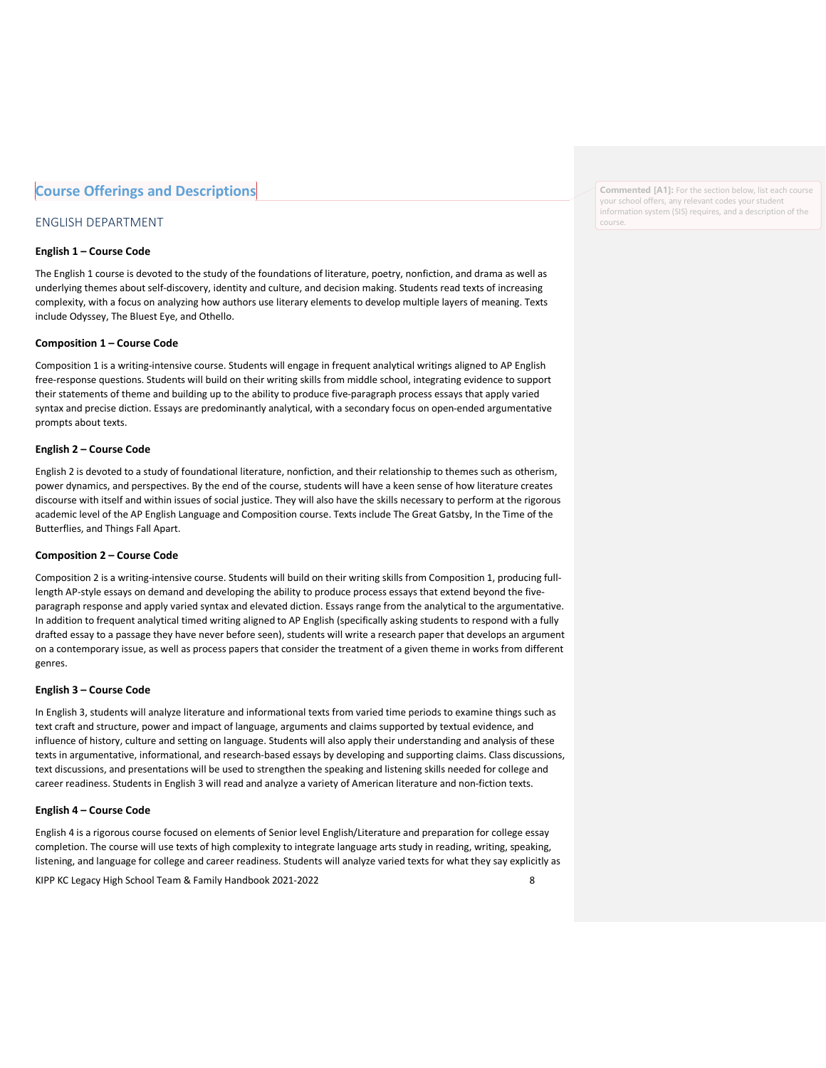## Course Offerings and Descriptions

Commented [A1]: For the section below, list each course your school offers, any relevant codes your student information system (SIS) requires, and a description of the course.

### ENGLISH DEPARTMENT

**English 1 – Course Code**

The English 1 course is devoted to the study of the foundations of literature, poetry, nonfiction, and drama as well as underlying themes about self-discovery, identity and culture, and decision making. Students read texts of increasing complexity, with a focus on analyzing how authors use literary elements to develop multiple layers of meaning. Texts include Odyssey, The Bluest Eye, and Othello.

**Composition 1 – Course Code**

Composition 1 is a writing-intensive course. Students will engage in frequent analytical writings aligned to AP English free-response questions. Students will build on their writing skills from middle school, integrating evidence to support their statements of theme and building up to the ability to produce five-paragraph process essays that apply varied syntax and precise diction. Essays are predominantly analytical, with a secondary focus on open-ended argumentative prompts about texts.

**English 2 – Course Code**

English 2 is devoted to a study of foundational literature, nonfiction, and their relationship to themes such as otherism, power dynamics, and perspectives. By the end of the course, students will have a keen sense of how literature creates discourse with itself and within issues of social justice. They will also have the skills necessary to perform at the rigorous academic level of the AP English Language and Composition course. Texts include The Great Gatsby, In the Time of the Butterflies, and Things Fall Apart.

**Composition 2 – Course Code**

Composition 2 is a writing-intensive course. Students will build on their writing skills from Composition 1, producing full-length AP-style essays on demand and developing the ability to produce process essays that extend beyond the five-paragraph response and apply varied syntax and elevated diction. Essays range from the analytical to the argumentative. In addition to frequent analytical timed writing aligned to AP English (specifically asking students to respond with a fully drafted essay to a passage they have never before seen), students will write a research paper that develops an argument on a contemporary issue, as well as process papers that consider the treatment of a given theme in works from different genres.

**English 3 – Course Code**

In English 3, students will analyze literature and informational texts from varied time periods to examine things such as text craft and structure, power and impact of language, arguments and claims supported by textual evidence, and influence of history, culture and setting on language. Students will also apply their understanding and analysis of these texts in argumentative, informational, and research-based essays by developing and supporting claims. Class discussions, text discussions, and presentations will be used to strengthen the speaking and listening skills needed for college and career readiness. Students in English 3 will read and analyze a variety of American literature and non-fiction texts.

**English 4 – Course Code**

English 4 is a rigorous course focused on elements of Senior level English/Literature and preparation for college essay completion. The course will use texts of high complexity to integrate language arts study in reading, writing, speaking, listening, and language for college and career readiness. Students will analyze varied texts for what they say explicitly as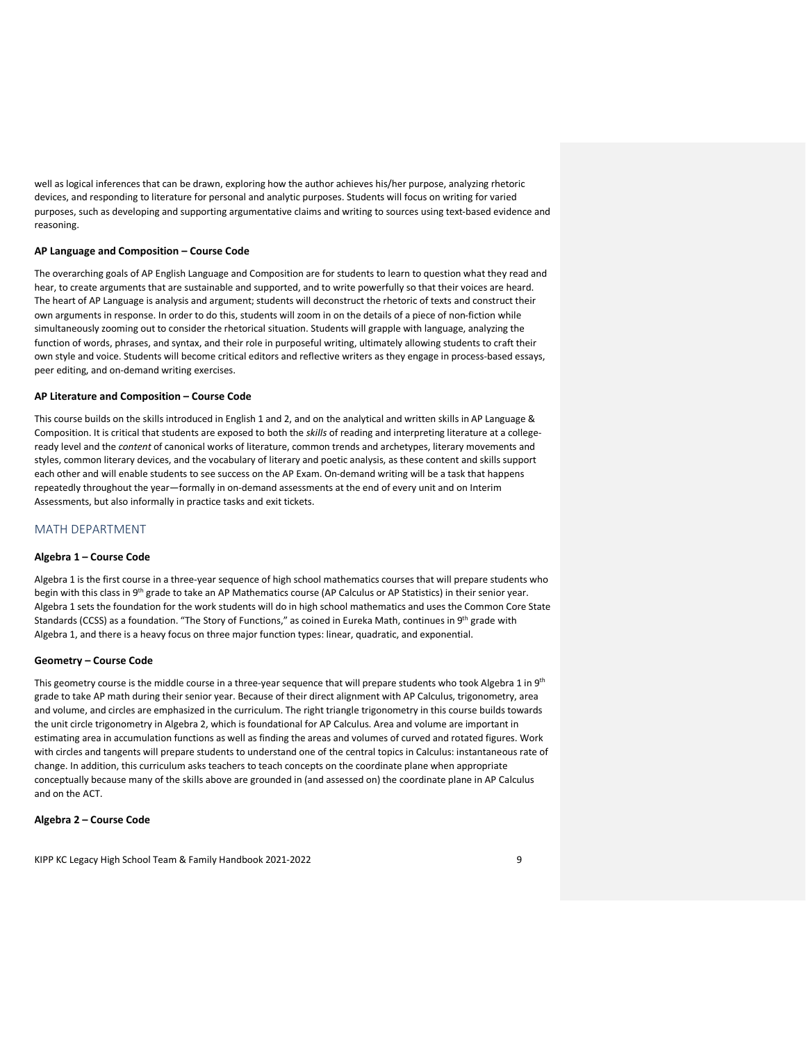well as logical inferences that can be drawn, exploring how the author achieves his/her purpose, analyzing rhetoric devices, and responding to literature for personal and analytic purposes. Students will focus on writing for varied purposes, such as developing and supporting argumentative claims and writing to sources using text-based evidence and reasoning.

**AP Language and Composition – Course Code**

The overarching goals of AP English Language and Composition are for students to learn to question what they read and hear, to create arguments that are sustainable and supported, and to write powerfully so that their voices are heard. The heart of AP Language is analysis and argument; students will deconstruct the rhetoric of texts and construct their own arguments in response. In order to do this, students will zoom in on the details of a piece of non-fiction while simultaneously zooming out to consider the rhetorical situation. Students will grapple with language, analyzing the function of words, phrases, and syntax, and their role in purposeful writing, ultimately allowing students to craft their own style and voice. Students will become critical editors and reflective writers as they engage in process-based essays, peer editing, and on-demand writing exercises.

**AP Literature and Composition – Course Code**

This course builds on the skills introduced in English 1 and 2, and on the analytical and written skills in AP Language & Composition. It is critical that students are exposed to both the *skills* of reading and interpreting literature at a college-ready level and the *content* of canonical works of literature, common trends and archetypes, literary movements and styles, common literary devices, and the vocabulary of literary and poetic analysis, as these content and skills support each other and will enable students to see success on the AP Exam. On-demand writing will be a task that happens repeatedly throughout the year—formally in on-demand assessments at the end of every unit and on Interim Assessments, but also informally in practice tasks and exit tickets.

## MATH DEPARTMENT

**Algebra 1 – Course Code**

Algebra 1 is the first course in a three-year sequence of high school mathematics courses that will prepare students who begin with this class in 9th grade to take an AP Mathematics course (AP Calculus or AP Statistics) in their senior year. Algebra 1 sets the foundation for the work students will do in high school mathematics and uses the Common Core State Standards (CCSS) as a foundation. "The Story of Functions," as coined in Eureka Math, continues in 9th grade with Algebra 1, and there is a heavy focus on three major function types: linear, quadratic, and exponential.

**Geometry – Course Code**

This geometry course is the middle course in a three-year sequence that will prepare students who took Algebra 1 in 9th grade to take AP math during their senior year. Because of their direct alignment with AP Calculus, trigonometry, area and volume, and circles are emphasized in the curriculum. The right triangle trigonometry in this course builds towards the unit circle trigonometry in Algebra 2, which is foundational for AP Calculus. Area and volume are important in estimating area in accumulation functions as well as finding the areas and volumes of curved and rotated figures. Work with circles and tangents will prepare students to understand one of the central topics in Calculus: instantaneous rate of change. In addition, this curriculum asks teachers to teach concepts on the coordinate plane when appropriate conceptually because many of the skills above are grounded in (and assessed on) the coordinate plane in AP Calculus and on the ACT.

**Algebra 2 – Course Code**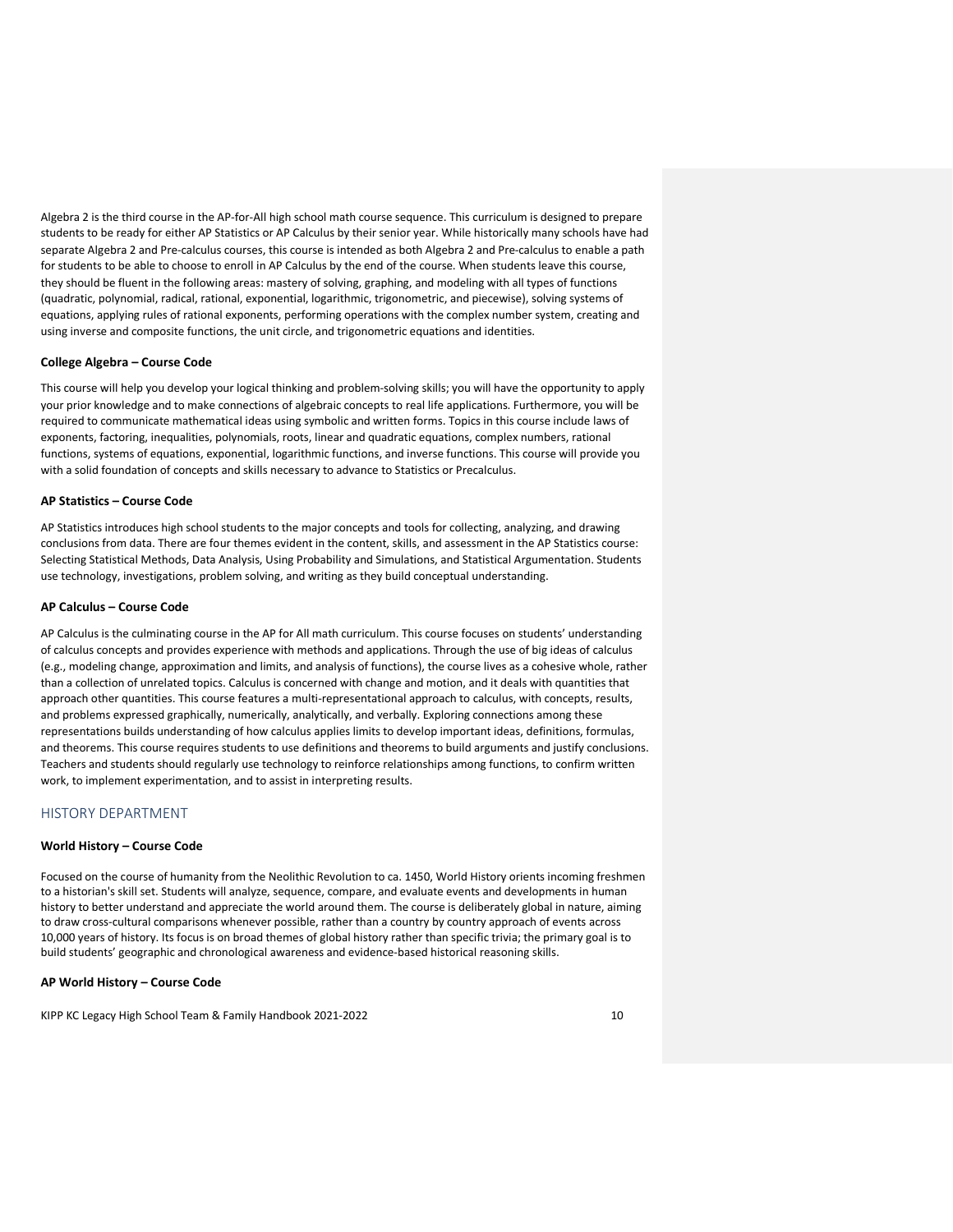Algebra 2 is the third course in the AP-for-All high school math course sequence. This curriculum is designed to prepare students to be ready for either AP Statistics or AP Calculus by their senior year. While historically many schools have had separate Algebra 2 and Pre-calculus courses, this course is intended as both Algebra 2 and Pre-calculus to enable a path for students to be able to choose to enroll in AP Calculus by the end of the course. When students leave this course, they should be fluent in the following areas: mastery of solving, graphing, and modeling with all types of functions (quadratic, polynomial, radical, rational, exponential, logarithmic, trigonometric, and piecewise), solving systems of equations, applying rules of rational exponents, performing operations with the complex number system, creating and using inverse and composite functions, the unit circle, and trigonometric equations and identities.

**College Algebra – Course Code**

This course will help you develop your logical thinking and problem-solving skills; you will have the opportunity to apply your prior knowledge and to make connections of algebraic concepts to real life applications. Furthermore, you will be required to communicate mathematical ideas using symbolic and written forms. Topics in this course include laws of exponents, factoring, inequalities, polynomials, roots, linear and quadratic equations, complex numbers, rational functions, systems of equations, exponential, logarithmic functions, and inverse functions. This course will provide you with a solid foundation of concepts and skills necessary to advance to Statistics or Precalculus.

**AP Statistics – Course Code**

AP Statistics introduces high school students to the major concepts and tools for collecting, analyzing, and drawing conclusions from data. There are four themes evident in the content, skills, and assessment in the AP Statistics course: Selecting Statistical Methods, Data Analysis, Using Probability and Simulations, and Statistical Argumentation. Students use technology, investigations, problem solving, and writing as they build conceptual understanding.

**AP Calculus – Course Code**

AP Calculus is the culminating course in the AP for All math curriculum. This course focuses on students' understanding of calculus concepts and provides experience with methods and applications. Through the use of big ideas of calculus (e.g., modeling change, approximation and limits, and analysis of functions), the course lives as a cohesive whole, rather than a collection of unrelated topics. Calculus is concerned with change and motion, and it deals with quantities that approach other quantities. This course features a multi-representational approach to calculus, with concepts, results, and problems expressed graphically, numerically, analytically, and verbally. Exploring connections among these representations builds understanding of how calculus applies limits to develop important ideas, definitions, formulas, and theorems. This course requires students to use definitions and theorems to build arguments and justify conclusions. Teachers and students should regularly use technology to reinforce relationships among functions, to confirm written work, to implement experimentation, and to assist in interpreting results.

## HISTORY DEPARTMENT

**World History – Course Code**

Focused on the course of humanity from the Neolithic Revolution to ca. 1450, World History orients incoming freshmen to a historian's skill set. Students will analyze, sequence, compare, and evaluate events and developments in human history to better understand and appreciate the world around them. The course is deliberately global in nature, aiming to draw cross-cultural comparisons whenever possible, rather than a country by country approach of events across 10,000 years of history. Its focus is on broad themes of global history rather than specific trivia; the primary goal is to build students' geographic and chronological awareness and evidence-based historical reasoning skills.

**AP World History – Course Code**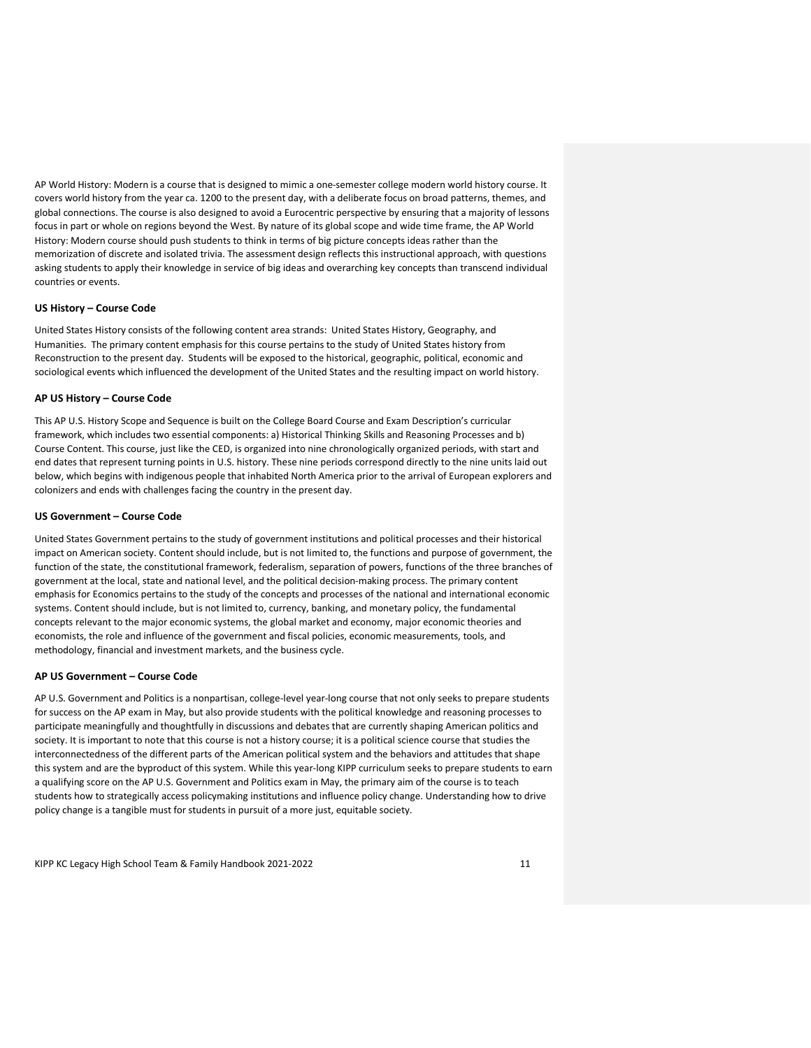AP World History: Modern is a course that is designed to mimic a one-semester college modern world history course. It covers world history from the year ca. 1200 to the present day, with a deliberate focus on broad patterns, themes, and global connections. The course is also designed to avoid a Eurocentric perspective by ensuring that a majority of lessons focus in part or whole on regions beyond the West. By nature of its global scope and wide time frame, the AP World History: Modern course should push students to think in terms of big picture concepts ideas rather than the memorization of discrete and isolated trivia. The assessment design reflects this instructional approach, with questions asking students to apply their knowledge in service of big ideas and overarching key concepts than transcend individual countries or events.

**US History – Course Code**

United States History consists of the following content area strands: United States History, Geography, and Humanities. The primary content emphasis for this course pertains to the study of United States history from Reconstruction to the present day. Students will be exposed to the historical, geographic, political, economic and sociological events which influenced the development of the United States and the resulting impact on world history.

**AP US History – Course Code**

This AP U.S. History Scope and Sequence is built on the College Board Course and Exam Description's curricular framework, which includes two essential components: a) Historical Thinking Skills and Reasoning Processes and b) Course Content. This course, just like the CED, is organized into nine chronologically organized periods, with start and end dates that represent turning points in U.S. history. These nine periods correspond directly to the nine units laid out below, which begins with indigenous people that inhabited North America prior to the arrival of European explorers and colonizers and ends with challenges facing the country in the present day.

**US Government – Course Code**

United States Government pertains to the study of government institutions and political processes and their historical impact on American society. Content should include, but is not limited to, the functions and purpose of government, the function of the state, the constitutional framework, federalism, separation of powers, functions of the three branches of government at the local, state and national level, and the political decision-making process. The primary content emphasis for Economics pertains to the study of the concepts and processes of the national and international economic systems. Content should include, but is not limited to, currency, banking, and monetary policy, the fundamental concepts relevant to the major economic systems, the global market and economy, major economic theories and economists, the role and influence of the government and fiscal policies, economic measurements, tools, and methodology, financial and investment markets, and the business cycle.

**AP US Government – Course Code**

AP U.S. Government and Politics is a nonpartisan, college-level year-long course that not only seeks to prepare students for success on the AP exam in May, but also provide students with the political knowledge and reasoning processes to participate meaningfully and thoughtfully in discussions and debates that are currently shaping American politics and society. It is important to note that this course is not a history course; it is a political science course that studies the interconnectedness of the different parts of the American political system and the behaviors and attitudes that shape this system and are the byproduct of this system. While this year-long KIPP curriculum seeks to prepare students to earn a qualifying score on the AP U.S. Government and Politics exam in May, the primary aim of the course is to teach students how to strategically access policymaking institutions and influence policy change. Understanding how to drive policy change is a tangible must for students in pursuit of a more just, equitable society.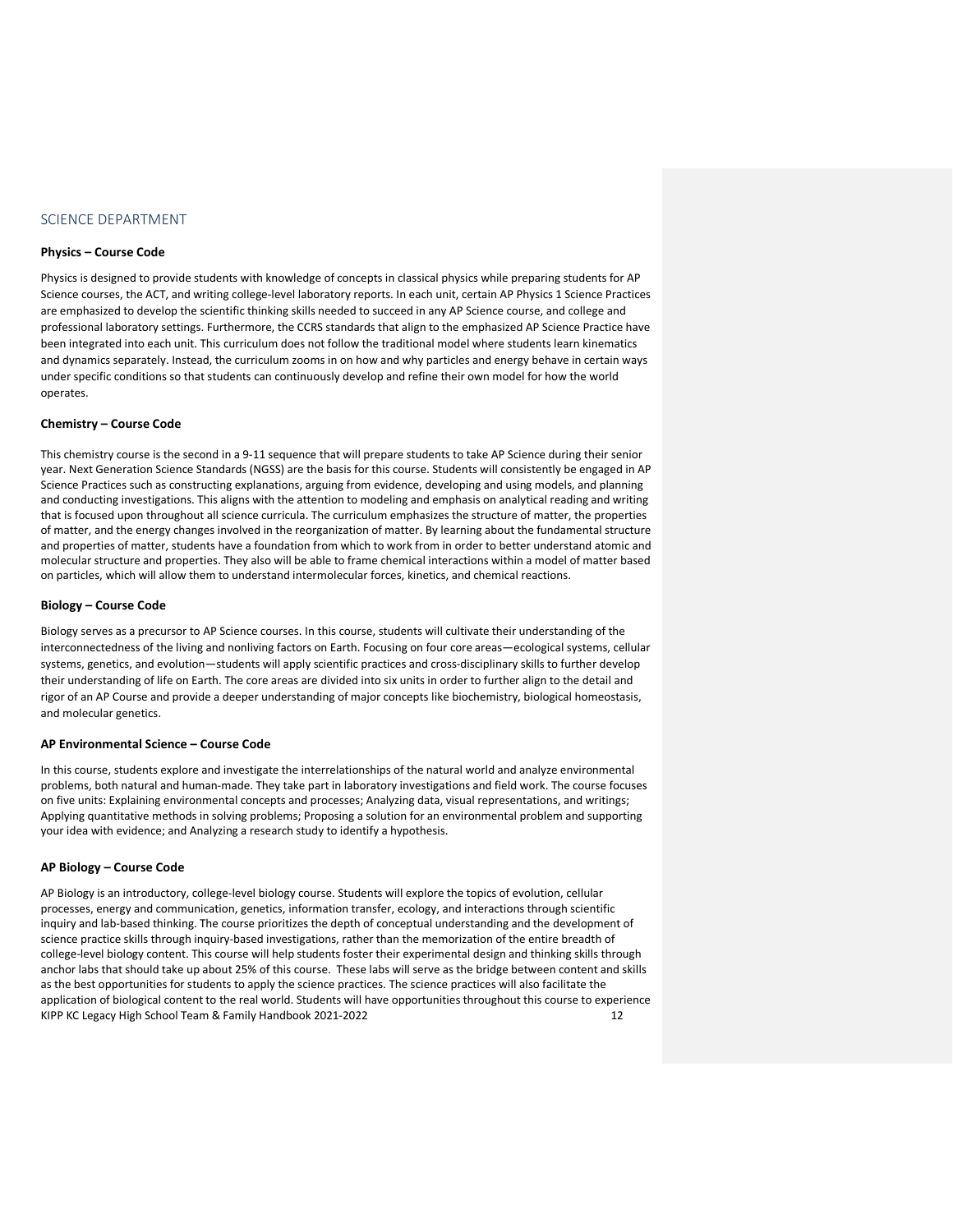## SCIENCE DEPARTMENT

**Physics – Course Code**

Physics is designed to provide students with knowledge of concepts in classical physics while preparing students for AP Science courses, the ACT, and writing college-level laboratory reports. In each unit, certain AP Physics 1 Science Practices are emphasized to develop the scientific thinking skills needed to succeed in any AP Science course, and college and professional laboratory settings. Furthermore, the CCRS standards that align to the emphasized AP Science Practice have been integrated into each unit. This curriculum does not follow the traditional model where students learn kinematics and dynamics separately. Instead, the curriculum zooms in on how and why particles and energy behave in certain ways under specific conditions so that students can continuously develop and refine their own model for how the world operates.

**Chemistry – Course Code**

This chemistry course is the second in a 9-11 sequence that will prepare students to take AP Science during their senior year. Next Generation Science Standards (NGSS) are the basis for this course. Students will consistently be engaged in AP Science Practices such as constructing explanations, arguing from evidence, developing and using models, and planning and conducting investigations. This aligns with the attention to modeling and emphasis on analytical reading and writing that is focused upon throughout all science curricula. The curriculum emphasizes the structure of matter, the properties of matter, and the energy changes involved in the reorganization of matter. By learning about the fundamental structure and properties of matter, students have a foundation from which to work from in order to better understand atomic and molecular structure and properties. They also will be able to frame chemical interactions within a model of matter based on particles, which will allow them to understand intermolecular forces, kinetics, and chemical reactions.

**Biology – Course Code**

Biology serves as a precursor to AP Science courses. In this course, students will cultivate their understanding of the interconnectedness of the living and nonliving factors on Earth. Focusing on four core areas—ecological systems, cellular systems, genetics, and evolution—students will apply scientific practices and cross-disciplinary skills to further develop their understanding of life on Earth. The core areas are divided into six units in order to further align to the detail and rigor of an AP Course and provide a deeper understanding of major concepts like biochemistry, biological homeostasis, and molecular genetics.

**AP Environmental Science – Course Code**

In this course, students explore and investigate the interrelationships of the natural world and analyze environmental problems, both natural and human-made. They take part in laboratory investigations and field work. The course focuses on five units: Explaining environmental concepts and processes; Analyzing data, visual representations, and writings; Applying quantitative methods in solving problems; Proposing a solution for an environmental problem and supporting your idea with evidence; and Analyzing a research study to identify a hypothesis.

**AP Biology – Course Code**

AP Biology is an introductory, college-level biology course. Students will explore the topics of evolution, cellular processes, energy and communication, genetics, information transfer, ecology, and interactions through scientific inquiry and lab-based thinking. The course prioritizes the depth of conceptual understanding and the development of science practice skills through inquiry-based investigations, rather than the memorization of the entire breadth of college-level biology content. This course will help students foster their experimental design and thinking skills through anchor labs that should take up about 25% of this course. These labs will serve as the bridge between content and skills as the best opportunities for students to apply the science practices. The science practices will also facilitate the application of biological content to the real world. Students will have opportunities throughout this course to experience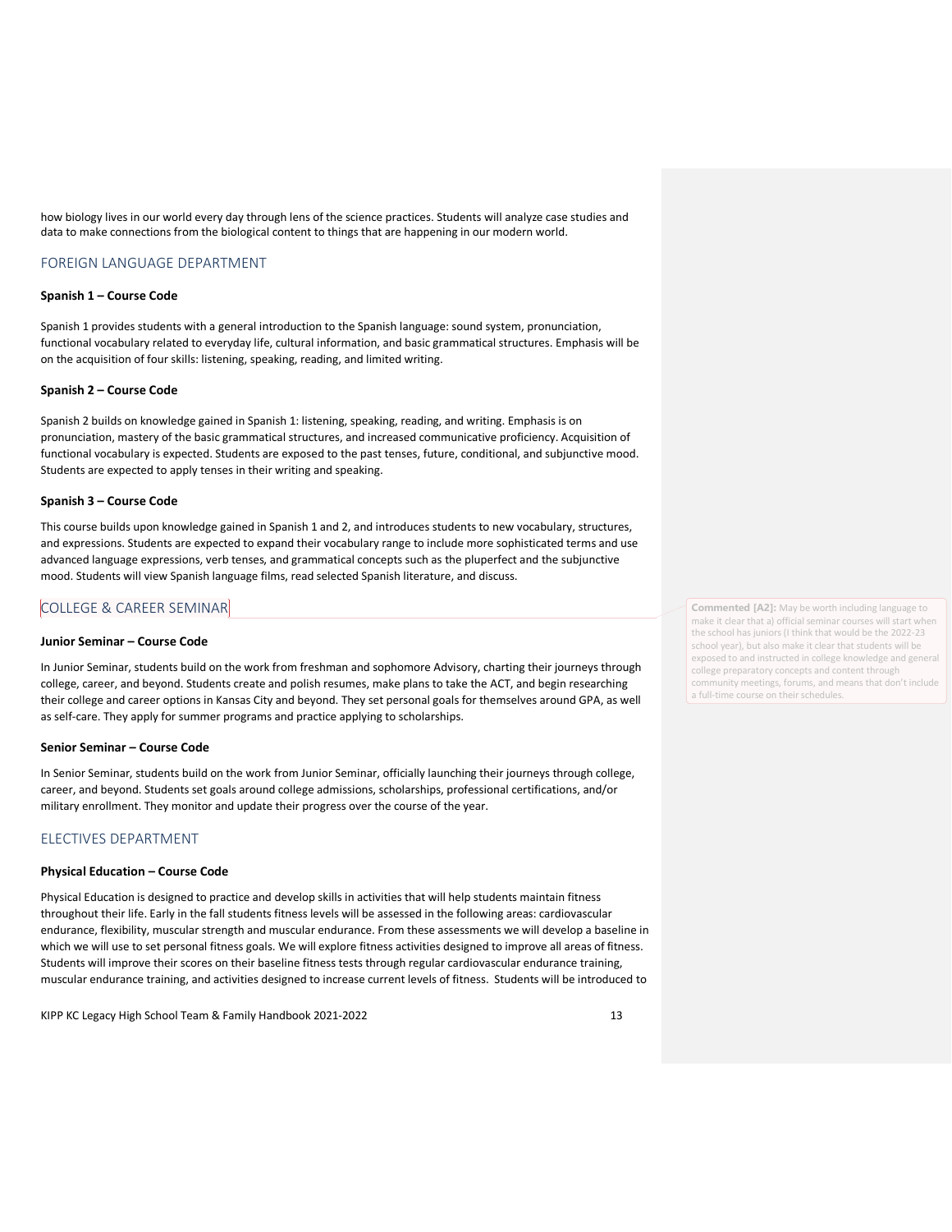how biology lives in our world every day through lens of the science practices. Students will analyze case studies and data to make connections from the biological content to things that are happening in our modern world.

## FOREIGN LANGUAGE DEPARTMENT

**Spanish 1 – Course Code**

Spanish 1 provides students with a general introduction to the Spanish language: sound system, pronunciation, functional vocabulary related to everyday life, cultural information, and basic grammatical structures. Emphasis will be on the acquisition of four skills: listening, speaking, reading, and limited writing.

**Spanish 2 – Course Code**

Spanish 2 builds on knowledge gained in Spanish 1: listening, speaking, reading, and writing. Emphasis is on pronunciation, mastery of the basic grammatical structures, and increased communicative proficiency. Acquisition of functional vocabulary is expected. Students are exposed to the past tenses, future, conditional, and subjunctive mood. Students are expected to apply tenses in their writing and speaking.

**Spanish 3 – Course Code**

This course builds upon knowledge gained in Spanish 1 and 2, and introduces students to new vocabulary, structures, and expressions. Students are expected to expand their vocabulary range to include more sophisticated terms and use advanced language expressions, verb tenses, and grammatical concepts such as the pluperfect and the subjunctive mood. Students will view Spanish language films, read selected Spanish literature, and discuss.

## COLLEGE & CAREER SEMINAR

**Commented [A2]:** May be worth including language to make it clear that a) official seminar courses will start when the school has juniors (I think that would be the 2022-23 school year), but also make it clear that students will be exposed to and instructed in college knowledge and general college preparatory concepts and content through community meetings, forums, and means that don't include a full-time course on their schedules.

**Junior Seminar – Course Code**

In Junior Seminar, students build on the work from freshman and sophomore Advisory, charting their journeys through college, career, and beyond. Students create and polish resumes, make plans to take the ACT, and begin researching their college and career options in Kansas City and beyond. They set personal goals for themselves around GPA, as well as self-care. They apply for summer programs and practice applying to scholarships.

**Senior Seminar – Course Code**

In Senior Seminar, students build on the work from Junior Seminar, officially launching their journeys through college, career, and beyond. Students set goals around college admissions, scholarships, professional certifications, and/or military enrollment. They monitor and update their progress over the course of the year.

## ELECTIVES DEPARTMENT

**Physical Education – Course Code**

Physical Education is designed to practice and develop skills in activities that will help students maintain fitness throughout their life. Early in the fall students fitness levels will be assessed in the following areas: cardiovascular endurance, flexibility, muscular strength and muscular endurance. From these assessments we will develop a baseline in which we will use to set personal fitness goals. We will explore fitness activities designed to improve all areas of fitness. Students will improve their scores on their baseline fitness tests through regular cardiovascular endurance training, muscular endurance training, and activities designed to increase current levels of fitness. Students will be introduced to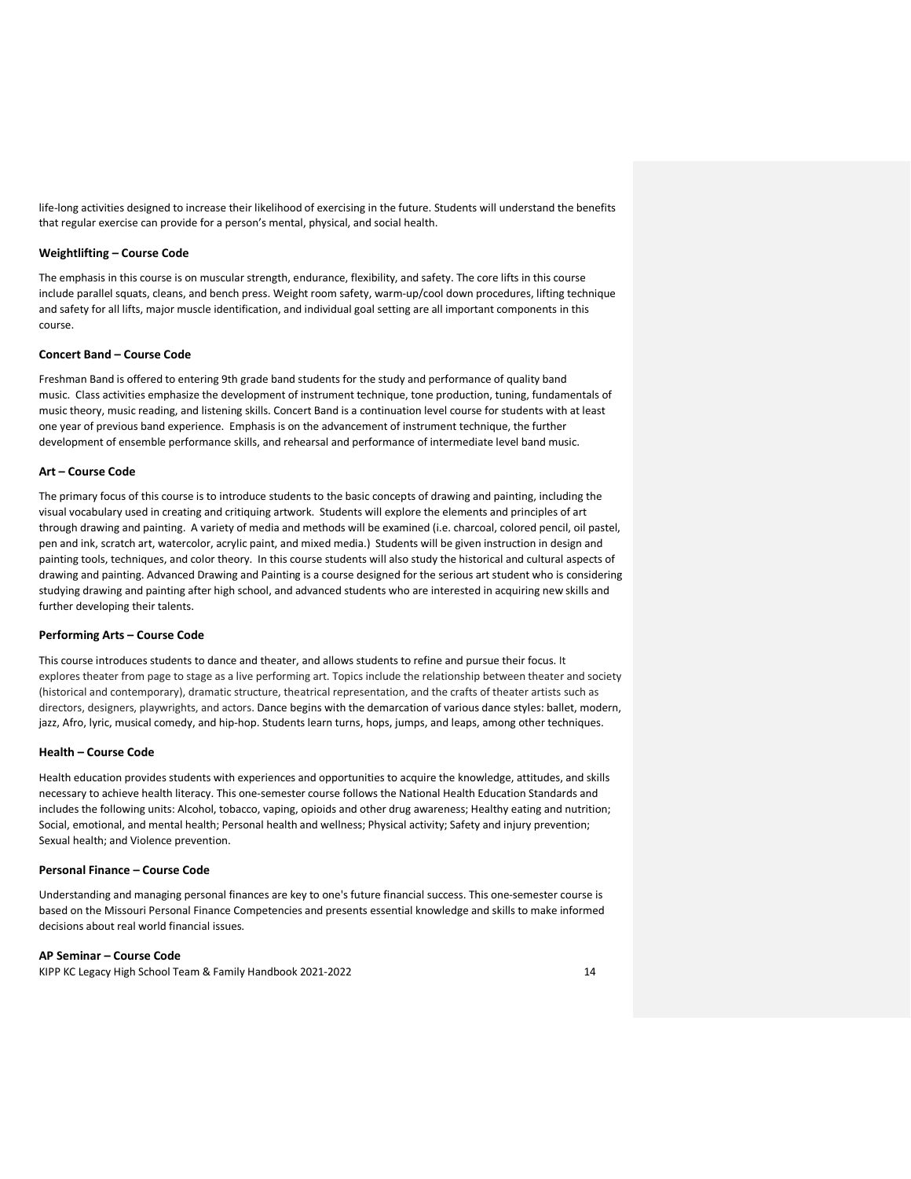life-long activities designed to increase their likelihood of exercising in the future. Students will understand the benefits that regular exercise can provide for a person's mental, physical, and social health.

**Weightlifting – Course Code**

The emphasis in this course is on muscular strength, endurance, flexibility, and safety. The core lifts in this course include parallel squats, cleans, and bench press. Weight room safety, warm-up/cool down procedures, lifting technique and safety for all lifts, major muscle identification, and individual goal setting are all important components in this course.

**Concert Band – Course Code**

Freshman Band is offered to entering 9th grade band students for the study and performance of quality band music. Class activities emphasize the development of instrument technique, tone production, tuning, fundamentals of music theory, music reading, and listening skills. Concert Band is a continuation level course for students with at least one year of previous band experience. Emphasis is on the advancement of instrument technique, the further development of ensemble performance skills, and rehearsal and performance of intermediate level band music.

**Art – Course Code**

The primary focus of this course is to introduce students to the basic concepts of drawing and painting, including the visual vocabulary used in creating and critiquing artwork. Students will explore the elements and principles of art through drawing and painting. A variety of media and methods will be examined (i.e. charcoal, colored pencil, oil pastel, pen and ink, scratch art, watercolor, acrylic paint, and mixed media.) Students will be given instruction in design and painting tools, techniques, and color theory. In this course students will also study the historical and cultural aspects of drawing and painting. Advanced Drawing and Painting is a course designed for the serious art student who is considering studying drawing and painting after high school, and advanced students who are interested in acquiring new skills and further developing their talents.

**Performing Arts – Course Code**

This course introduces students to dance and theater, and allows students to refine and pursue their focus. It explores theater from page to stage as a live performing art. Topics include the relationship between theater and society (historical and contemporary), dramatic structure, theatrical representation, and the crafts of theater artists such as directors, designers, playwrights, and actors. Dance begins with the demarcation of various dance styles: ballet, modern, jazz, Afro, lyric, musical comedy, and hip-hop. Students learn turns, hops, jumps, and leaps, among other techniques.

**Health – Course Code**

Health education provides students with experiences and opportunities to acquire the knowledge, attitudes, and skills necessary to achieve health literacy. This one-semester course follows the National Health Education Standards and includes the following units: Alcohol, tobacco, vaping, opioids and other drug awareness; Healthy eating and nutrition; Social, emotional, and mental health; Personal health and wellness; Physical activity; Safety and injury prevention; Sexual health; and Violence prevention.

**Personal Finance – Course Code**

Understanding and managing personal finances are key to one's future financial success. This one-semester course is based on the Missouri Personal Finance Competencies and presents essential knowledge and skills to make informed decisions about real world financial issues.

**AP Seminar – Course Code**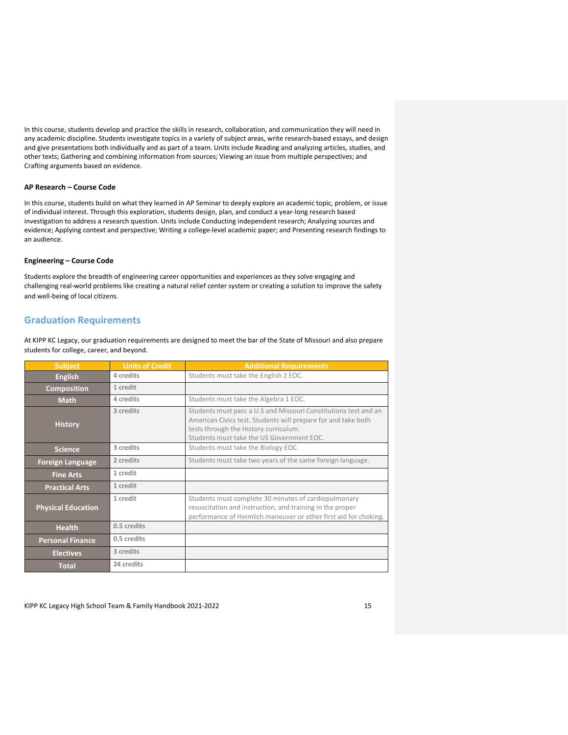In this course, students develop and practice the skills in research, collaboration, and communication they will need in any academic discipline. Students investigate topics in a variety of subject areas, write research-based essays, and design and give presentations both individually and as part of a team. Units include Reading and analyzing articles, studies, and other texts; Gathering and combining information from sources; Viewing an issue from multiple perspectives; and Crafting arguments based on evidence.

**AP Research – Course Code**

In this course, students build on what they learned in AP Seminar to deeply explore an academic topic, problem, or issue of individual interest. Through this exploration, students design, plan, and conduct a year-long research based investigation to address a research question. Units include Conducting independent research; Analyzing sources and evidence; Applying context and perspective; Writing a college-level academic paper; and Presenting research findings to an audience.

**Engineering – Course Code**

Students explore the breadth of engineering career opportunities and experiences as they solve engaging and challenging real-world problems like creating a natural relief center system or creating a solution to improve the safety and well-being of local citizens.

## Graduation Requirements

At KIPP KC Legacy, our graduation requirements are designed to meet the bar of the State of Missouri and also prepare students for college, career, and beyond.

| Subject | Units of Credit | Additional Requirements |
|---|---|---|
| English | 4 credits | Students must take the English 2 EOC. |
| Composition | 1 credit | |
| Math | 4 credits | Students must take the Algebra 1 EOC. |
| History | 3 credits | Students must pass a U.S and Missouri Constitutions test and an American Civics test. Students will prepare for and take both tests through the History curriculum. Students must take the US Government EOC. |
| Science | 3 credits | Students must take the Biology EOC. |
| Foreign Language | 2 credits | Students must take two years of the same foreign language. |
| Fine Arts | 1 credit | |
| Practical Arts | 1 credit | |
| Physical Education | 1 credit | Students must complete 30 minutes of cardiopulmonary resuscitation and instruction, and training in the proper performance of Heimlich maneuver or other first aid for choking. |
| Health | 0.5 credits | |
| Personal Finance | 0.5 credits | |
| Electives | 3 credits | |
| Total | 24 credits | |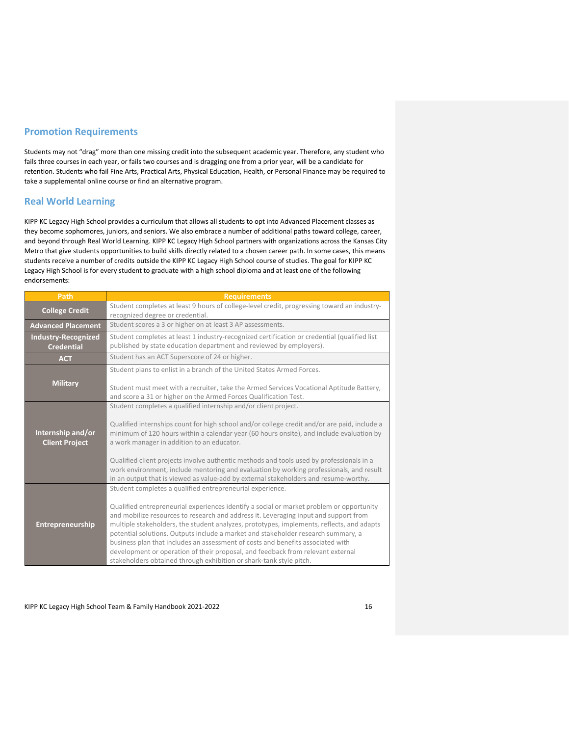## Promotion Requirements

Students may not "drag" more than one missing credit into the subsequent academic year. Therefore, any student who fails three courses in each year, or fails two courses and is dragging one from a prior year, will be a candidate for retention. Students who fail Fine Arts, Practical Arts, Physical Education, Health, or Personal Finance may be required to take a supplemental online course or find an alternative program.

## Real World Learning

KIPP KC Legacy High School provides a curriculum that allows all students to opt into Advanced Placement classes as they become sophomores, juniors, and seniors. We also embrace a number of additional paths toward college, career, and beyond through Real World Learning. KIPP KC Legacy High School partners with organizations across the Kansas City Metro that give students opportunities to build skills directly related to a chosen career path. In some cases, this means students receive a number of credits outside the KIPP KC Legacy High School course of studies. The goal for KIPP KC Legacy High School is for every student to graduate with a high school diploma and at least one of the following endorsements:

| Path | Requirements |
|---|---|
| **College Credit** | Student completes at least 9 hours of college-level credit, progressing toward an industry-recognized degree or credential. |
| **Advanced Placement** | Student scores a 3 or higher on at least 3 AP assessments. |
| **Industry-Recognized Credential** | Student completes at least 1 industry-recognized certification or credential (qualified list published by state education department and reviewed by employers). |
| **ACT** | Student has an ACT Superscore of 24 or higher. |
| **Military** | Student plans to enlist in a branch of the United States Armed Forces.<br><br>Student must meet with a recruiter, take the Armed Services Vocational Aptitude Battery, and score a 31 or higher on the Armed Forces Qualification Test. |
| **Internship and/or Client Project** | Student completes a qualified internship and/or client project.<br><br>Qualified internships count for high school and/or college credit and/or are paid, include a minimum of 120 hours within a calendar year (60 hours onsite), and include evaluation by a work manager in addition to an educator.<br><br>Qualified client projects involve authentic methods and tools used by professionals in a work environment, include mentoring and evaluation by working professionals, and result in an output that is viewed as value-add by external stakeholders and resume-worthy. |
| **Entrepreneurship** | Student completes a qualified entrepreneurial experience.<br><br>Qualified entrepreneurial experiences identify a social or market problem or opportunity and mobilize resources to research and address it. Leveraging input and support from multiple stakeholders, the student analyzes, prototypes, implements, reflects, and adapts potential solutions. Outputs include a market and stakeholder research summary, a business plan that includes an assessment of costs and benefits associated with development or operation of their proposal, and feedback from relevant external stakeholders obtained through exhibition or shark-tank style pitch. |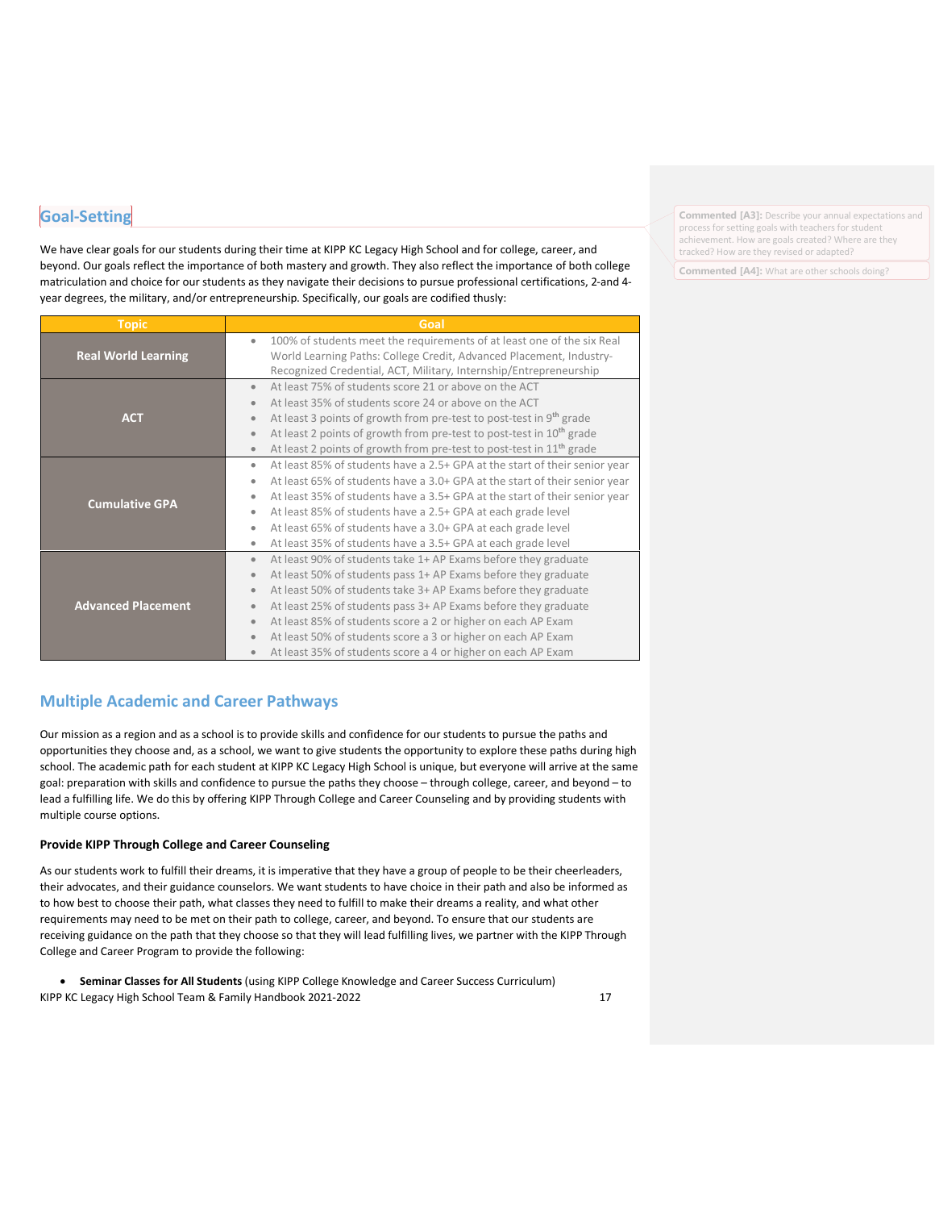## Goal-Setting

We have clear goals for our students during their time at KIPP KC Legacy High School and for college, career, and beyond. Our goals reflect the importance of both mastery and growth. They also reflect the importance of both college matriculation and choice for our students as they navigate their decisions to pursue professional certifications, 2-and 4-year degrees, the military, and/or entrepreneurship. Specifically, our goals are codified thusly:

| Topic | Goal |
|---|---|
| Real World Learning | • 100% of students meet the requirements of at least one of the six Real World Learning Paths: College Credit, Advanced Placement, Industry-Recognized Credential, ACT, Military, Internship/Entrepreneurship |
| ACT | • At least 75% of students score 21 or above on the ACT<br>• At least 35% of students score 24 or above on the ACT<br>• At least 3 points of growth from pre-test to post-test in 9th grade<br>• At least 2 points of growth from pre-test to post-test in 10th grade<br>• At least 2 points of growth from pre-test to post-test in 11th grade |
| Cumulative GPA | • At least 85% of students have a 2.5+ GPA at the start of their senior year<br>• At least 65% of students have a 3.0+ GPA at the start of their senior year<br>• At least 35% of students have a 3.5+ GPA at the start of their senior year<br>• At least 85% of students have a 2.5+ GPA at each grade level<br>• At least 65% of students have a 3.0+ GPA at each grade level<br>• At least 35% of students have a 3.5+ GPA at each grade level |
| Advanced Placement | • At least 90% of students take 1+ AP Exams before they graduate<br>• At least 50% of students pass 1+ AP Exams before they graduate<br>• At least 50% of students take 3+ AP Exams before they graduate<br>• At least 25% of students pass 3+ AP Exams before they graduate<br>• At least 85% of students score a 2 or higher on each AP Exam<br>• At least 50% of students score a 3 or higher on each AP Exam<br>• At least 35% of students score a 4 or higher on each AP Exam |

## Multiple Academic and Career Pathways

Our mission as a region and as a school is to provide skills and confidence for our students to pursue the paths and opportunities they choose and, as a school, we want to give students the opportunity to explore these paths during high school. The academic path for each student at KIPP KC Legacy High School is unique, but everyone will arrive at the same goal: preparation with skills and confidence to pursue the paths they choose – through college, career, and beyond – to lead a fulfilling life. We do this by offering KIPP Through College and Career Counseling and by providing students with multiple course options.

### Provide KIPP Through College and Career Counseling

As our students work to fulfill their dreams, it is imperative that they have a group of people to be their cheerleaders, their advocates, and their guidance counselors. We want students to have choice in their path and also be informed as to how best to choose their path, what classes they need to fulfill to make their dreams a reality, and what other requirements may need to be met on their path to college, career, and beyond. To ensure that our students are receiving guidance on the path that they choose so that they will lead fulfilling lives, we partner with the KIPP Through College and Career Program to provide the following:

- **Seminar Classes for All Students** (using KIPP College Knowledge and Career Success Curriculum)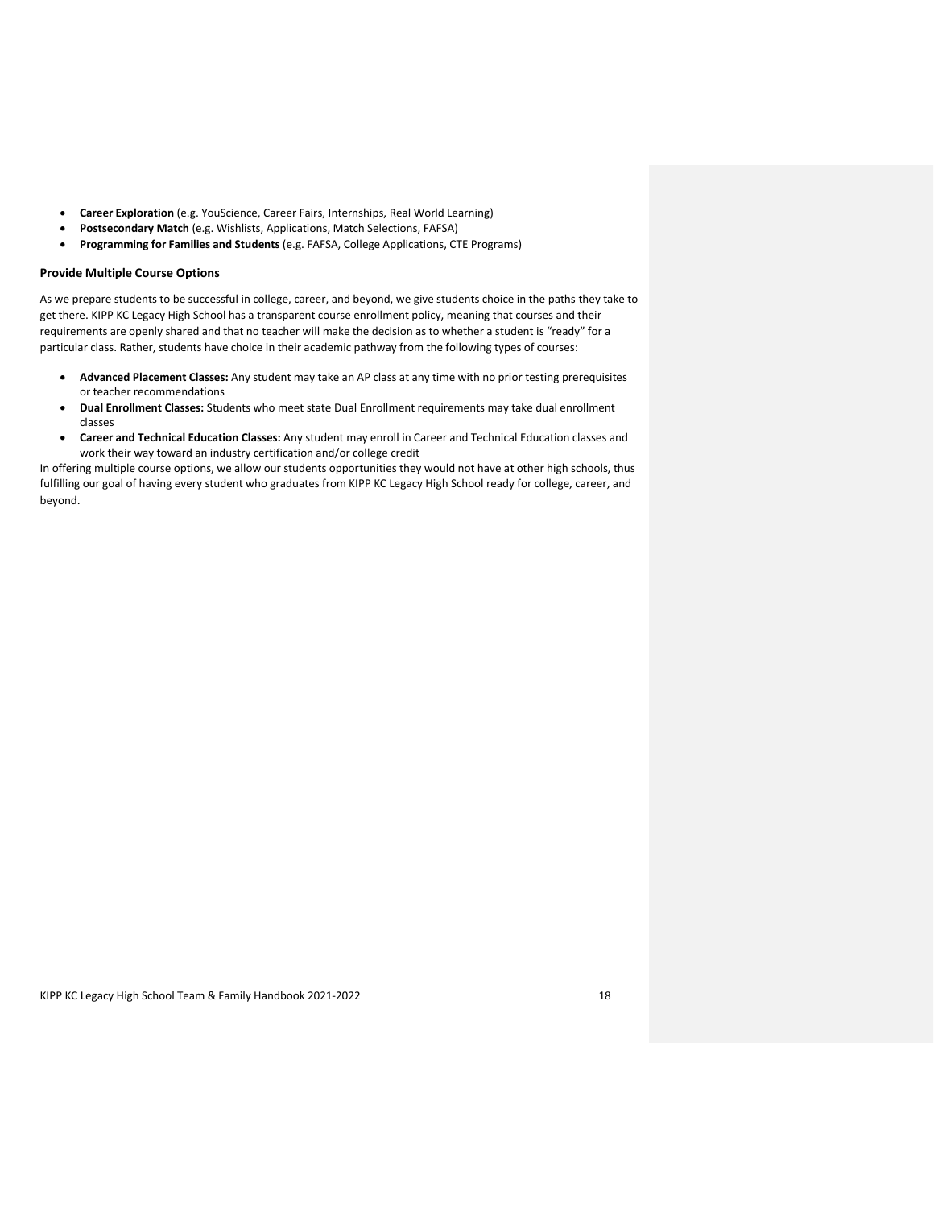- **Career Exploration** (e.g. YouScience, Career Fairs, Internships, Real World Learning)
- **Postsecondary Match** (e.g. Wishlists, Applications, Match Selections, FAFSA)
- **Programming for Families and Students** (e.g. FAFSA, College Applications, CTE Programs)

### Provide Multiple Course Options

As we prepare students to be successful in college, career, and beyond, we give students choice in the paths they take to get there. KIPP KC Legacy High School has a transparent course enrollment policy, meaning that courses and their requirements are openly shared and that no teacher will make the decision as to whether a student is "ready" for a particular class. Rather, students have choice in their academic pathway from the following types of courses:

- **Advanced Placement Classes:** Any student may take an AP class at any time with no prior testing prerequisites or teacher recommendations
- **Dual Enrollment Classes:** Students who meet state Dual Enrollment requirements may take dual enrollment classes
- **Career and Technical Education Classes:** Any student may enroll in Career and Technical Education classes and work their way toward an industry certification and/or college credit

In offering multiple course options, we allow our students opportunities they would not have at other high schools, thus fulfilling our goal of having every student who graduates from KIPP KC Legacy High School ready for college, career, and beyond.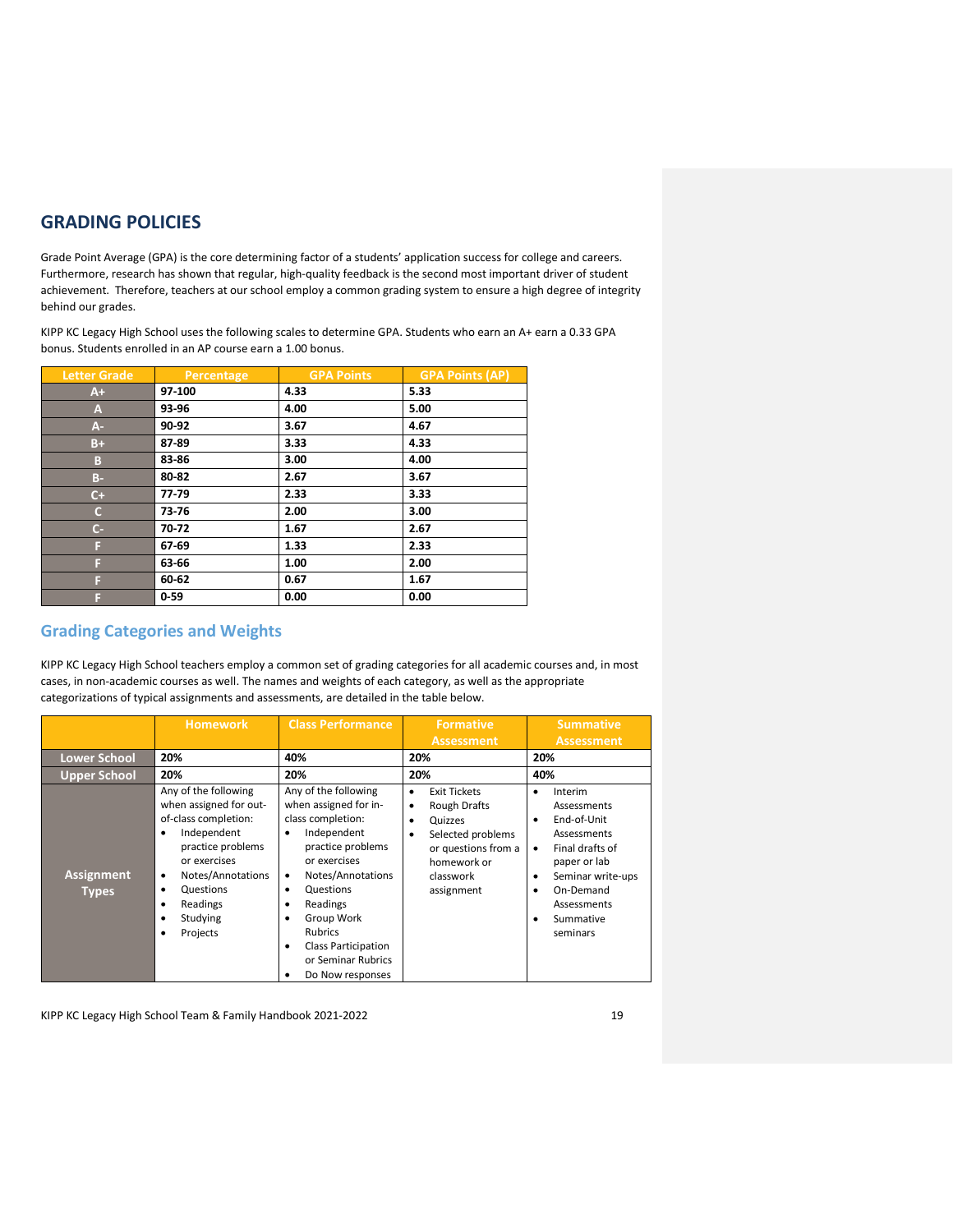# GRADING POLICIES

Grade Point Average (GPA) is the core determining factor of a students' application success for college and careers. Furthermore, research has shown that regular, high-quality feedback is the second most important driver of student achievement. Therefore, teachers at our school employ a common grading system to ensure a high degree of integrity behind our grades.

KIPP KC Legacy High School uses the following scales to determine GPA. Students who earn an A+ earn a 0.33 GPA bonus. Students enrolled in an AP course earn a 1.00 bonus.

| Letter Grade | Percentage | GPA Points | GPA Points (AP) |
|---|---|---|---|
| A+ | 97-100 | 4.33 | 5.33 |
| A | 93-96 | 4.00 | 5.00 |
| A- | 90-92 | 3.67 | 4.67 |
| B+ | 87-89 | 3.33 | 4.33 |
| B | 83-86 | 3.00 | 4.00 |
| B- | 80-82 | 2.67 | 3.67 |
| C+ | 77-79 | 2.33 | 3.33 |
| C | 73-76 | 2.00 | 3.00 |
| C- | 70-72 | 1.67 | 2.67 |
| F | 67-69 | 1.33 | 2.33 |
| F | 63-66 | 1.00 | 2.00 |
| F | 60-62 | 0.67 | 1.67 |
| F | 0-59 | 0.00 | 0.00 |

## Grading Categories and Weights

KIPP KC Legacy High School teachers employ a common set of grading categories for all academic courses and, in most cases, in non-academic courses as well. The names and weights of each category, as well as the appropriate categorizations of typical assignments and assessments, are detailed in the table below.

| | Homework | Class Performance | Formative Assessment | Summative Assessment |
|---|---|---|---|---|
| Lower School | 20% | 40% | 20% | 20% |
| Upper School | 20% | 20% | 20% | 40% |
| Assignment Types | Any of the following when assigned for out-of-class completion:<br>• Independent practice problems or exercises<br>• Notes/Annotations<br>• Questions<br>• Readings<br>• Studying<br>• Projects | Any of the following when assigned for in-class completion:<br>• Independent practice problems or exercises<br>• Notes/Annotations<br>• Questions<br>• Readings<br>• Group Work Rubrics<br>• Class Participation or Seminar Rubrics<br>• Do Now responses | • Exit Tickets<br>• Rough Drafts<br>• Quizzes<br>• Selected problems or questions from a homework or classwork assignment | • Interim Assessments<br>• End-of-Unit Assessments<br>• Final drafts of paper or lab<br>• Seminar write-ups<br>• On-Demand Assessments<br>• Summative seminars |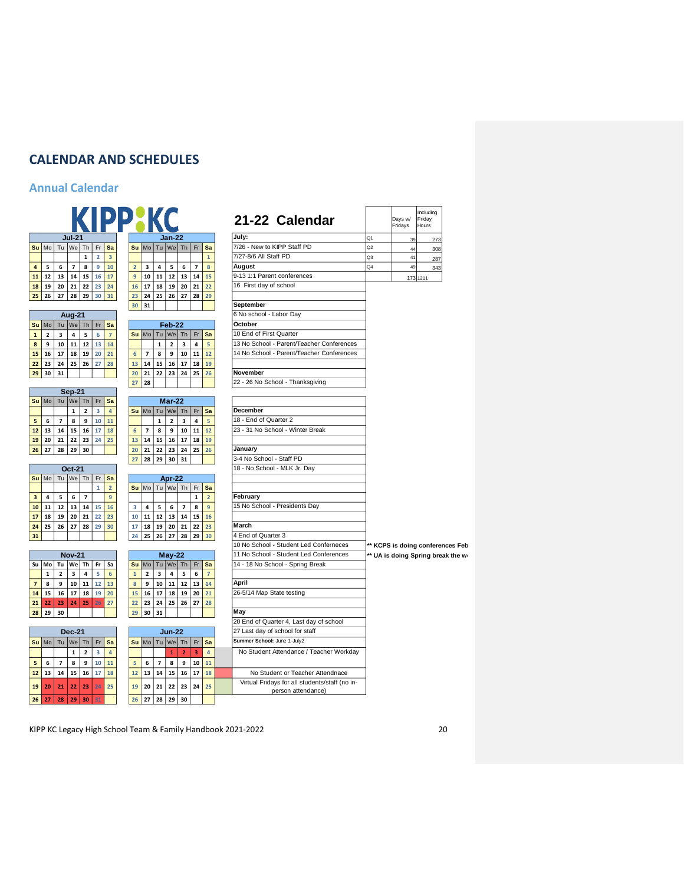# CALENDAR AND SCHEDULES

## Annual Calendar

KIPP KC

**Jul-21**

| Su | Mo | Tu | We | Th | Fr | Sa |
|---|---|---|---|---|---|---|
| | | | | 1 | 2 | 3 |
| 4 | 5 | 6 | 7 | 8 | 9 | 10 |
| 11 | 12 | 13 | 14 | 15 | 16 | 17 |
| 18 | 19 | 20 | 21 | 22 | 23 | 24 |
| 25 | 26 | 27 | 28 | 29 | 30 | 31 |

**Aug-21**

| Su | Mo | Tu | We | Th | Fr | Sa |
|---|---|---|---|---|---|---|
| 1 | 2 | 3 | 4 | 5 | 6 | 7 |
| 8 | 9 | 10 | 11 | 12 | 13 | 14 |
| 15 | 16 | 17 | 18 | 19 | 20 | 21 |
| 22 | 23 | 24 | 25 | 26 | 27 | 28 |
| 29 | 30 | 31 | | | | |

**Sep-21**

| Su | Mo | Tu | We | Th | Fr | Sa |
|---|---|---|---|---|---|---|
| | | | 1 | 2 | 3 | 4 |
| 5 | 6 | 7 | 8 | 9 | 10 | 11 |
| 12 | 13 | 14 | 15 | 16 | 17 | 18 |
| 19 | 20 | 21 | 22 | 23 | 24 | 25 |
| 26 | 27 | 28 | 29 | 30 | | |

**Oct-21**

| Su | Mo | Tu | We | Th | Fr | Sa |
|---|---|---|---|---|---|---|
| | | | | | 1 | 2 |
| 3 | 4 | 5 | 6 | 7 | | 9 |
| 10 | 11 | 12 | 13 | 14 | 15 | 16 |
| 17 | 18 | 19 | 20 | 21 | 22 | 23 |
| 24 | 25 | 26 | 27 | 28 | 29 | 30 |
| 31 | | | | | | |

**Nov-21**

| Su | Mo | Tu | We | Th | Fr | Sa |
|---|---|---|---|---|---|---|
| | 1 | 2 | 3 | 4 | 5 | 6 |
| 7 | 8 | 9 | 10 | 11 | 12 | 13 |
| 14 | 15 | 16 | 17 | 18 | 19 | 20 |
| 21 | 22 | 23 | 24 | 25 | 26 | 27 |
| 28 | 29 | 30 | | | | |

**Dec-21**

| Su | Mo | Tu | We | Th | Fr | Sa |
|---|---|---|---|---|---|---|
| | | | 1 | 2 | 3 | 4 |
| 5 | 6 | 7 | 8 | 9 | 10 | 11 |
| 12 | 13 | 14 | 15 | 16 | 17 | 18 |
| 19 | 20 | 21 | 22 | 23 | 24 | 25 |
| 26 | 27 | 28 | 29 | 30 | 31 | |

**Jan-22**

| Su | Mo | Tu | We | Th | Fr | Sa |
|---|---|---|---|---|---|---|
| | | | | | | 1 |
| 2 | 3 | 4 | 5 | 6 | 7 | 8 |
| 9 | 10 | 11 | 12 | 13 | 14 | 15 |
| 16 | 17 | 18 | 19 | 20 | 21 | 22 |
| 23 | 24 | 25 | 26 | 27 | 28 | 29 |
| 30 | 31 | | | | | |

**Feb-22**

| Su | Mo | Tu | We | Th | Fr | Sa |
|---|---|---|---|---|---|---|
| | | 1 | 2 | 3 | 4 | 5 |
| 6 | 7 | 8 | 9 | 10 | 11 | 12 |
| 13 | 14 | 15 | 16 | 17 | 18 | 19 |
| 20 | 21 | 22 | 23 | 24 | 25 | 26 |
| 27 | 28 | | | | | |

**Mar-22**

| Su | Mo | Tu | We | Th | Fr | Sa |
|---|---|---|---|---|---|---|
| | | 1 | 2 | 3 | 4 | 5 |
| 6 | 7 | 8 | 9 | 10 | 11 | 12 |
| 13 | 14 | 15 | 16 | 17 | 18 | 19 |
| 20 | 21 | 22 | 23 | 24 | 25 | 26 |
| 27 | 28 | 29 | 30 | 31 | | |

**Apr-22**

| Su | Mo | Tu | We | Th | Fr | Sa |
|---|---|---|---|---|---|---|
| | | | | | 1 | 2 |
| 3 | 4 | 5 | 6 | 7 | 8 | 9 |
| 10 | 11 | 12 | 13 | 14 | 15 | 16 |
| 17 | 18 | 19 | 20 | 21 | 22 | 23 |
| 24 | 25 | 26 | 27 | 28 | 29 | 30 |

**May-22**

| Su | Mo | Tu | We | Th | Fr | Sa |
|---|---|---|---|---|---|---|
| 1 | 2 | 3 | 4 | 5 | 6 | 7 |
| 8 | 9 | 10 | 11 | 12 | 13 | 14 |
| 15 | 16 | 17 | 18 | 19 | 20 | 21 |
| 22 | 23 | 24 | 25 | 26 | 27 | 28 |
| 29 | 30 | 31 | | | | |

**Jun-22**

| Su | Mo | Tu | We | Th | Fr | Sa |
|---|---|---|---|---|---|---|
| | | | 1 | 2 | 3 | 4 |
| 5 | 6 | 7 | 8 | 9 | 10 | 11 |
| 12 | 13 | 14 | 15 | 16 | 17 | 18 |
| 19 | 20 | 21 | 22 | 23 | 24 | 25 |
| 26 | 27 | 28 | 29 | 30 | | |

## 21-22 Calendar

| | Days w/ Fridays | Including Friday Hours |
|---|---|---|
| Q1 | 39 | 273 |
| Q2 | 44 | 308 |
| Q3 | 41 | 287 |
| Q4 | 49 | 343 |
| | 173 | 1211 |

**July:**
- 7/26 - New to KIPP Staff PD
- 7/27-8/6 All Staff PD

**August**
- 9-13 1:1 Parent conferences
- 16 First day of school

**September**
- 6 No school - Labor Day

**October**
- 10 End of First Quarter
- 13 No School - Parent/Teacher Conferences
- 14 No School - Parent/Teacher Conferences

**November**
- 22 - 26 No School - Thanksgiving

**December**
- 18 - End of Quarter 2
- 23 - 31 No School - Winter Break

**January**
- 3-4 No School - Staff PD
- 18 - No School - MLK Jr. Day

**February**
- 15 No School - Presidents Day

**March**
- 4 End of Quarter 3
- 10 No School - Student Led Conferneces
- 11 No School - Student Led Conferences
- 14 - 18 No School - Spring Break

** KCPS is doing conferences Feb
** UA is doing Spring break the w

**April**
- 26-5/14 Map State testing

**May**
- 20 End of Quarter 4, Last day of school
- 27 Last day of school for staff

**Summer School:** June 1-July2

Legend:
- No Student Attendance / Teacher Workday
- No Student or Teacher Attendnace
- Virtual Fridays for all students/staff (no in-person attendance)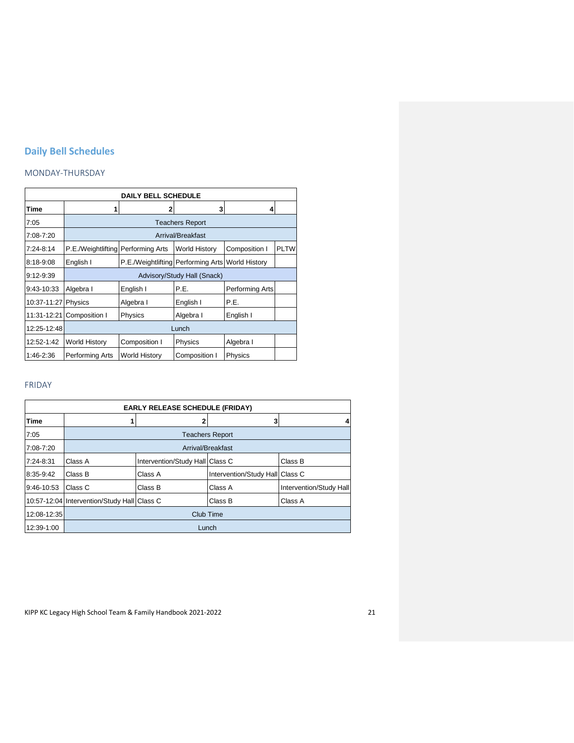## Daily Bell Schedules

### MONDAY-THURSDAY

| DAILY BELL SCHEDULE | | | | | |
|---|---|---|---|---|---|
| Time | 1 | 2 | 3 | 4 | |
| 7:05 | Teachers Report | | | | |
| 7:08-7:20 | Arrival/Breakfast | | | | |
| 7:24-8:14 | P.E./Weightlifting | Performing Arts | World History | Composition I | PLTW |
| 8:18-9:08 | English I | P.E./Weightlifting | Performing Arts | World History | |
| 9:12-9:39 | Advisory/Study Hall (Snack) | | | | |
| 9:43-10:33 | Algebra I | English I | P.E. | Performing Arts | |
| 10:37-11:27 | Physics | Algebra I | English I | P.E. | |
| 11:31-12:21 | Composition I | Physics | Algebra I | English I | |
| 12:25-12:48 | Lunch | | | | |
| 12:52-1:42 | World History | Composition I | Physics | Algebra I | |
| 1:46-2:36 | Performing Arts | World History | Composition I | Physics | |

### FRIDAY

| EARLY RELEASE SCHEDULE (FRIDAY) | | | | |
|---|---|---|---|---|
| Time | 1 | 2 | 3 | 4 |
| 7:05 | Teachers Report | | | |
| 7:08-7:20 | Arrival/Breakfast | | | |
| 7:24-8:31 | Class A | Intervention/Study Hall | Class C | Class B |
| 8:35-9:42 | Class B | Class A | Intervention/Study Hall | Class C |
| 9:46-10:53 | Class C | Class B | Class A | Intervention/Study Hall |
| 10:57-12:04 | Intervention/Study Hall | Class C | Class B | Class A |
| 12:08-12:35 | Club Time | | | |
| 12:39-1:00 | Lunch | | | |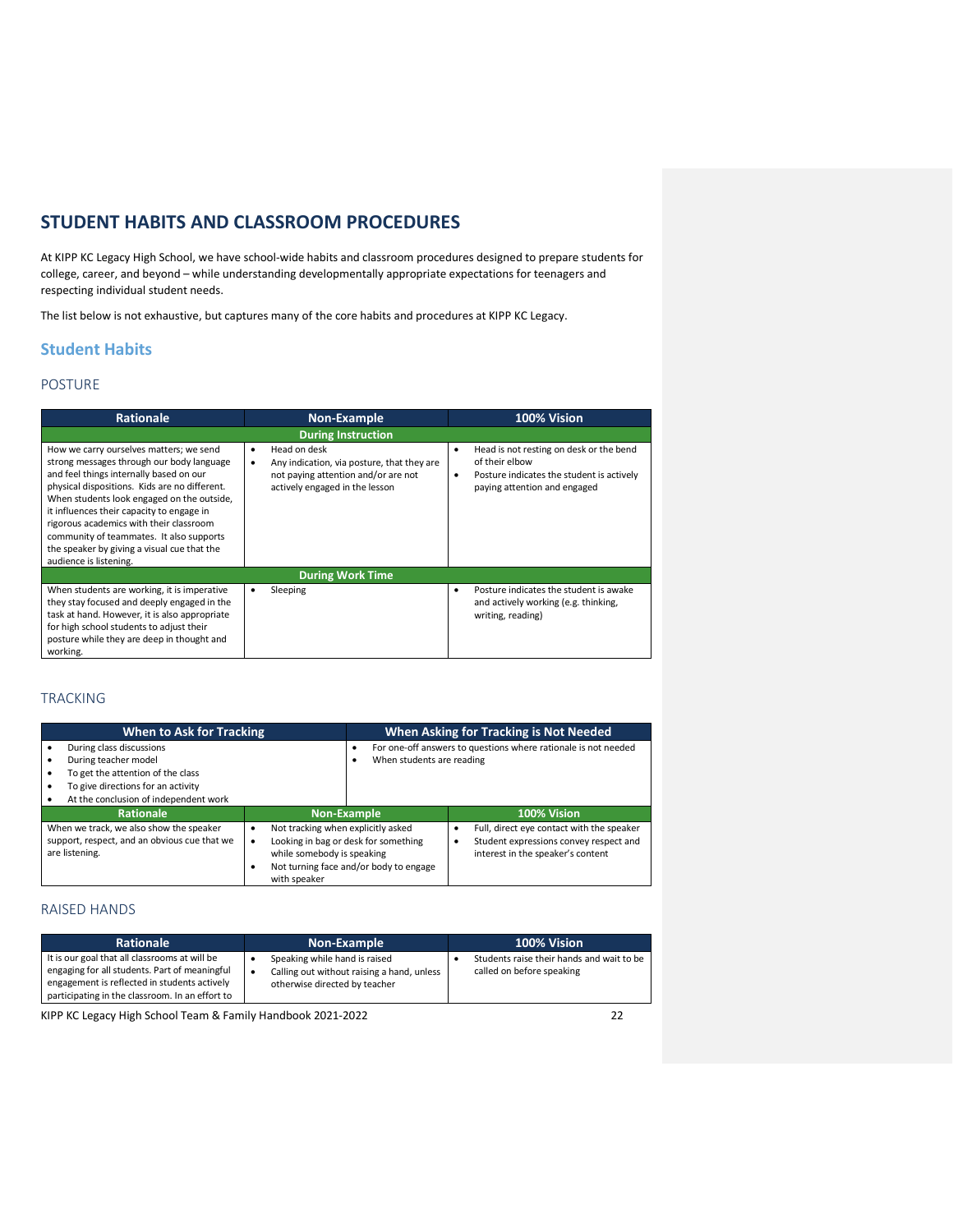# STUDENT HABITS AND CLASSROOM PROCEDURES

At KIPP KC Legacy High School, we have school-wide habits and classroom procedures designed to prepare students for college, career, and beyond – while understanding developmentally appropriate expectations for teenagers and respecting individual student needs.

The list below is not exhaustive, but captures many of the core habits and procedures at KIPP KC Legacy.

## Student Habits

### POSTURE

| Rationale | Non-Example | 100% Vision |
|---|---|---|
| **During Instruction** | | |
| How we carry ourselves matters; we send strong messages through our body language and feel things internally based on our physical dispositions. Kids are no different. When students look engaged on the outside, it influences their capacity to engage in rigorous academics with their classroom community of teammates. It also supports the speaker by giving a visual cue that the audience is listening. | • Head on desk<br>• Any indication, via posture, that they are not paying attention and/or are not actively engaged in the lesson | • Head is not resting on desk or the bend of their elbow<br>• Posture indicates the student is actively paying attention and engaged |
| **During Work Time** | | |
| When students are working, it is imperative they stay focused and deeply engaged in the task at hand. However, it is also appropriate for high school students to adjust their posture while they are deep in thought and working. | • Sleeping | • Posture indicates the student is awake and actively working (e.g. thinking, writing, reading) |

### TRACKING

| When to Ask for Tracking | When Asking for Tracking is Not Needed |
|---|---|
| • During class discussions<br>• During teacher model<br>• To get the attention of the class<br>• To give directions for an activity<br>• At the conclusion of independent work | • For one-off answers to questions where rationale is not needed<br>• When students are reading |

| Rationale | Non-Example | 100% Vision |
|---|---|---|
| When we track, we also show the speaker support, respect, and an obvious cue that we are listening. | • Not tracking when explicitly asked<br>• Looking in bag or desk for something while somebody is speaking<br>• Not turning face and/or body to engage with speaker | • Full, direct eye contact with the speaker<br>• Student expressions convey respect and interest in the speaker's content |

### RAISED HANDS

| Rationale | Non-Example | 100% Vision |
|---|---|---|
| It is our goal that all classrooms at will be engaging for all students. Part of meaningful engagement is reflected in students actively participating in the classroom. In an effort to | • Speaking while hand is raised<br>• Calling out without raising a hand, unless otherwise directed by teacher | • Students raise their hands and wait to be called on before speaking |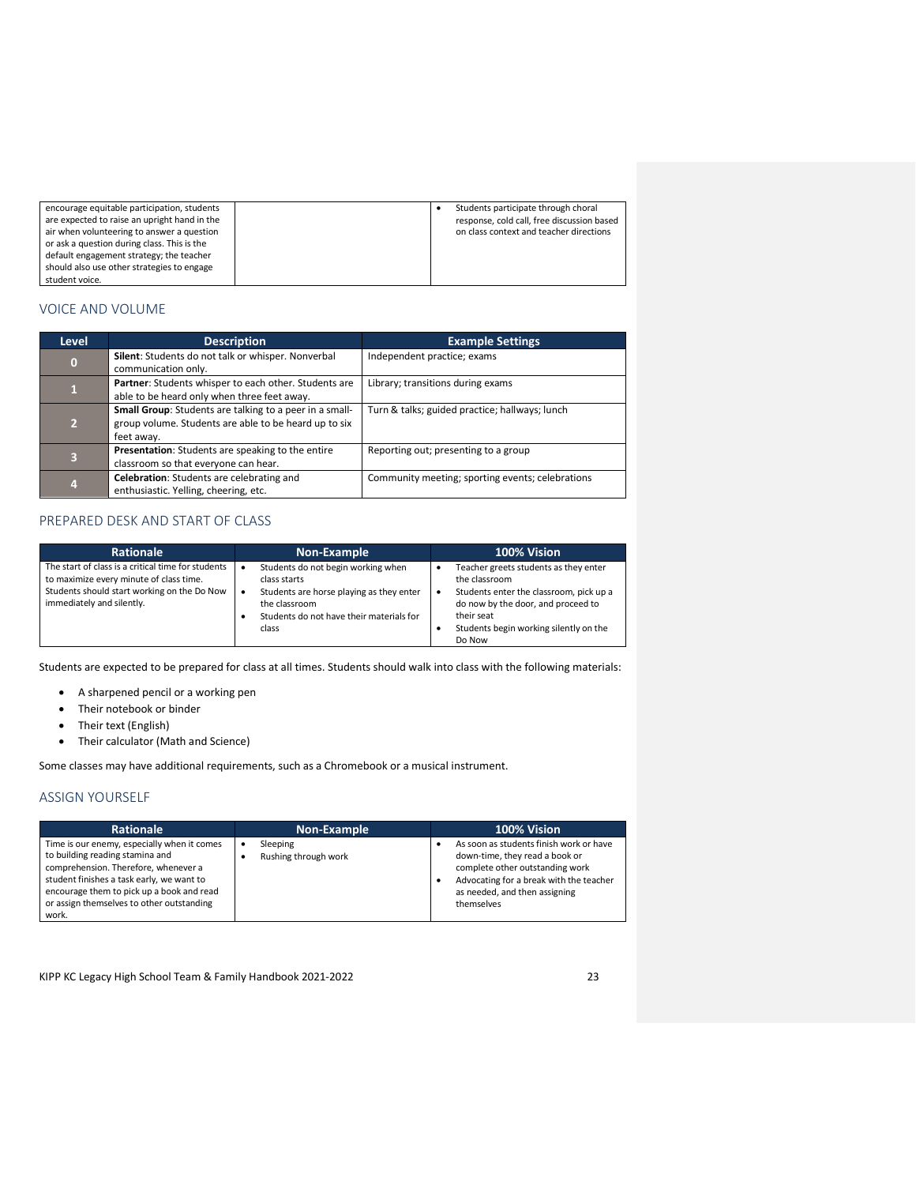| | | |
|---|---|---|
| encourage equitable participation, students are expected to raise an upright hand in the air when volunteering to answer a question or ask a question during class. This is the default engagement strategy; the teacher should also use other strategies to engage student voice. | | • Students participate through choral response, cold call, free discussion based on class context and teacher directions |

## VOICE AND VOLUME

| Level | Description | Example Settings |
|---|---|---|
| 0 | **Silent**: Students do not talk or whisper. Nonverbal communication only. | Independent practice; exams |
| 1 | **Partner**: Students whisper to each other. Students are able to be heard only when three feet away. | Library; transitions during exams |
| 2 | **Small Group**: Students are talking to a peer in a small-group volume. Students are able to be heard up to six feet away. | Turn & talks; guided practice; hallways; lunch |
| 3 | **Presentation**: Students are speaking to the entire classroom so that everyone can hear. | Reporting out; presenting to a group |
| 4 | **Celebration**: Students are celebrating and enthusiastic. Yelling, cheering, etc. | Community meeting; sporting events; celebrations |

## PREPARED DESK AND START OF CLASS

| Rationale | Non-Example | 100% Vision |
|---|---|---|
| The start of class is a critical time for students to maximize every minute of class time. Students should start working on the Do Now immediately and silently. | • Students do not begin working when class starts<br>• Students are horse playing as they enter the classroom<br>• Students do not have their materials for class | • Teacher greets students as they enter the classroom<br>• Students enter the classroom, pick up a do now by the door, and proceed to their seat<br>• Students begin working silently on the Do Now |

Students are expected to be prepared for class at all times. Students should walk into class with the following materials:

- A sharpened pencil or a working pen
- Their notebook or binder
- Their text (English)
- Their calculator (Math and Science)

Some classes may have additional requirements, such as a Chromebook or a musical instrument.

## ASSIGN YOURSELF

| Rationale | Non-Example | 100% Vision |
|---|---|---|
| Time is our enemy, especially when it comes to building reading stamina and comprehension. Therefore, whenever a student finishes a task early, we want to encourage them to pick up a book and read or assign themselves to other outstanding work. | • Sleeping<br>• Rushing through work | • As soon as students finish work or have down-time, they read a book or complete other outstanding work<br>• Advocating for a break with the teacher as needed, and then assigning themselves |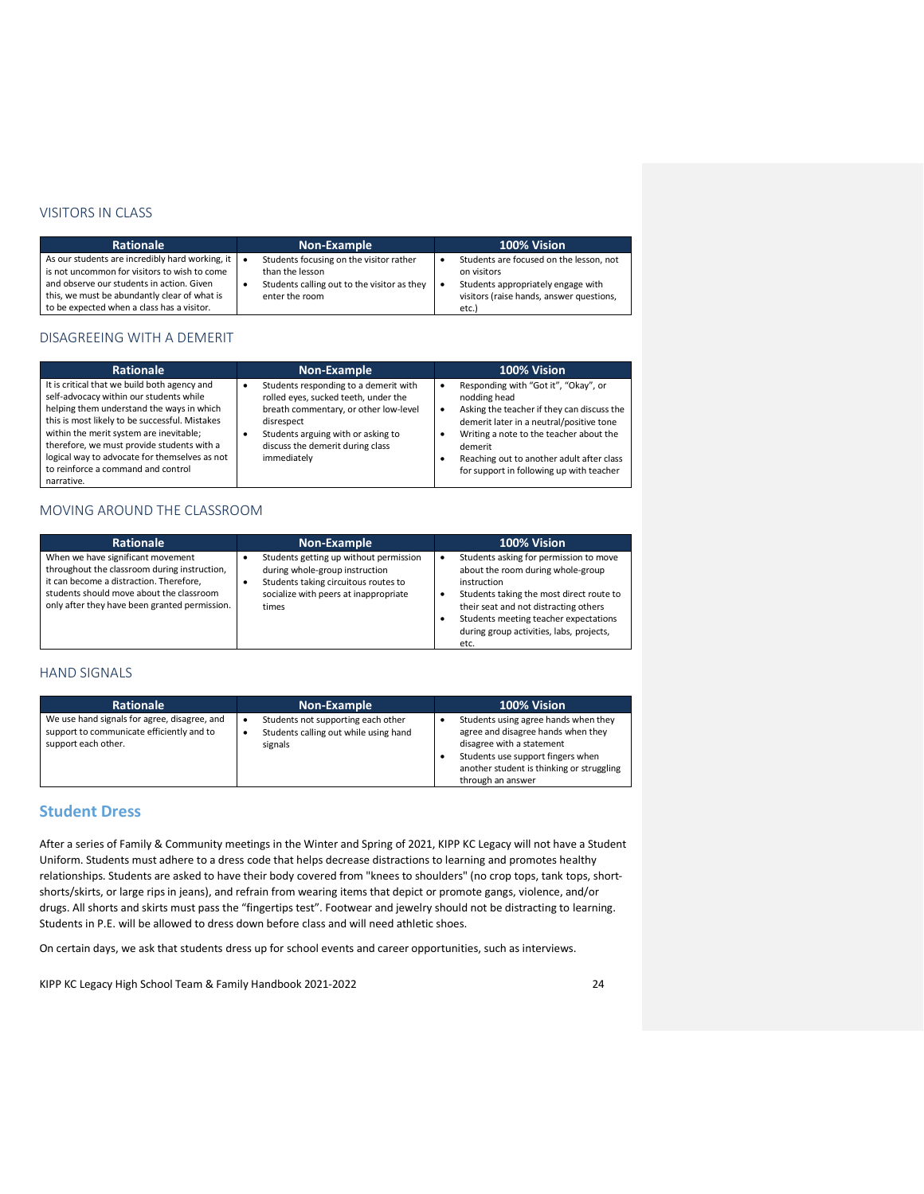### VISITORS IN CLASS

| Rationale | Non-Example | 100% Vision |
|---|---|---|
| As our students are incredibly hard working, it is not uncommon for visitors to wish to come and observe our students in action. Given this, we must be abundantly clear of what is to be expected when a class has a visitor. | • Students focusing on the visitor rather than the lesson<br>• Students calling out to the visitor as they enter the room | • Students are focused on the lesson, not on visitors<br>• Students appropriately engage with visitors (raise hands, answer questions, etc.) |

### DISAGREEING WITH A DEMERIT

| Rationale | Non-Example | 100% Vision |
|---|---|---|
| It is critical that we build both agency and self-advocacy within our students while helping them understand the ways in which this is most likely to be successful. Mistakes within the merit system are inevitable; therefore, we must provide students with a logical way to advocate for themselves as not to reinforce a command and control narrative. | • Students responding to a demerit with rolled eyes, sucked teeth, under the breath commentary, or other low-level disrespect<br>• Students arguing with or asking to discuss the demerit during class immediately | • Responding with "Got it", "Okay", or nodding head<br>• Asking the teacher if they can discuss the demerit later in a neutral/positive tone<br>• Writing a note to the teacher about the demerit<br>• Reaching out to another adult after class for support in following up with teacher |

### MOVING AROUND THE CLASSROOM

| Rationale | Non-Example | 100% Vision |
|---|---|---|
| When we have significant movement throughout the classroom during instruction, it can become a distraction. Therefore, students should move about the classroom only after they have been granted permission. | • Students getting up without permission during whole-group instruction<br>• Students taking circuitous routes to socialize with peers at inappropriate times | • Students asking for permission to move about the room during whole-group instruction<br>• Students taking the most direct route to their seat and not distracting others<br>• Students meeting teacher expectations during group activities, labs, projects, etc. |

### HAND SIGNALS

| Rationale | Non-Example | 100% Vision |
|---|---|---|
| We use hand signals for agree, disagree, and support to communicate efficiently and to support each other. | • Students not supporting each other<br>• Students calling out while using hand signals | • Students using agree hands when they agree and disagree hands when they disagree with a statement<br>• Students use support fingers when another student is thinking or struggling through an answer |

## Student Dress

After a series of Family & Community meetings in the Winter and Spring of 2021, KIPP KC Legacy will not have a Student Uniform. Students must adhere to a dress code that helps decrease distractions to learning and promotes healthy relationships. Students are asked to have their body covered from "knees to shoulders" (no crop tops, tank tops, short-shorts/skirts, or large rips in jeans), and refrain from wearing items that depict or promote gangs, violence, and/or drugs. All shorts and skirts must pass the "fingertips test". Footwear and jewelry should not be distracting to learning. Students in P.E. will be allowed to dress down before class and will need athletic shoes.

On certain days, we ask that students dress up for school events and career opportunities, such as interviews.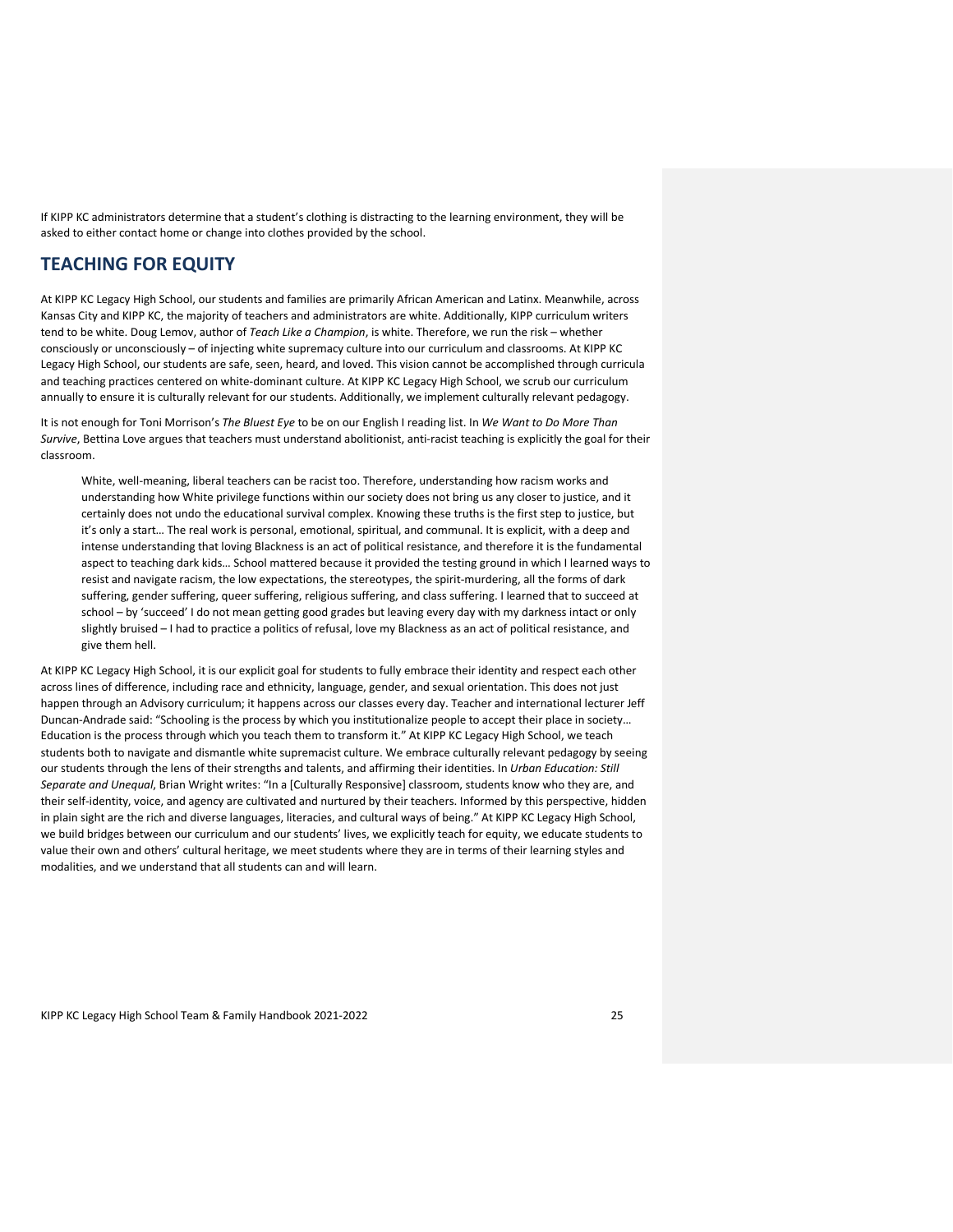If KIPP KC administrators determine that a student's clothing is distracting to the learning environment, they will be asked to either contact home or change into clothes provided by the school.

## TEACHING FOR EQUITY

At KIPP KC Legacy High School, our students and families are primarily African American and Latinx. Meanwhile, across Kansas City and KIPP KC, the majority of teachers and administrators are white. Additionally, KIPP curriculum writers tend to be white. Doug Lemov, author of *Teach Like a Champion*, is white. Therefore, we run the risk – whether consciously or unconsciously – of injecting white supremacy culture into our curriculum and classrooms. At KIPP KC Legacy High School, our students are safe, seen, heard, and loved. This vision cannot be accomplished through curricula and teaching practices centered on white-dominant culture. At KIPP KC Legacy High School, we scrub our curriculum annually to ensure it is culturally relevant for our students. Additionally, we implement culturally relevant pedagogy.

It is not enough for Toni Morrison's *The Bluest Eye* to be on our English I reading list. In *We Want to Do More Than Survive*, Bettina Love argues that teachers must understand abolitionist, anti-racist teaching is explicitly the goal for their classroom.

> White, well-meaning, liberal teachers can be racist too. Therefore, understanding how racism works and understanding how White privilege functions within our society does not bring us any closer to justice, and it certainly does not undo the educational survival complex. Knowing these truths is the first step to justice, but it's only a start… The real work is personal, emotional, spiritual, and communal. It is explicit, with a deep and intense understanding that loving Blackness is an act of political resistance, and therefore it is the fundamental aspect to teaching dark kids… School mattered because it provided the testing ground in which I learned ways to resist and navigate racism, the low expectations, the stereotypes, the spirit-murdering, all the forms of dark suffering, gender suffering, queer suffering, religious suffering, and class suffering. I learned that to succeed at school – by 'succeed' I do not mean getting good grades but leaving every day with my darkness intact or only slightly bruised – I had to practice a politics of refusal, love my Blackness as an act of political resistance, and give them hell.

At KIPP KC Legacy High School, it is our explicit goal for students to fully embrace their identity and respect each other across lines of difference, including race and ethnicity, language, gender, and sexual orientation. This does not just happen through an Advisory curriculum; it happens across our classes every day. Teacher and international lecturer Jeff Duncan-Andrade said: "Schooling is the process by which you institutionalize people to accept their place in society… Education is the process through which you teach them to transform it." At KIPP KC Legacy High School, we teach students both to navigate and dismantle white supremacist culture. We embrace culturally relevant pedagogy by seeing our students through the lens of their strengths and talents, and affirming their identities. In *Urban Education: Still Separate and Unequal*, Brian Wright writes: "In a [Culturally Responsive] classroom, students know who they are, and their self-identity, voice, and agency are cultivated and nurtured by their teachers. Informed by this perspective, hidden in plain sight are the rich and diverse languages, literacies, and cultural ways of being." At KIPP KC Legacy High School, we build bridges between our curriculum and our students' lives, we explicitly teach for equity, we educate students to value their own and others' cultural heritage, we meet students where they are in terms of their learning styles and modalities, and we understand that all students can and will learn.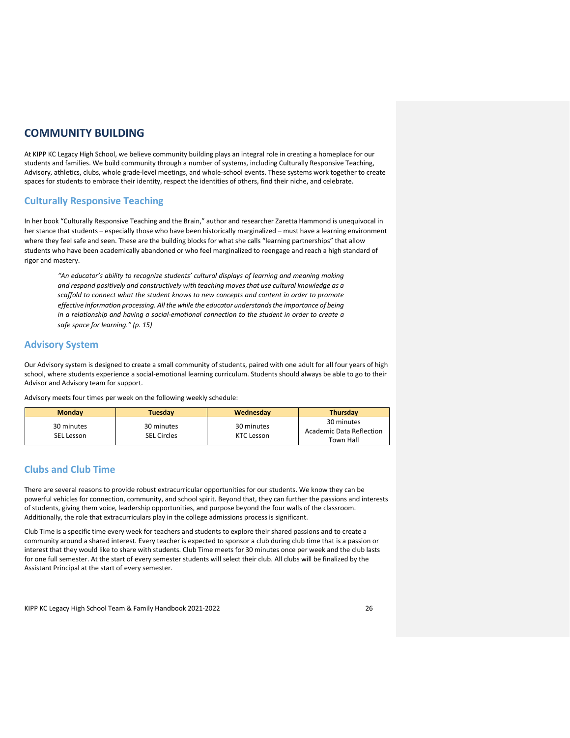# COMMUNITY BUILDING

At KIPP KC Legacy High School, we believe community building plays an integral role in creating a homeplace for our students and families. We build community through a number of systems, including Culturally Responsive Teaching, Advisory, athletics, clubs, whole grade-level meetings, and whole-school events. These systems work together to create spaces for students to embrace their identity, respect the identities of others, find their niche, and celebrate.

## Culturally Responsive Teaching

In her book "Culturally Responsive Teaching and the Brain," author and researcher Zaretta Hammond is unequivocal in her stance that students – especially those who have been historically marginalized – must have a learning environment where they feel safe and seen. These are the building blocks for what she calls "learning partnerships" that allow students who have been academically abandoned or who feel marginalized to reengage and reach a high standard of rigor and mastery.

> *"An educator's ability to recognize students' cultural displays of learning and meaning making and respond positively and constructively with teaching moves that use cultural knowledge as a scaffold to connect what the student knows to new concepts and content in order to promote effective information processing. All the while the educator understands the importance of being in a relationship and having a social-emotional connection to the student in order to create a safe space for learning." (p. 15)*

## Advisory System

Our Advisory system is designed to create a small community of students, paired with one adult for all four years of high school, where students experience a social-emotional learning curriculum. Students should always be able to go to their Advisor and Advisory team for support.

Advisory meets four times per week on the following weekly schedule:

| Monday | Tuesday | Wednesday | Thursday |
|---|---|---|---|
| 30 minutes<br>SEL Lesson | 30 minutes<br>SEL Circles | 30 minutes<br>KTC Lesson | 30 minutes<br>Academic Data Reflection<br>Town Hall |

## Clubs and Club Time

There are several reasons to provide robust extracurricular opportunities for our students. We know they can be powerful vehicles for connection, community, and school spirit. Beyond that, they can further the passions and interests of students, giving them voice, leadership opportunities, and purpose beyond the four walls of the classroom. Additionally, the role that extracurriculars play in the college admissions process is significant.

Club Time is a specific time every week for teachers and students to explore their shared passions and to create a community around a shared interest. Every teacher is expected to sponsor a club during club time that is a passion or interest that they would like to share with students. Club Time meets for 30 minutes once per week and the club lasts for one full semester. At the start of every semester students will select their club. All clubs will be finalized by the Assistant Principal at the start of every semester.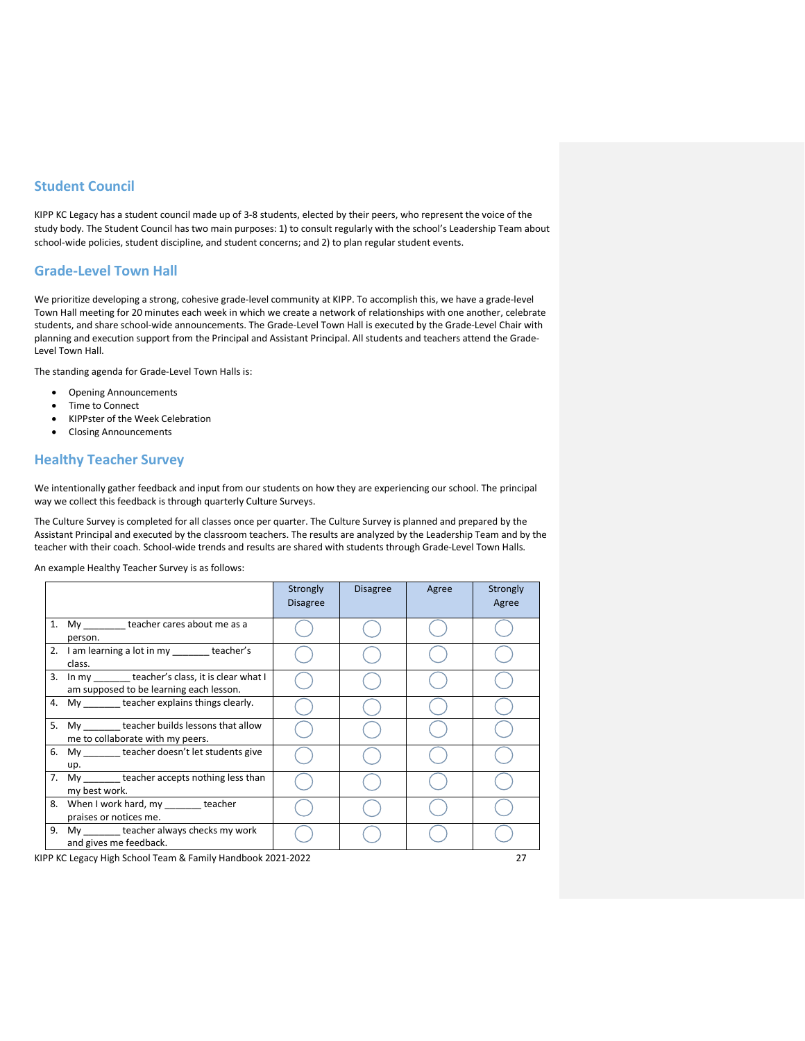## Student Council

KIPP KC Legacy has a student council made up of 3-8 students, elected by their peers, who represent the voice of the study body. The Student Council has two main purposes: 1) to consult regularly with the school's Leadership Team about school-wide policies, student discipline, and student concerns; and 2) to plan regular student events.

## Grade-Level Town Hall

We prioritize developing a strong, cohesive grade-level community at KIPP. To accomplish this, we have a grade-level Town Hall meeting for 20 minutes each week in which we create a network of relationships with one another, celebrate students, and share school-wide announcements. The Grade-Level Town Hall is executed by the Grade-Level Chair with planning and execution support from the Principal and Assistant Principal. All students and teachers attend the Grade-Level Town Hall.

The standing agenda for Grade-Level Town Halls is:

- Opening Announcements
- Time to Connect
- KIPPster of the Week Celebration
- Closing Announcements

## Healthy Teacher Survey

We intentionally gather feedback and input from our students on how they are experiencing our school. The principal way we collect this feedback is through quarterly Culture Surveys.

The Culture Survey is completed for all classes once per quarter. The Culture Survey is planned and prepared by the Assistant Principal and executed by the classroom teachers. The results are analyzed by the Leadership Team and by the teacher with their coach. School-wide trends and results are shared with students through Grade-Level Town Halls.

An example Healthy Teacher Survey is as follows:

| | Strongly Disagree | Disagree | Agree | Strongly Agree |
|---|---|---|---|---|
| 1. My ________ teacher cares about me as a person. | ◯ | ◯ | ◯ | ◯ |
| 2. I am learning a lot in my _______ teacher's class. | ◯ | ◯ | ◯ | ◯ |
| 3. In my _______ teacher's class, it is clear what I am supposed to be learning each lesson. | ◯ | ◯ | ◯ | ◯ |
| 4. My _______ teacher explains things clearly. | ◯ | ◯ | ◯ | ◯ |
| 5. My _______ teacher builds lessons that allow me to collaborate with my peers. | ◯ | ◯ | ◯ | ◯ |
| 6. My _______ teacher doesn't let students give up. | ◯ | ◯ | ◯ | ◯ |
| 7. My _______ teacher accepts nothing less than my best work. | ◯ | ◯ | ◯ | ◯ |
| 8. When I work hard, my _______ teacher praises or notices me. | ◯ | ◯ | ◯ | ◯ |
| 9. My _______ teacher always checks my work and gives me feedback. | ◯ | ◯ | ◯ | ◯ |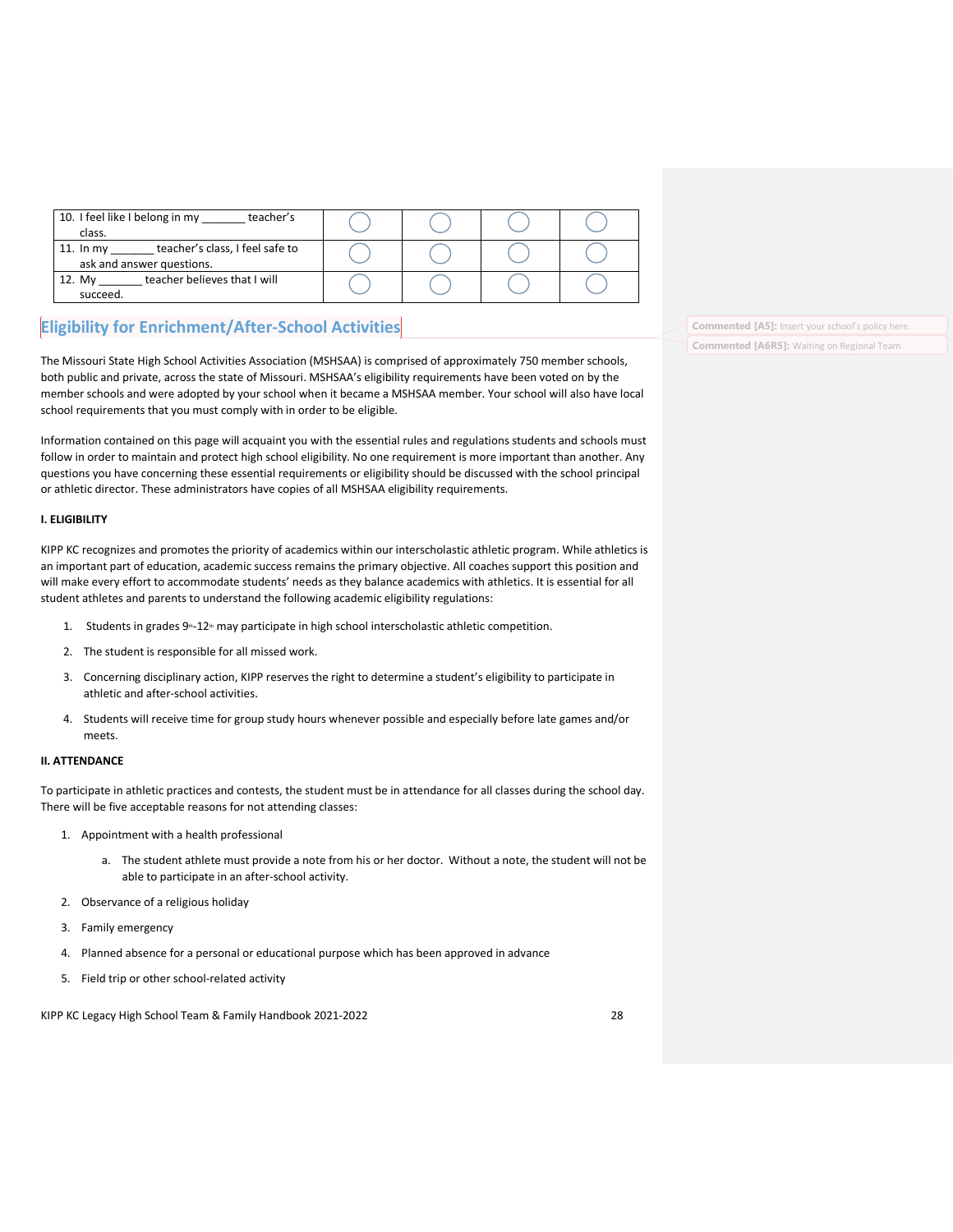| | | | | |
|---|---|---|---|---|
| 10. I feel like I belong in my _______ teacher's class. | ◯ | ◯ | ◯ | ◯ |
| 11. In my _______ teacher's class, I feel safe to ask and answer questions. | ◯ | ◯ | ◯ | ◯ |
| 12. My _______ teacher believes that I will succeed. | ◯ | ◯ | ◯ | ◯ |

## Eligibility for Enrichment/After-School Activities

The Missouri State High School Activities Association (MSHSAA) is comprised of approximately 750 member schools, both public and private, across the state of Missouri. MSHSAA's eligibility requirements have been voted on by the member schools and were adopted by your school when it became a MSHSAA member. Your school will also have local school requirements that you must comply with in order to be eligible.

Information contained on this page will acquaint you with the essential rules and regulations students and schools must follow in order to maintain and protect high school eligibility. No one requirement is more important than another. Any questions you have concerning these essential requirements or eligibility should be discussed with the school principal or athletic director. These administrators have copies of all MSHSAA eligibility requirements.

**I. ELIGIBILITY**

KIPP KC recognizes and promotes the priority of academics within our interscholastic athletic program. While athletics is an important part of education, academic success remains the primary objective. All coaches support this position and will make every effort to accommodate students' needs as they balance academics with athletics. It is essential for all student athletes and parents to understand the following academic eligibility regulations:

1. Students in grades 9th-12th may participate in high school interscholastic athletic competition.
2. The student is responsible for all missed work.
3. Concerning disciplinary action, KIPP reserves the right to determine a student's eligibility to participate in athletic and after-school activities.
4. Students will receive time for group study hours whenever possible and especially before late games and/or meets.

**II. ATTENDANCE**

To participate in athletic practices and contests, the student must be in attendance for all classes during the school day. There will be five acceptable reasons for not attending classes:

1. Appointment with a health professional
   a. The student athlete must provide a note from his or her doctor. Without a note, the student will not be able to participate in an after-school activity.
2. Observance of a religious holiday
3. Family emergency
4. Planned absence for a personal or educational purpose which has been approved in advance
5. Field trip or other school-related activity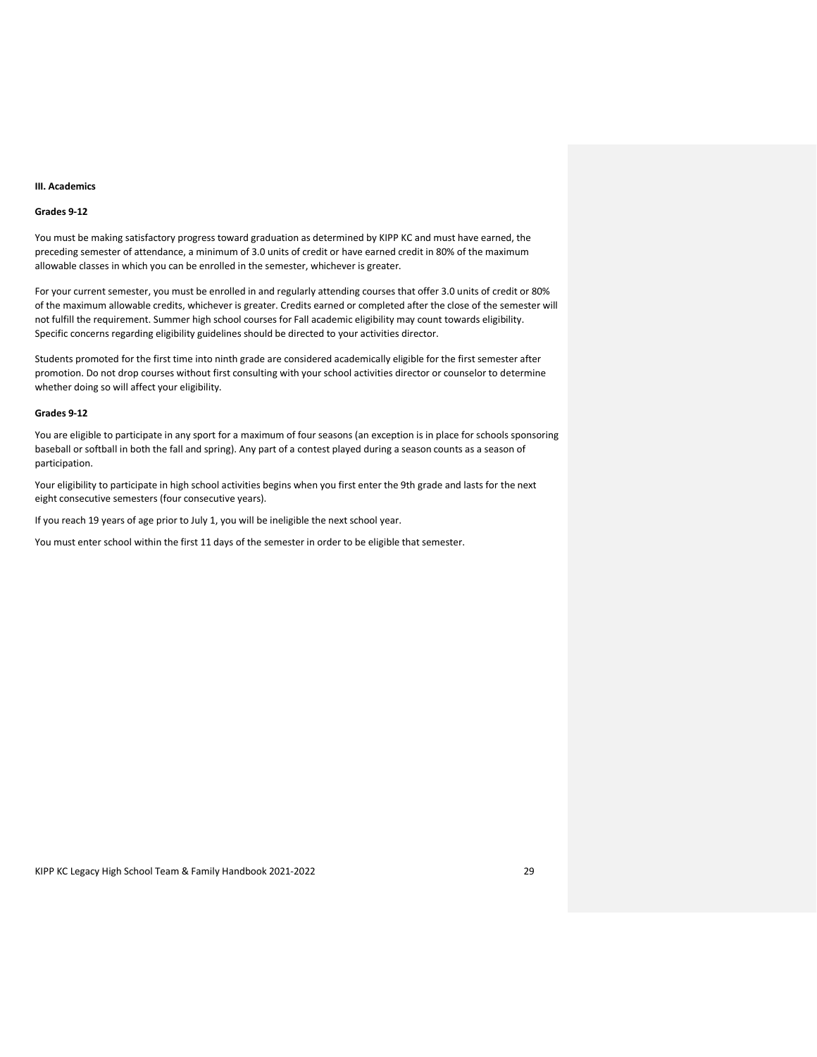**III. Academics**

**Grades 9-12**

You must be making satisfactory progress toward graduation as determined by KIPP KC and must have earned, the preceding semester of attendance, a minimum of 3.0 units of credit or have earned credit in 80% of the maximum allowable classes in which you can be enrolled in the semester, whichever is greater.

For your current semester, you must be enrolled in and regularly attending courses that offer 3.0 units of credit or 80% of the maximum allowable credits, whichever is greater. Credits earned or completed after the close of the semester will not fulfill the requirement. Summer high school courses for Fall academic eligibility may count towards eligibility. Specific concerns regarding eligibility guidelines should be directed to your activities director.

Students promoted for the first time into ninth grade are considered academically eligible for the first semester after promotion. Do not drop courses without first consulting with your school activities director or counselor to determine whether doing so will affect your eligibility.

**Grades 9-12**

You are eligible to participate in any sport for a maximum of four seasons (an exception is in place for schools sponsoring baseball or softball in both the fall and spring). Any part of a contest played during a season counts as a season of participation.

Your eligibility to participate in high school activities begins when you first enter the 9th grade and lasts for the next eight consecutive semesters (four consecutive years).

If you reach 19 years of age prior to July 1, you will be ineligible the next school year.

You must enter school within the first 11 days of the semester in order to be eligible that semester.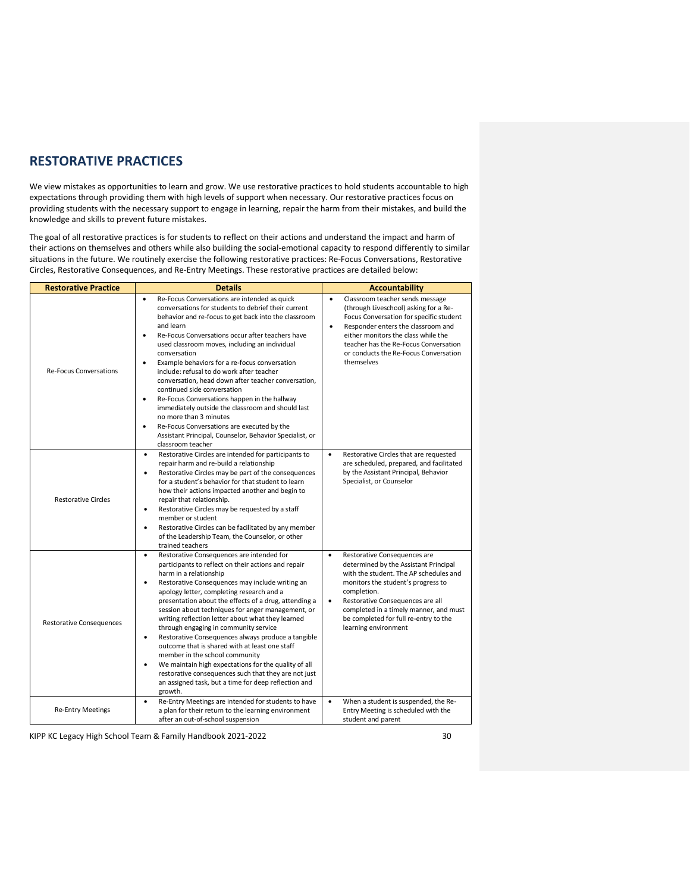## RESTORATIVE PRACTICES

We view mistakes as opportunities to learn and grow. We use restorative practices to hold students accountable to high expectations through providing them with high levels of support when necessary. Our restorative practices focus on providing students with the necessary support to engage in learning, repair the harm from their mistakes, and build the knowledge and skills to prevent future mistakes.

The goal of all restorative practices is for students to reflect on their actions and understand the impact and harm of their actions on themselves and others while also building the social-emotional capacity to respond differently to similar situations in the future. We routinely exercise the following restorative practices: Re-Focus Conversations, Restorative Circles, Restorative Consequences, and Re-Entry Meetings. These restorative practices are detailed below:

| Restorative Practice | Details | Accountability |
|---|---|---|
| Re-Focus Conversations | • Re-Focus Conversations are intended as quick conversations for students to debrief their current behavior and re-focus to get back into the classroom and learn<br>• Re-Focus Conversations occur after teachers have used classroom moves, including an individual conversation<br>• Example behaviors for a re-focus conversation include: refusal to do work after teacher conversation, head down after teacher conversation, continued side conversation<br>• Re-Focus Conversations happen in the hallway immediately outside the classroom and should last no more than 3 minutes<br>• Re-Focus Conversations are executed by the Assistant Principal, Counselor, Behavior Specialist, or classroom teacher | • Classroom teacher sends message (through Liveschool) asking for a Re-Focus Conversation for specific student<br>• Responder enters the classroom and either monitors the class while the teacher has the Re-Focus Conversation or conducts the Re-Focus Conversation themselves |
| Restorative Circles | • Restorative Circles are intended for participants to repair harm and re-build a relationship<br>• Restorative Circles may be part of the consequences for a student's behavior for that student to learn how their actions impacted another and begin to repair that relationship.<br>• Restorative Circles may be requested by a staff member or student<br>• Restorative Circles can be facilitated by any member of the Leadership Team, the Counselor, or other trained teachers | • Restorative Circles that are requested are scheduled, prepared, and facilitated by the Assistant Principal, Behavior Specialist, or Counselor |
| Restorative Consequences | • Restorative Consequences are intended for participants to reflect on their actions and repair harm in a relationship<br>• Restorative Consequences may include writing an apology letter, completing research and a presentation about the effects of a drug, attending a session about techniques for anger management, or writing reflection letter about what they learned through engaging in community service<br>• Restorative Consequences always produce a tangible outcome that is shared with at least one staff member in the school community<br>• We maintain high expectations for the quality of all restorative consequences such that they are not just an assigned task, but a time for deep reflection and growth. | • Restorative Consequences are determined by the Assistant Principal with the student. The AP schedules and monitors the student's progress to completion.<br>• Restorative Consequences are all completed in a timely manner, and must be completed for full re-entry to the learning environment |
| Re-Entry Meetings | • Re-Entry Meetings are intended for students to have a plan for their return to the learning environment after an out-of-school suspension | • When a student is suspended, the Re-Entry Meeting is scheduled with the student and parent |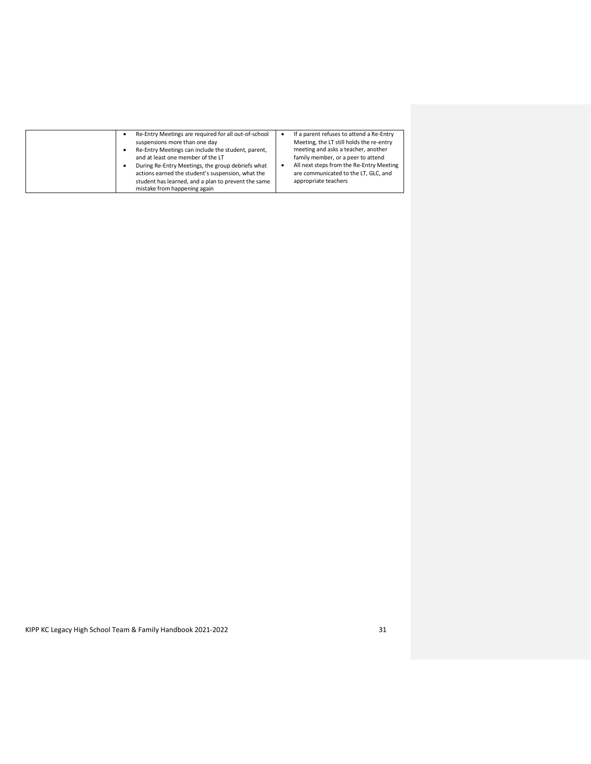| | | |
|---|---|---|
| | • Re-Entry Meetings are required for all out-of-school suspensions more than one day<br>• Re-Entry Meetings can include the student, parent, and at least one member of the LT<br>• During Re-Entry Meetings, the group debriefs what actions earned the student's suspension, what the student has learned, and a plan to prevent the same mistake from happening again | • If a parent refuses to attend a Re-Entry Meeting, the LT still holds the re-entry meeting and asks a teacher, another family member, or a peer to attend<br>• All next steps from the Re-Entry Meeting are communicated to the LT, GLC, and appropriate teachers |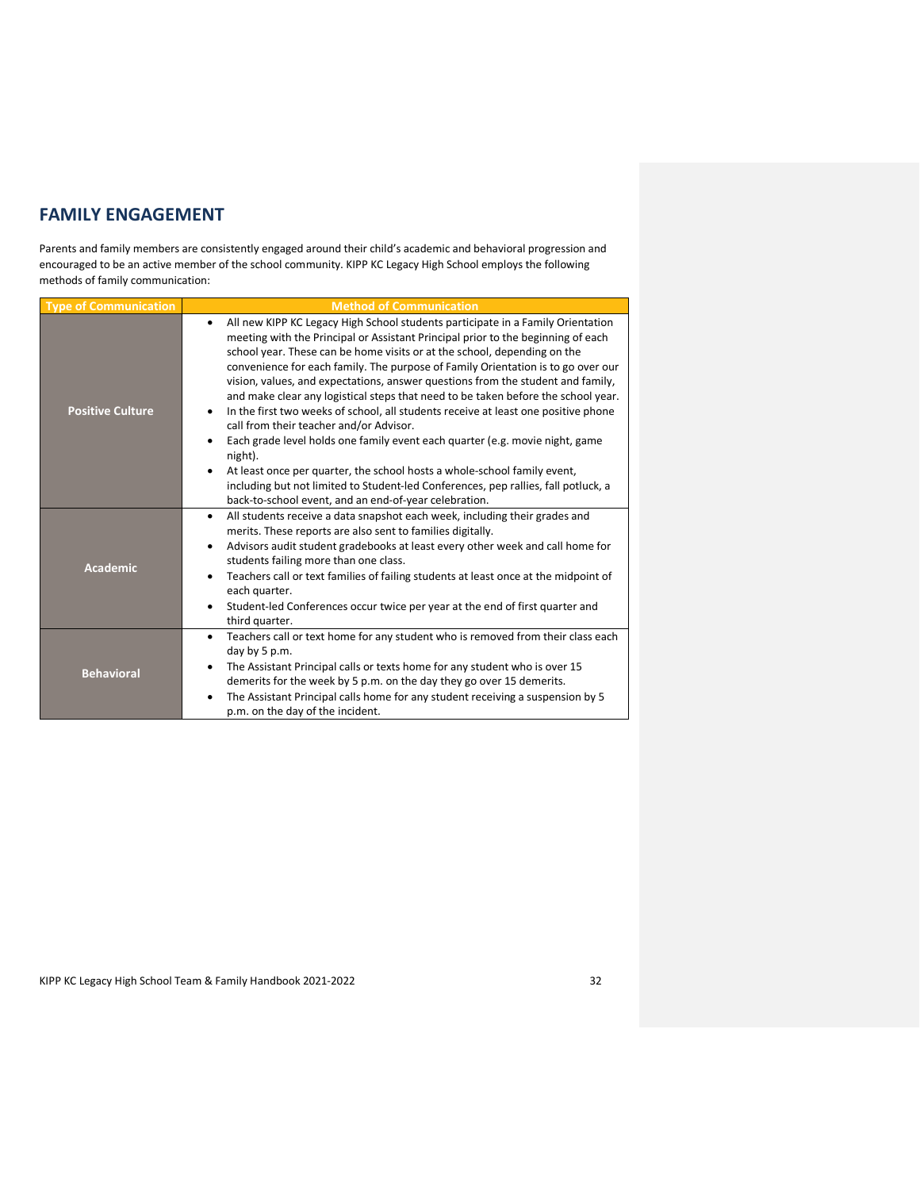## FAMILY ENGAGEMENT

Parents and family members are consistently engaged around their child's academic and behavioral progression and encouraged to be an active member of the school community. KIPP KC Legacy High School employs the following methods of family communication:

| Type of Communication | Method of Communication |
|---|---|
| **Positive Culture** | • All new KIPP KC Legacy High School students participate in a Family Orientation meeting with the Principal or Assistant Principal prior to the beginning of each school year. These can be home visits or at the school, depending on the convenience for each family. The purpose of Family Orientation is to go over our vision, values, and expectations, answer questions from the student and family, and make clear any logistical steps that need to be taken before the school year.<br>• In the first two weeks of school, all students receive at least one positive phone call from their teacher and/or Advisor.<br>• Each grade level holds one family event each quarter (e.g. movie night, game night).<br>• At least once per quarter, the school hosts a whole-school family event, including but not limited to Student-led Conferences, pep rallies, fall potluck, a back-to-school event, and an end-of-year celebration. |
| **Academic** | • All students receive a data snapshot each week, including their grades and merits. These reports are also sent to families digitally.<br>• Advisors audit student gradebooks at least every other week and call home for students failing more than one class.<br>• Teachers call or text families of failing students at least once at the midpoint of each quarter.<br>• Student-led Conferences occur twice per year at the end of first quarter and third quarter. |
| **Behavioral** | • Teachers call or text home for any student who is removed from their class each day by 5 p.m.<br>• The Assistant Principal calls or texts home for any student who is over 15 demerits for the week by 5 p.m. on the day they go over 15 demerits.<br>• The Assistant Principal calls home for any student receiving a suspension by 5 p.m. on the day of the incident. |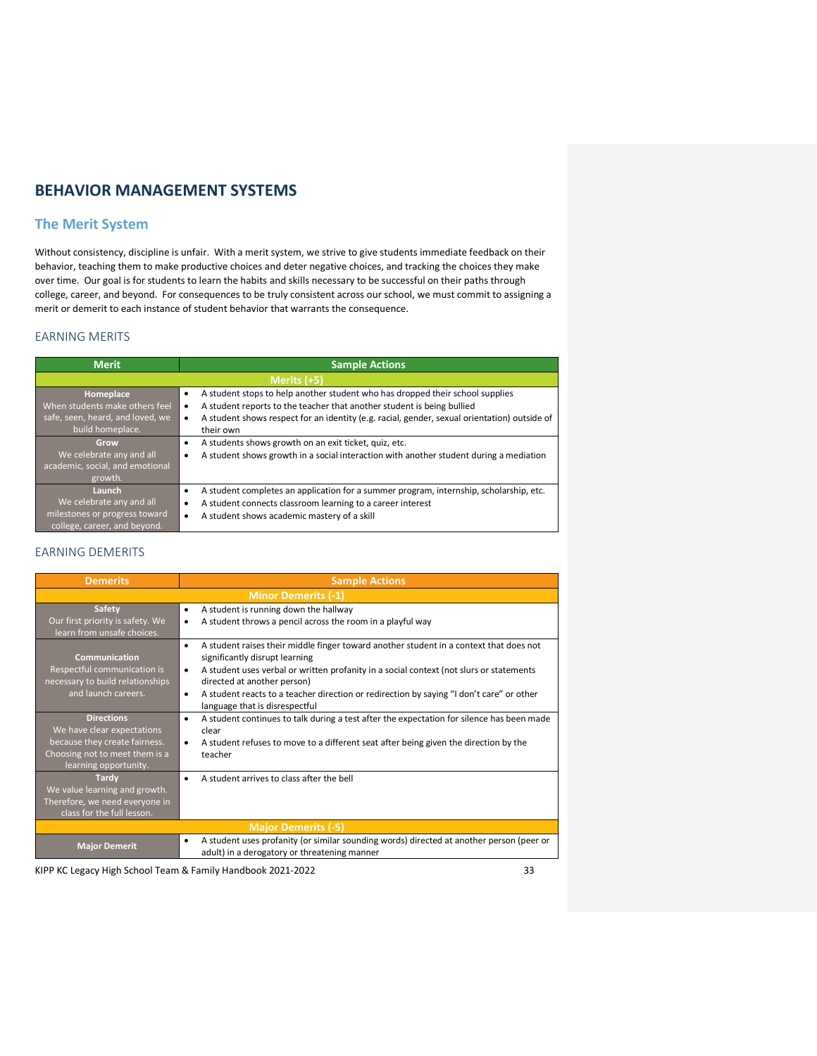# BEHAVIOR MANAGEMENT SYSTEMS

## The Merit System

Without consistency, discipline is unfair. With a merit system, we strive to give students immediate feedback on their behavior, teaching them to make productive choices and deter negative choices, and tracking the choices they make over time. Our goal is for students to learn the habits and skills necessary to be successful on their paths through college, career, and beyond. For consequences to be truly consistent across our school, we must commit to assigning a merit or demerit to each instance of student behavior that warrants the consequence.

### EARNING MERITS

| Merit | Sample Actions |
|---|---|
| **Merits (+5)** | |
| **Homeplace** When students make others feel safe, seen, heard, and loved, we build homeplace. | • A student stops to help another student who has dropped their school supplies<br>• A student reports to the teacher that another student is being bullied<br>• A student shows respect for an identity (e.g. racial, gender, sexual orientation) outside of their own |
| **Grow** We celebrate any and all academic, social, and emotional growth. | • A students shows growth on an exit ticket, quiz, etc.<br>• A student shows growth in a social interaction with another student during a mediation |
| **Launch** We celebrate any and all milestones or progress toward college, career, and beyond. | • A student completes an application for a summer program, internship, scholarship, etc.<br>• A student connects classroom learning to a career interest<br>• A student shows academic mastery of a skill |

### EARNING DEMERITS

| Demerits | Sample Actions |
|---|---|
| **Minor Demerits (-1)** | |
| **Safety** Our first priority is safety. We learn from unsafe choices. | • A student is running down the hallway<br>• A student throws a pencil across the room in a playful way |
| **Communication** Respectful communication is necessary to build relationships and launch careers. | • A student raises their middle finger toward another student in a context that does not significantly disrupt learning<br>• A student uses verbal or written profanity in a social context (not slurs or statements directed at another person)<br>• A student reacts to a teacher direction or redirection by saying "I don't care" or other language that is disrespectful |
| **Directions** We have clear expectations because they create fairness. Choosing not to meet them is a learning opportunity. | • A student continues to talk during a test after the expectation for silence has been made clear<br>• A student refuses to move to a different seat after being given the direction by the teacher |
| **Tardy** We value learning and growth. Therefore, we need everyone in class for the full lesson. | • A student arrives to class after the bell |
| **Major Demerits (-5)** | |
| **Major Demerit** | • A student uses profanity (or similar sounding words) directed at another person (peer or adult) in a derogatory or threatening manner |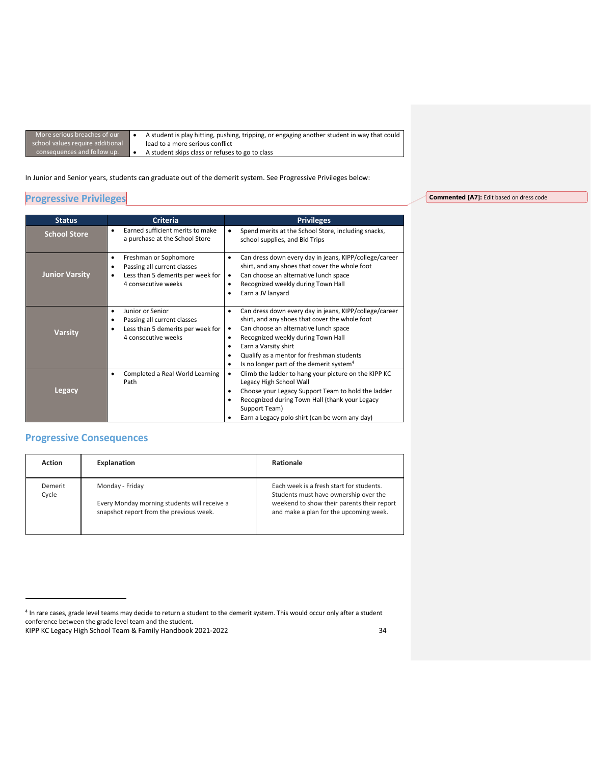| More serious breaches of our school values require additional consequences and follow up. | • A student is play hitting, pushing, tripping, or engaging another student in way that could lead to a more serious conflict<br>• A student skips class or refuses to go to class |
|---|---|

In Junior and Senior years, students can graduate out of the demerit system. See Progressive Privileges below:

## Progressive Privileges

| Status | Criteria | Privileges |
|---|---|---|
| **School Store** | • Earned sufficient merits to make a purchase at the School Store | • Spend merits at the School Store, including snacks, school supplies, and Bid Trips |
| **Junior Varsity** | • Freshman or Sophomore<br>• Passing all current classes<br>• Less than 5 demerits per week for 4 consecutive weeks | • Can dress down every day in jeans, KIPP/college/career shirt, and any shoes that cover the whole foot<br>• Can choose an alternative lunch space<br>• Recognized weekly during Town Hall<br>• Earn a JV lanyard |
| **Varsity** | • Junior or Senior<br>• Passing all current classes<br>• Less than 5 demerits per week for 4 consecutive weeks | • Can dress down every day in jeans, KIPP/college/career shirt, and any shoes that cover the whole foot<br>• Can choose an alternative lunch space<br>• Recognized weekly during Town Hall<br>• Earn a Varsity shirt<br>• Qualify as a mentor for freshman students<br>• Is no longer part of the demerit system[4] |
| **Legacy** | • Completed a Real World Learning Path | • Climb the ladder to hang your picture on the KIPP KC Legacy High School Wall<br>• Choose your Legacy Support Team to hold the ladder<br>• Recognized during Town Hall (thank your Legacy Support Team)<br>• Earn a Legacy polo shirt (can be worn any day) |

## Progressive Consequences

| Action | Explanation | Rationale |
|---|---|---|
| Demerit Cycle | Monday - Friday<br><br>Every Monday morning students will receive a snapshot report from the previous week. | Each week is a fresh start for students. Students must have ownership over the weekend to show their parents their report and make a plan for the upcoming week. |

[4] In rare cases, grade level teams may decide to return a student to the demerit system. This would occur only after a student conference between the grade level team and the student.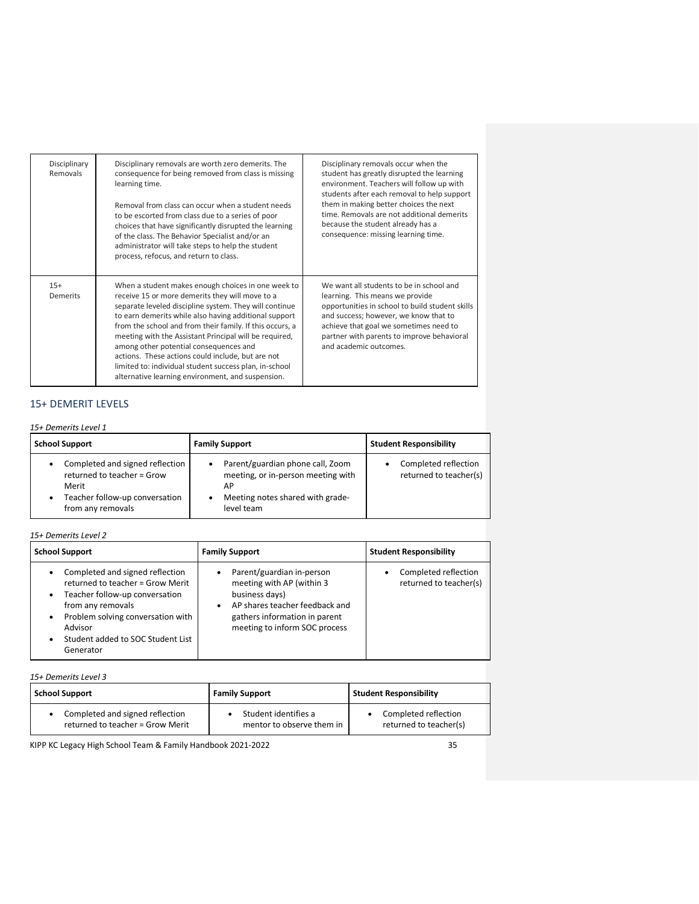| Disciplinary Removals | Disciplinary removals are worth zero demerits. The consequence for being removed from class is missing learning time.<br><br>Removal from class can occur when a student needs to be escorted from class due to a series of poor choices that have significantly disrupted the learning of the class. The Behavior Specialist and/or an administrator will take steps to help the student process, refocus, and return to class. | Disciplinary removals occur when the student has greatly disrupted the learning environment. Teachers will follow up with students after each removal to help support them in making better choices the next time. Removals are not additional demerits because the student already has a consequence: missing learning time. |
|---|---|---|
| 15+ Demerits | When a student makes enough choices in one week to receive 15 or more demerits they will move to a separate leveled discipline system. They will continue to earn demerits while also having additional support from the school and from their family. If this occurs, a meeting with the Assistant Principal will be required, among other potential consequences and actions. These actions could include, but are not limited to: individual student success plan, in-school alternative learning environment, and suspension. | We want all students to be in school and learning. This means we provide opportunities in school to build student skills and success; however, we know that to achieve that goal we sometimes need to partner with parents to improve behavioral and academic outcomes. |

## 15+ DEMERIT LEVELS

*15+ Demerits Level 1*

| School Support | Family Support | Student Responsibility |
|---|---|---|
| • Completed and signed reflection returned to teacher = Grow Merit<br>• Teacher follow-up conversation from any removals | • Parent/guardian phone call, Zoom meeting, or in-person meeting with AP<br>• Meeting notes shared with grade-level team | • Completed reflection returned to teacher(s) |

*15+ Demerits Level 2*

| School Support | Family Support | Student Responsibility |
|---|---|---|
| • Completed and signed reflection returned to teacher = Grow Merit<br>• Teacher follow-up conversation from any removals<br>• Problem solving conversation with Advisor<br>• Student added to SOC Student List Generator | • Parent/guardian in-person meeting with AP (within 3 business days)<br>• AP shares teacher feedback and gathers information in parent meeting to inform SOC process | • Completed reflection returned to teacher(s) |

*15+ Demerits Level 3*

| School Support | Family Support | Student Responsibility |
|---|---|---|
| • Completed and signed reflection returned to teacher = Grow Merit | • Student identifies a mentor to observe them in | • Completed reflection returned to teacher(s) |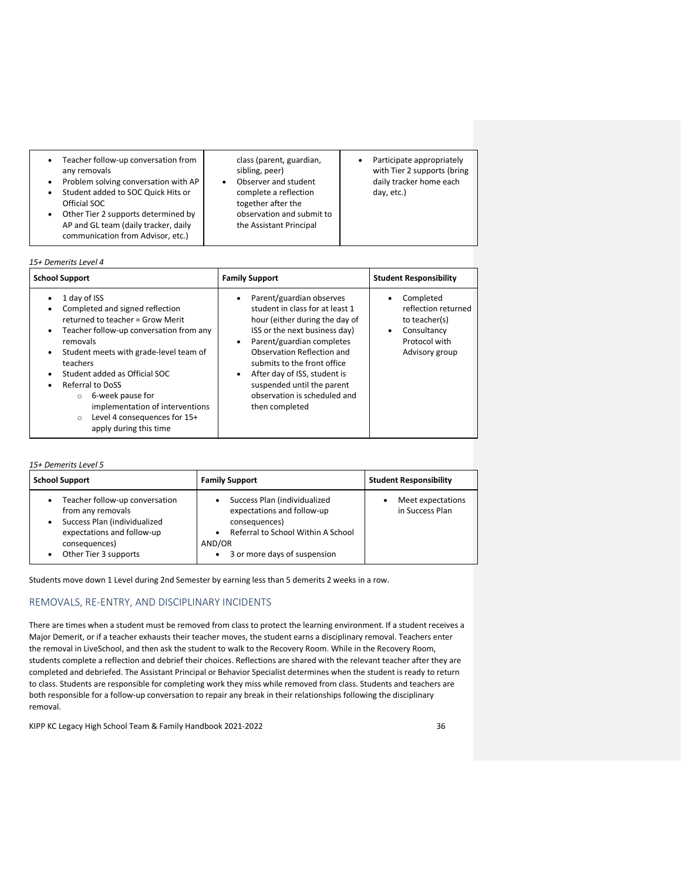| | | |
|---|---|---|
| • Teacher follow-up conversation from any removals<br>• Problem solving conversation with AP<br>• Student added to SOC Quick Hits or Official SOC<br>• Other Tier 2 supports determined by AP and GL team (daily tracker, daily communication from Advisor, etc.) | class (parent, guardian, sibling, peer)<br>• Observer and student complete a reflection together after the observation and submit to the Assistant Principal | • Participate appropriately with Tier 2 supports (bring daily tracker home each day, etc.) |

*15+ Demerits Level 4*

| School Support | Family Support | Student Responsibility |
|---|---|---|
| • 1 day of ISS<br>• Completed and signed reflection returned to teacher = Grow Merit<br>• Teacher follow-up conversation from any removals<br>• Student meets with grade-level team of teachers<br>• Student added as Official SOC<br>• Referral to DoSS<br>  ○ 6-week pause for implementation of interventions<br>  ○ Level 4 consequences for 15+ apply during this time | • Parent/guardian observes student in class for at least 1 hour (either during the day of ISS or the next business day)<br>• Parent/guardian completes Observation Reflection and submits to the front office<br>• After day of ISS, student is suspended until the parent observation is scheduled and then completed | • Completed reflection returned to teacher(s)<br>• Consultancy Protocol with Advisory group |

*15+ Demerits Level 5*

| School Support | Family Support | Student Responsibility |
|---|---|---|
| • Teacher follow-up conversation from any removals<br>• Success Plan (individualized expectations and follow-up consequences)<br>• Other Tier 3 supports | • Success Plan (individualized expectations and follow-up consequences)<br>• Referral to School Within A School<br>AND/OR<br>• 3 or more days of suspension | • Meet expectations in Success Plan |

Students move down 1 Level during 2nd Semester by earning less than 5 demerits 2 weeks in a row.

## REMOVALS, RE-ENTRY, AND DISCIPLINARY INCIDENTS

There are times when a student must be removed from class to protect the learning environment. If a student receives a Major Demerit, or if a teacher exhausts their teacher moves, the student earns a disciplinary removal. Teachers enter the removal in LiveSchool, and then ask the student to walk to the Recovery Room. While in the Recovery Room, students complete a reflection and debrief their choices. Reflections are shared with the relevant teacher after they are completed and debriefed. The Assistant Principal or Behavior Specialist determines when the student is ready to return to class. Students are responsible for completing work they miss while removed from class. Students and teachers are both responsible for a follow-up conversation to repair any break in their relationships following the disciplinary removal.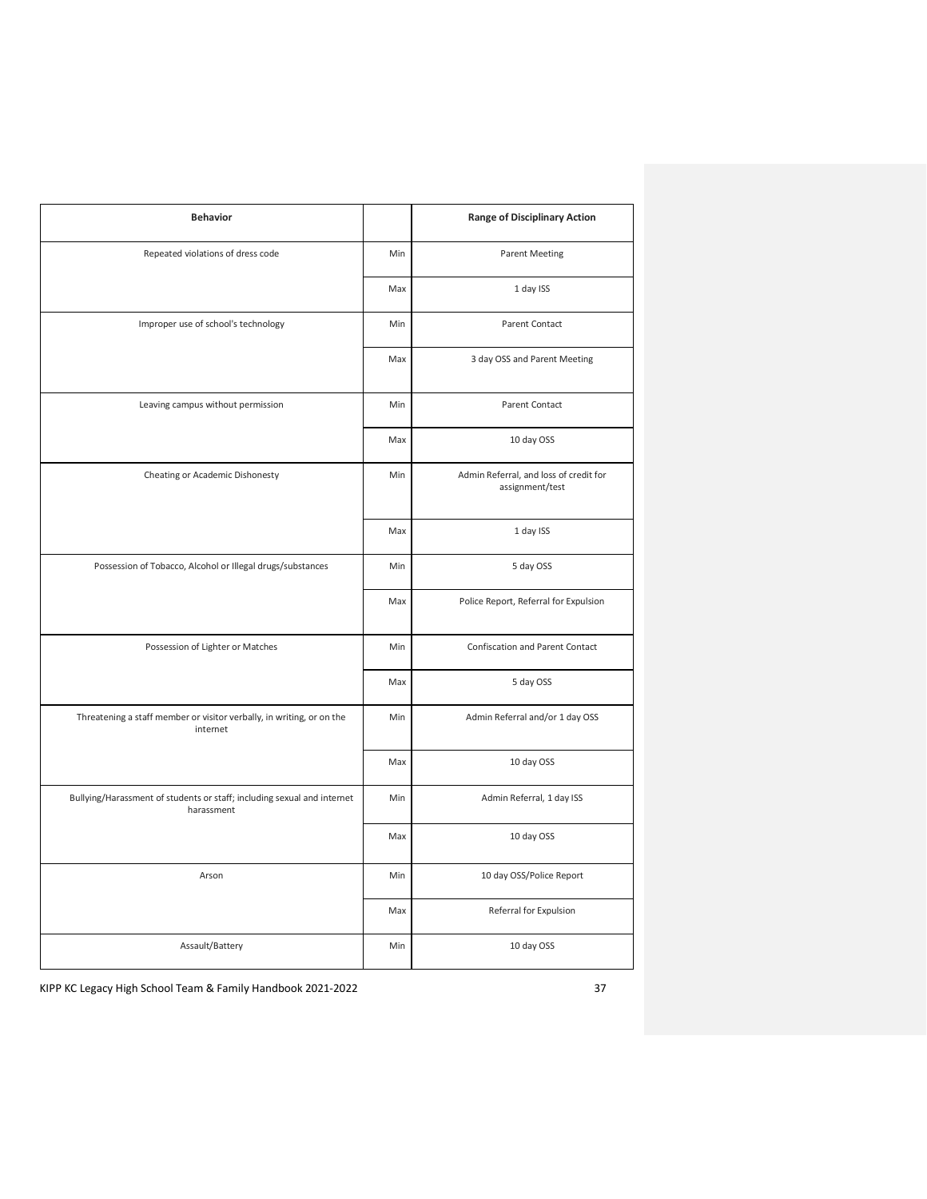| Behavior | | Range of Disciplinary Action |
|---|---|---|
| Repeated violations of dress code | Min | Parent Meeting |
| | Max | 1 day ISS |
| Improper use of school's technology | Min | Parent Contact |
| | Max | 3 day OSS and Parent Meeting |
| Leaving campus without permission | Min | Parent Contact |
| | Max | 10 day OSS |
| Cheating or Academic Dishonesty | Min | Admin Referral, and loss of credit for assignment/test |
| | Max | 1 day ISS |
| Possession of Tobacco, Alcohol or Illegal drugs/substances | Min | 5 day OSS |
| | Max | Police Report, Referral for Expulsion |
| Possession of Lighter or Matches | Min | Confiscation and Parent Contact |
| | Max | 5 day OSS |
| Threatening a staff member or visitor verbally, in writing, or on the internet | Min | Admin Referral and/or 1 day OSS |
| | Max | 10 day OSS |
| Bullying/Harassment of students or staff; including sexual and internet harassment | Min | Admin Referral, 1 day ISS |
| | Max | 10 day OSS |
| Arson | Min | 10 day OSS/Police Report |
| | Max | Referral for Expulsion |
| Assault/Battery | Min | 10 day OSS |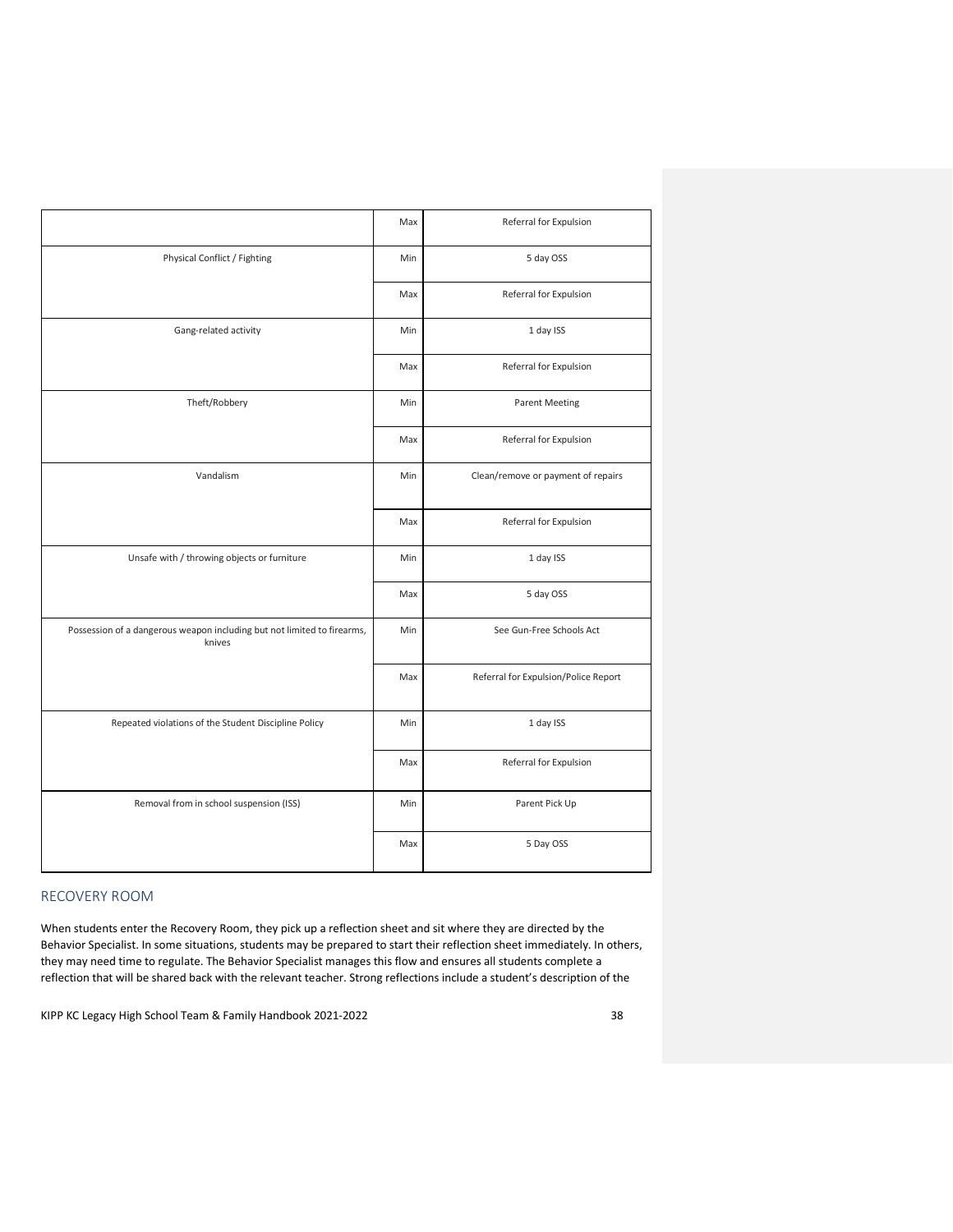| | | |
|---|---|---|
| | Max | Referral for Expulsion |
| Physical Conflict / Fighting | Min | 5 day OSS |
| | Max | Referral for Expulsion |
| Gang-related activity | Min | 1 day ISS |
| | Max | Referral for Expulsion |
| Theft/Robbery | Min | Parent Meeting |
| | Max | Referral for Expulsion |
| Vandalism | Min | Clean/remove or payment of repairs |
| | Max | Referral for Expulsion |
| Unsafe with / throwing objects or furniture | Min | 1 day ISS |
| | Max | 5 day OSS |
| Possession of a dangerous weapon including but not limited to firearms, knives | Min | See Gun-Free Schools Act |
| | Max | Referral for Expulsion/Police Report |
| Repeated violations of the Student Discipline Policy | Min | 1 day ISS |
| | Max | Referral for Expulsion |
| Removal from in school suspension (ISS) | Min | Parent Pick Up |
| | Max | 5 Day OSS |

## RECOVERY ROOM

When students enter the Recovery Room, they pick up a reflection sheet and sit where they are directed by the Behavior Specialist. In some situations, students may be prepared to start their reflection sheet immediately. In others, they may need time to regulate. The Behavior Specialist manages this flow and ensures all students complete a reflection that will be shared back with the relevant teacher. Strong reflections include a student's description of the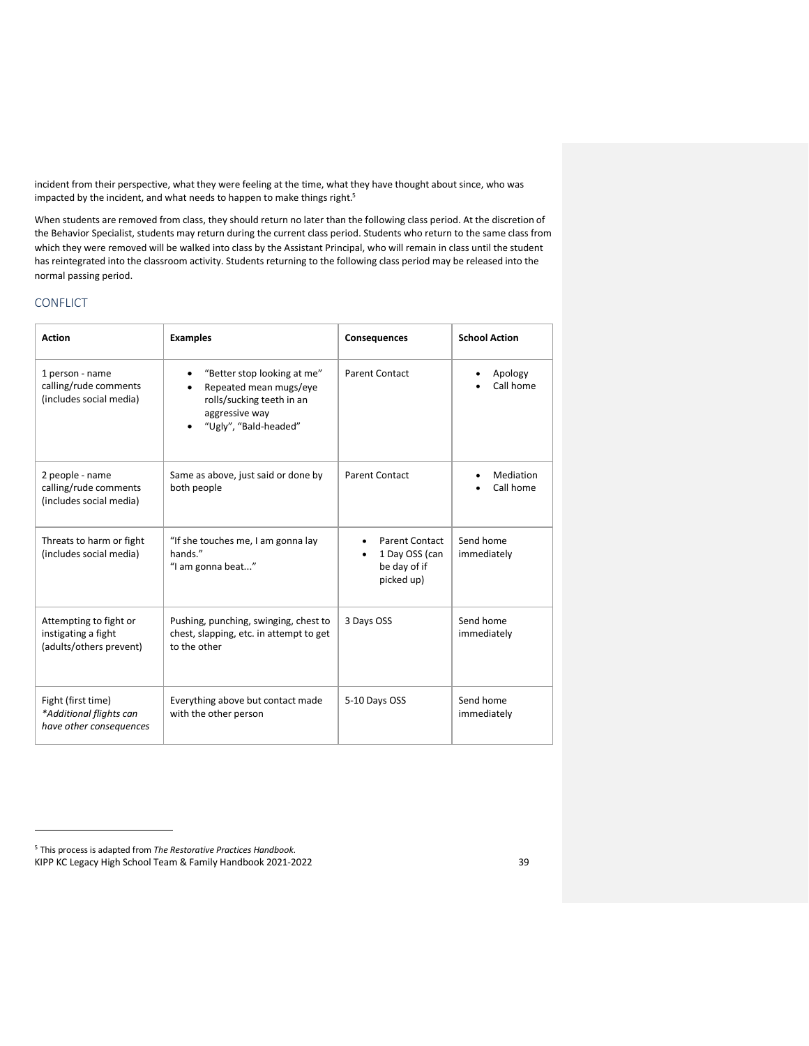incident from their perspective, what they were feeling at the time, what they have thought about since, who was impacted by the incident, and what needs to happen to make things right.[5]

When students are removed from class, they should return no later than the following class period. At the discretion of the Behavior Specialist, students may return during the current class period. Students who return to the same class from which they were removed will be walked into class by the Assistant Principal, who will remain in class until the student has reintegrated into the classroom activity. Students returning to the following class period may be released into the normal passing period.

## CONFLICT

| Action | Examples | Consequences | School Action |
|---|---|---|---|
| 1 person - name calling/rude comments (includes social media) | • "Better stop looking at me"<br>• Repeated mean mugs/eye rolls/sucking teeth in an aggressive way<br>• "Ugly", "Bald-headed" | Parent Contact | • Apology<br>• Call home |
| 2 people - name calling/rude comments (includes social media) | Same as above, just said or done by both people | Parent Contact | • Mediation<br>• Call home |
| Threats to harm or fight (includes social media) | "If she touches me, I am gonna lay hands."<br>"I am gonna beat..." | • Parent Contact<br>• 1 Day OSS (can be day of if picked up) | Send home immediately |
| Attempting to fight or instigating a fight (adults/others prevent) | Pushing, punching, swinging, chest to chest, slapping, etc. in attempt to get to the other | 3 Days OSS | Send home immediately |
| Fight (first time)<br>*Additional flights can have other consequences* | Everything above but contact made with the other person | 5-10 Days OSS | Send home immediately |

[5] This process is adapted from *The Restorative Practices Handbook*.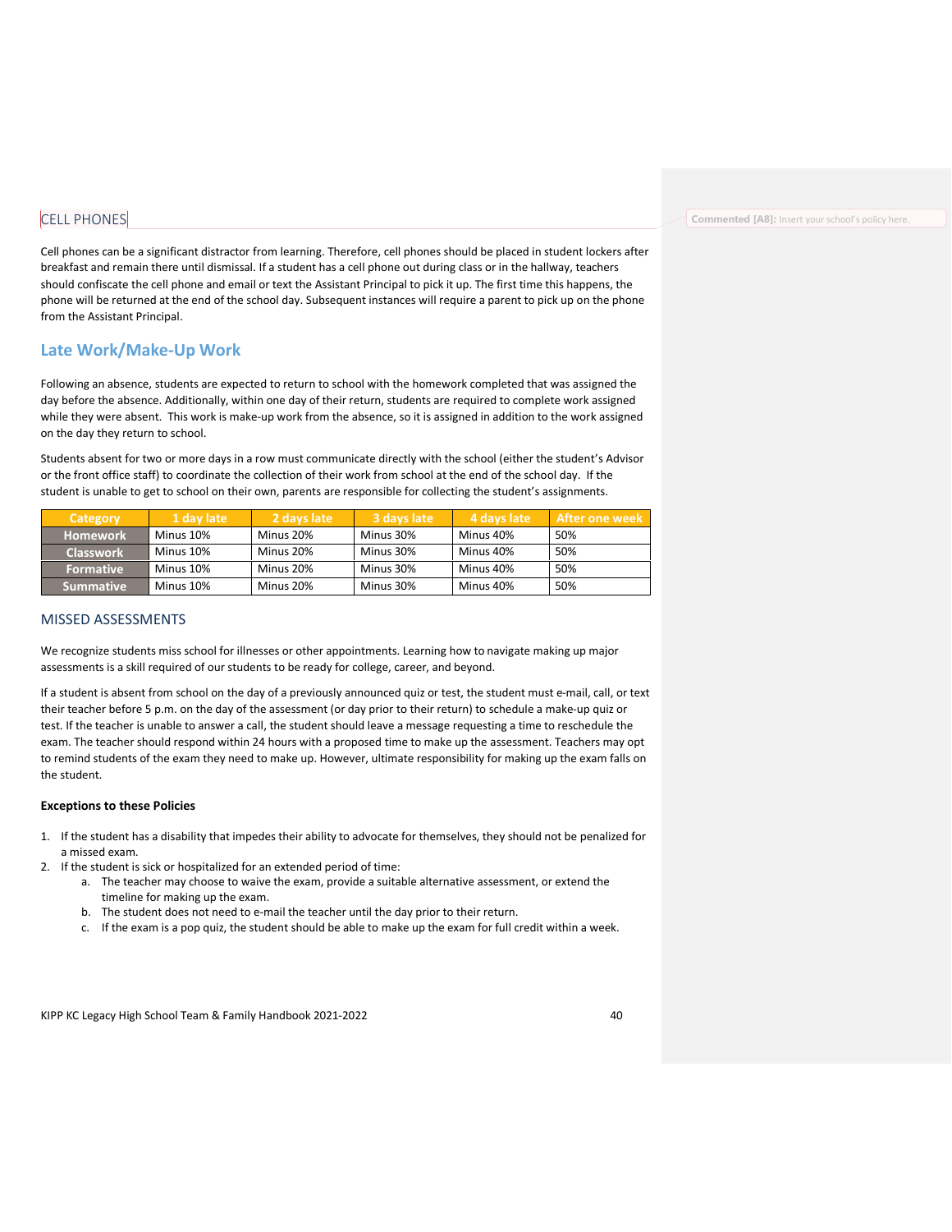## CELL PHONES

Cell phones can be a significant distractor from learning. Therefore, cell phones should be placed in student lockers after breakfast and remain there until dismissal. If a student has a cell phone out during class or in the hallway, teachers should confiscate the cell phone and email or text the Assistant Principal to pick it up. The first time this happens, the phone will be returned at the end of the school day. Subsequent instances will require a parent to pick up on the phone from the Assistant Principal.

Commented [A8]: Insert your school's policy here.

## Late Work/Make-Up Work

Following an absence, students are expected to return to school with the homework completed that was assigned the day before the absence. Additionally, within one day of their return, students are required to complete work assigned while they were absent. This work is make-up work from the absence, so it is assigned in addition to the work assigned on the day they return to school.

Students absent for two or more days in a row must communicate directly with the school (either the student's Advisor or the front office staff) to coordinate the collection of their work from school at the end of the school day. If the student is unable to get to school on their own, parents are responsible for collecting the student's assignments.

| Category | 1 day late | 2 days late | 3 days late | 4 days late | After one week |
|---|---|---|---|---|---|
| Homework | Minus 10% | Minus 20% | Minus 30% | Minus 40% | 50% |
| Classwork | Minus 10% | Minus 20% | Minus 30% | Minus 40% | 50% |
| Formative | Minus 10% | Minus 20% | Minus 30% | Minus 40% | 50% |
| Summative | Minus 10% | Minus 20% | Minus 30% | Minus 40% | 50% |

## MISSED ASSESSMENTS

We recognize students miss school for illnesses or other appointments. Learning how to navigate making up major assessments is a skill required of our students to be ready for college, career, and beyond.

If a student is absent from school on the day of a previously announced quiz or test, the student must e-mail, call, or text their teacher before 5 p.m. on the day of the assessment (or day prior to their return) to schedule a make-up quiz or test. If the teacher is unable to answer a call, the student should leave a message requesting a time to reschedule the exam. The teacher should respond within 24 hours with a proposed time to make up the assessment. Teachers may opt to remind students of the exam they need to make up. However, ultimate responsibility for making up the exam falls on the student.

**Exceptions to these Policies**

1. If the student has a disability that impedes their ability to advocate for themselves, they should not be penalized for a missed exam.
2. If the student is sick or hospitalized for an extended period of time:
    a. The teacher may choose to waive the exam, provide a suitable alternative assessment, or extend the timeline for making up the exam.
    b. The student does not need to e-mail the teacher until the day prior to their return.
    c. If the exam is a pop quiz, the student should be able to make up the exam for full credit within a week.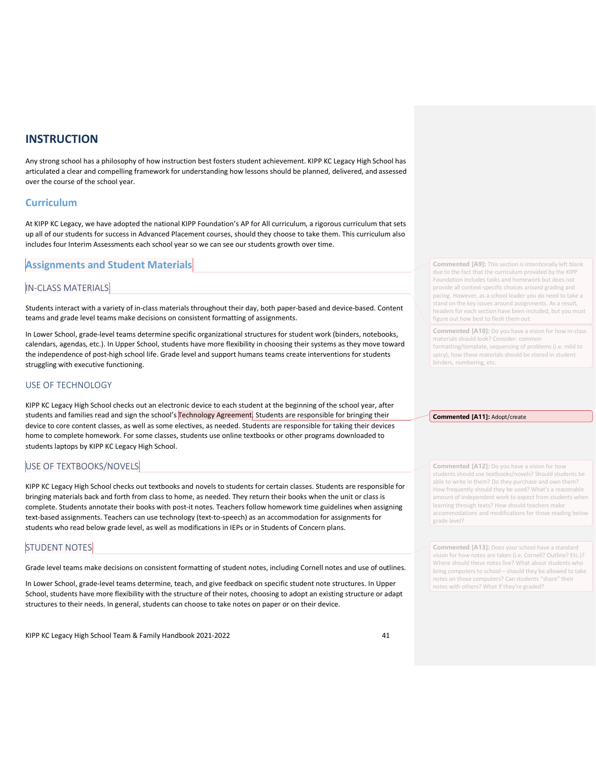# INSTRUCTION

Any strong school has a philosophy of how instruction best fosters student achievement. KIPP KC Legacy High School has articulated a clear and compelling framework for understanding how lessons should be planned, delivered, and assessed over the course of the school year.

## Curriculum

At KIPP KC Legacy, we have adopted the national KIPP Foundation's AP for All curriculum, a rigorous curriculum that sets up all of our students for success in Advanced Placement courses, should they choose to take them. This curriculum also includes four Interim Assessments each school year so we can see our students growth over time.

## Assignments and Student Materials

### IN-CLASS MATERIALS

Students interact with a variety of in-class materials throughout their day, both paper-based and device-based. Content teams and grade level teams make decisions on consistent formatting of assignments.

In Lower School, grade-level teams determine specific organizational structures for student work (binders, notebooks, calendars, agendas, etc.). In Upper School, students have more flexibility in choosing their systems as they move toward the independence of post-high school life. Grade level and support humans teams create interventions for students struggling with executive functioning.

### USE OF TECHNOLOGY

KIPP KC Legacy High School checks out an electronic device to each student at the beginning of the school year, after students and families read and sign the school's Technology Agreement. Students are responsible for bringing their device to core content classes, as well as some electives, as needed. Students are responsible for taking their devices home to complete homework. For some classes, students use online textbooks or other programs downloaded to students laptops by KIPP KC Legacy High School.

### USE OF TEXTBOOKS/NOVELS

KIPP KC Legacy High School checks out textbooks and novels to students for certain classes. Students are responsible for bringing materials back and forth from class to home, as needed. They return their books when the unit or class is complete. Students annotate their books with post-it notes. Teachers follow homework time guidelines when assigning text-based assignments. Teachers can use technology (text-to-speech) as an accommodation for assignments for students who read below grade level, as well as modifications in IEPs or in Students of Concern plans.

### STUDENT NOTES

Grade level teams make decisions on consistent formatting of student notes, including Cornell notes and use of outlines.

In Lower School, grade-level teams determine, teach, and give feedback on specific student note structures. In Upper School, students have more flexibility with the structure of their notes, choosing to adopt an existing structure or adapt structures to their needs. In general, students can choose to take notes on paper or on their device.

**Commented [A9]:** This section is intentionally left blank due to the fact that the curriculum provided by the KIPP Foundation includes tasks and homework but does not provide all context-specific choices around grading and pacing. However, as a school leader you do need to take a stand on the key issues around assignments. As a result, headers for each section have been included, but you must figure out how best to flesh them out.

**Commented [A10]:** Do you have a vision for how in-class materials should look? Consider: common formatting/template, sequencing of problems (i.e. mild to spicy), how these materials should be stored in student binders, numbering, etc.

**Commented [A11]:** Adopt/create

**Commented [A12]:** Do you have a vision for how students should use textbooks/novels? Should students be able to write in them? Do they purchase and own them? How frequently should they be used? What's a reasonable amount of independent work to expect from students when learning through texts? How should teachers make accommodations and modifications for those reading below grade level?

**Commented [A13]:** Does your school have a standard vision for how notes are taken (i.e. Cornell? Outline? Etc.)? Where should these notes live? What about students who bring computers to school – should they be allowed to take notes on those computers? Can students "share" their notes with others? What if they're graded?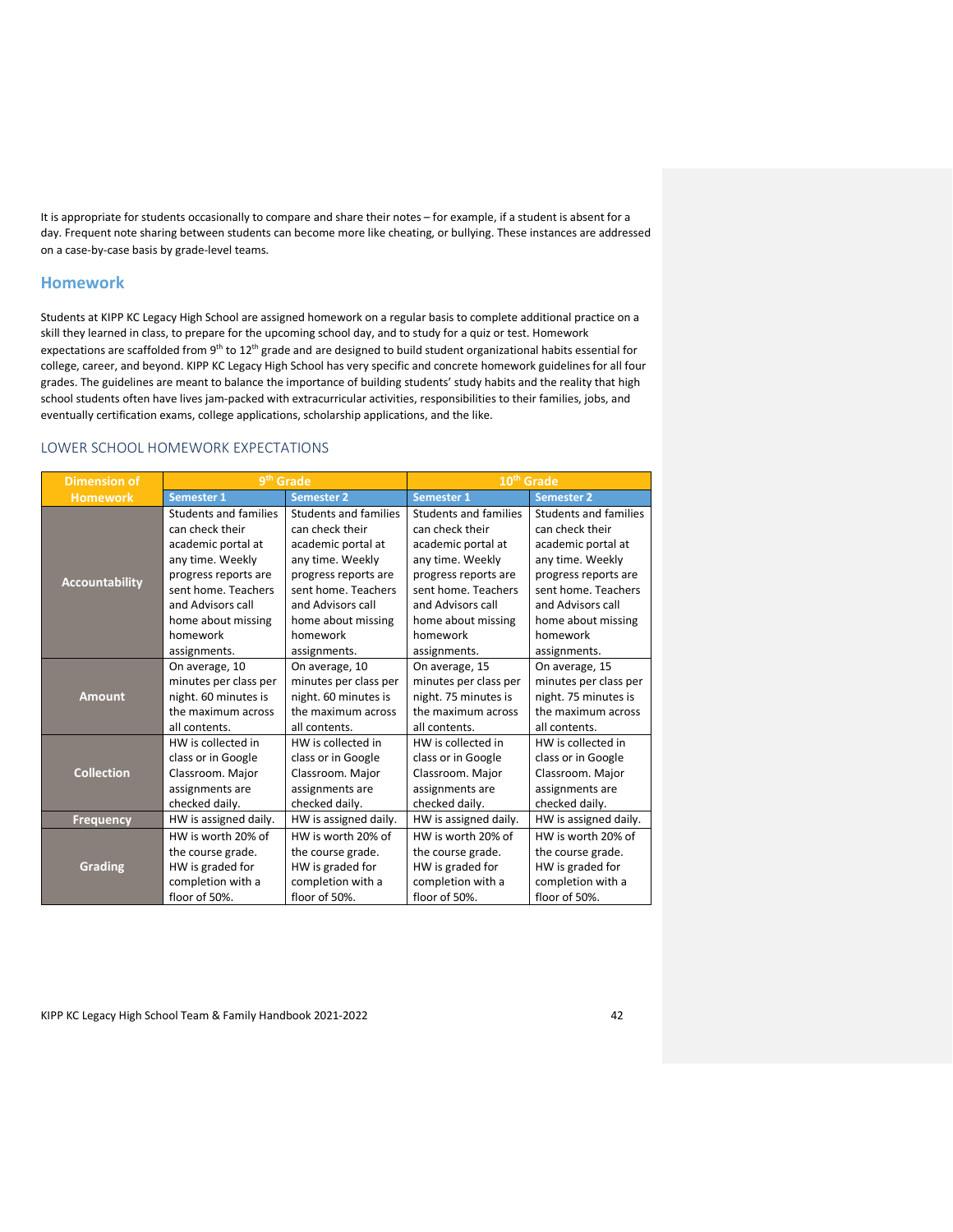It is appropriate for students occasionally to compare and share their notes – for example, if a student is absent for a day. Frequent note sharing between students can become more like cheating, or bullying. These instances are addressed on a case-by-case basis by grade-level teams.

## Homework

Students at KIPP KC Legacy High School are assigned homework on a regular basis to complete additional practice on a skill they learned in class, to prepare for the upcoming school day, and to study for a quiz or test. Homework expectations are scaffolded from 9th to 12th grade and are designed to build student organizational habits essential for college, career, and beyond. KIPP KC Legacy High School has very specific and concrete homework guidelines for all four grades. The guidelines are meant to balance the importance of building students' study habits and the reality that high school students often have lives jam-packed with extracurricular activities, responsibilities to their families, jobs, and eventually certification exams, college applications, scholarship applications, and the like.

### LOWER SCHOOL HOMEWORK EXPECTATIONS

| Dimension of Homework | 9th Grade | | 10th Grade | |
|---|---|---|---|---|
| | Semester 1 | Semester 2 | Semester 1 | Semester 2 |
| **Accountability** | Students and families can check their academic portal at any time. Weekly progress reports are sent home. Teachers and Advisors call home about missing homework assignments. | Students and families can check their academic portal at any time. Weekly progress reports are sent home. Teachers and Advisors call home about missing homework assignments. | Students and families can check their academic portal at any time. Weekly progress reports are sent home. Teachers and Advisors call home about missing homework assignments. | Students and families can check their academic portal at any time. Weekly progress reports are sent home. Teachers and Advisors call home about missing homework assignments. |
| **Amount** | On average, 10 minutes per class per night. 60 minutes is the maximum across all contents. | On average, 10 minutes per class per night. 60 minutes is the maximum across all contents. | On average, 15 minutes per class per night. 75 minutes is the maximum across all contents. | On average, 15 minutes per class per night. 75 minutes is the maximum across all contents. |
| **Collection** | HW is collected in class or in Google Classroom. Major assignments are checked daily. | HW is collected in class or in Google Classroom. Major assignments are checked daily. | HW is collected in class or in Google Classroom. Major assignments are checked daily. | HW is collected in class or in Google Classroom. Major assignments are checked daily. |
| **Frequency** | HW is assigned daily. | HW is assigned daily. | HW is assigned daily. | HW is assigned daily. |
| **Grading** | HW is worth 20% of the course grade. HW is graded for completion with a floor of 50%. | HW is worth 20% of the course grade. HW is graded for completion with a floor of 50%. | HW is worth 20% of the course grade. HW is graded for completion with a floor of 50%. | HW is worth 20% of the course grade. HW is graded for completion with a floor of 50%. |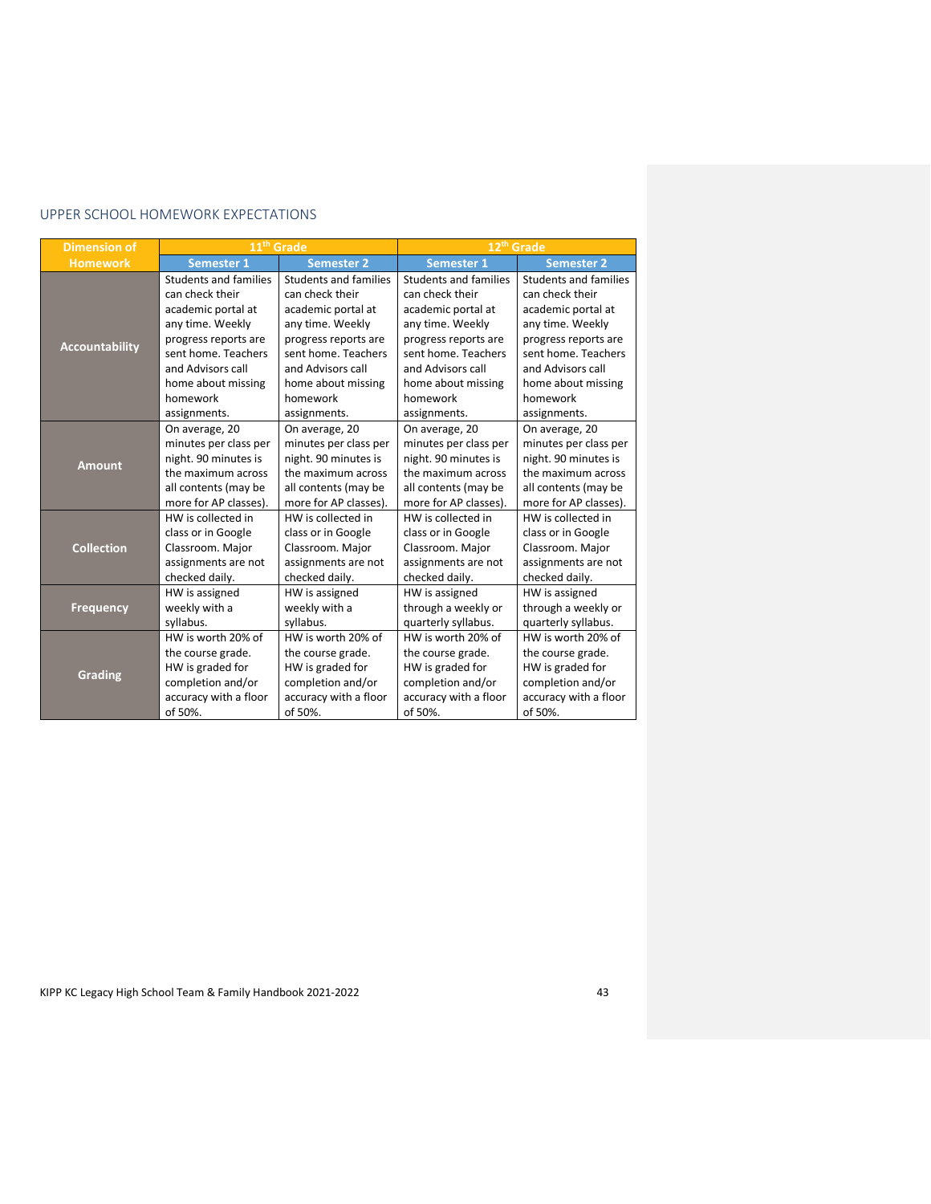## UPPER SCHOOL HOMEWORK EXPECTATIONS

| Dimension of Homework | 11th Grade | | 12th Grade | |
|---|---|---|---|---|
| | Semester 1 | Semester 2 | Semester 1 | Semester 2 |
| **Accountability** | Students and families can check their academic portal at any time. Weekly progress reports are sent home. Teachers and Advisors call home about missing homework assignments. | Students and families can check their academic portal at any time. Weekly progress reports are sent home. Teachers and Advisors call home about missing homework assignments. | Students and families can check their academic portal at any time. Weekly progress reports are sent home. Teachers and Advisors call home about missing homework assignments. | Students and families can check their academic portal at any time. Weekly progress reports are sent home. Teachers and Advisors call home about missing homework assignments. |
| **Amount** | On average, 20 minutes per class per night. 90 minutes is the maximum across all contents (may be more for AP classes). | On average, 20 minutes per class per night. 90 minutes is the maximum across all contents (may be more for AP classes). | On average, 20 minutes per class per night. 90 minutes is the maximum across all contents (may be more for AP classes). | On average, 20 minutes per class per night. 90 minutes is the maximum across all contents (may be more for AP classes). |
| **Collection** | HW is collected in class or in Google Classroom. Major assignments are not checked daily. | HW is collected in class or in Google Classroom. Major assignments are not checked daily. | HW is collected in class or in Google Classroom. Major assignments are not checked daily. | HW is collected in class or in Google Classroom. Major assignments are not checked daily. |
| **Frequency** | HW is assigned weekly with a syllabus. | HW is assigned weekly with a syllabus. | HW is assigned through a weekly or quarterly syllabus. | HW is assigned through a weekly or quarterly syllabus. |
| **Grading** | HW is worth 20% of the course grade. HW is graded for completion and/or accuracy with a floor of 50%. | HW is worth 20% of the course grade. HW is graded for completion and/or accuracy with a floor of 50%. | HW is worth 20% of the course grade. HW is graded for completion and/or accuracy with a floor of 50%. | HW is worth 20% of the course grade. HW is graded for completion and/or accuracy with a floor of 50%. |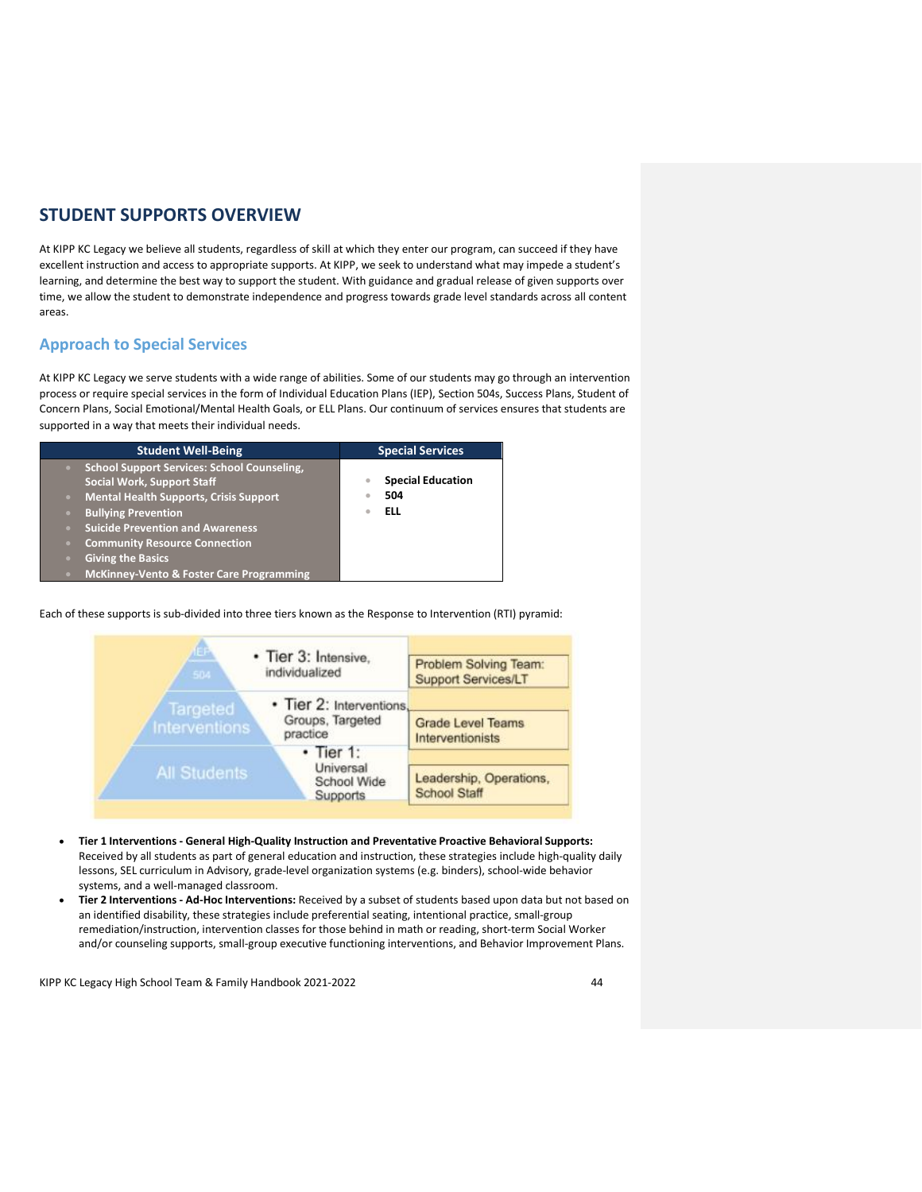## STUDENT SUPPORTS OVERVIEW

At KIPP KC Legacy we believe all students, regardless of skill at which they enter our program, can succeed if they have excellent instruction and access to appropriate supports. At KIPP, we seek to understand what may impede a student's learning, and determine the best way to support the student. With guidance and gradual release of given supports over time, we allow the student to demonstrate independence and progress towards grade level standards across all content areas.

### Approach to Special Services

At KIPP KC Legacy we serve students with a wide range of abilities. Some of our students may go through an intervention process or require special services in the form of Individual Education Plans (IEP), Section 504s, Success Plans, Student of Concern Plans, Social Emotional/Mental Health Goals, or ELL Plans. Our continuum of services ensures that students are supported in a way that meets their individual needs.

| Student Well-Being | Special Services |
| --- | --- |
| • **School Support Services: School Counseling, Social Work, Support Staff**<br>• **Mental Health Supports, Crisis Support**<br>• **Bullying Prevention**<br>• **Suicide Prevention and Awareness**<br>• **Community Resource Connection**<br>• **Giving the Basics**<br>• **McKinney-Vento & Foster Care Programming** | • **Special Education**<br>• **504**<br>• **ELL** |

Each of these supports is sub-divided into three tiers known as the Response to Intervention (RTI) pyramid:

| Pyramid Level | Tier | Responsible |
| --- | --- | --- |
| IEP / 504 | • Tier 3: Intensive, individualized | Problem Solving Team: Support Services/LT |
| Targeted Interventions | • Tier 2: Interventions, Groups, Targeted practice | Grade Level Teams Interventionists |
| All Students | • Tier 1: Universal School Wide Supports | Leadership, Operations, School Staff |

- **Tier 1 Interventions - General High-Quality Instruction and Preventative Proactive Behavioral Supports:** Received by all students as part of general education and instruction, these strategies include high-quality daily lessons, SEL curriculum in Advisory, grade-level organization systems (e.g. binders), school-wide behavior systems, and a well-managed classroom.
- **Tier 2 Interventions - Ad-Hoc Interventions:** Received by a subset of students based upon data but not based on an identified disability, these strategies include preferential seating, intentional practice, small-group remediation/instruction, intervention classes for those behind in math or reading, short-term Social Worker and/or counseling supports, small-group executive functioning interventions, and Behavior Improvement Plans.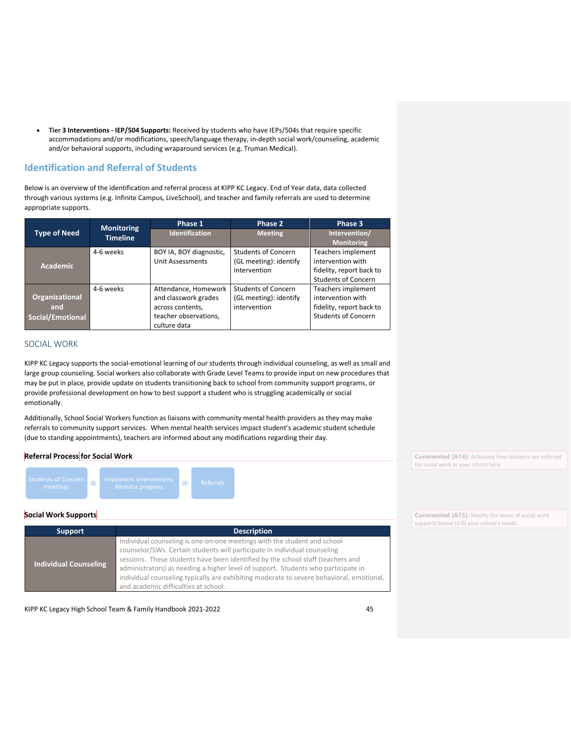- **Tier 3 Interventions - IEP/504 Supports:** Received by students who have IEPs/504s that require specific accommodations and/or modifications, speech/language therapy, in-depth social work/counseling, academic and/or behavioral supports, including wraparound services (e.g. Truman Medical).

## Identification and Referral of Students

Below is an overview of the identification and referral process at KIPP KC Legacy. End of Year data, data collected through various systems (e.g. Infinite Campus, LiveSchool), and teacher and family referrals are used to determine appropriate supports.

| Type of Need | Monitoring Timeline | Phase 1 Identification | Phase 2 Meeting | Phase 3 Intervention/ Monitoring |
|---|---|---|---|---|
| Academic | 4-6 weeks | BOY IA, BOY diagnostic, Unit Assessments | Students of Concern (GL meeting): identify intervention | Teachers implement intervention with fidelity, report back to Students of Concern |
| Organizational and Social/Emotional | 4-6 weeks | Attendance, Homework and classwork grades across contents, teacher observations, culture data | Students of Concern (GL meeting): identify intervention | Teachers implement intervention with fidelity, report back to Students of Concern |

### SOCIAL WORK

KIPP KC Legacy supports the social-emotional learning of our students through individual counseling, as well as small and large group counseling. Social workers also collaborate with Grade Level Teams to provide input on new procedures that may be put in place, provide update on students transitioning back to school from community support programs, or provide professional development on how to best support a student who is struggling academically or social emotionally.

Additionally, School Social Workers function as liaisons with community mental health providers as they may make referrals to community support services. When mental health services impact student's academic student schedule (due to standing appointments), teachers are informed about any modifications regarding their day.

**Referral Process for Social Work**

Students of Concern meetings → Implement interventions, Monitor progress → Referrals

**Social Work Supports**

| Support | Description |
|---|---|
| Individual Counseling | Individual counseling is one-on-one meetings with the student and school counselor/SWs. Certain students will participate in individual counseling sessions. These students have been identified by the school staff (teachers and administrators) as needing a higher level of support. Students who participate in individual counseling typically are exhibiting moderate to severe behavioral, emotional, and academic difficulties at school. |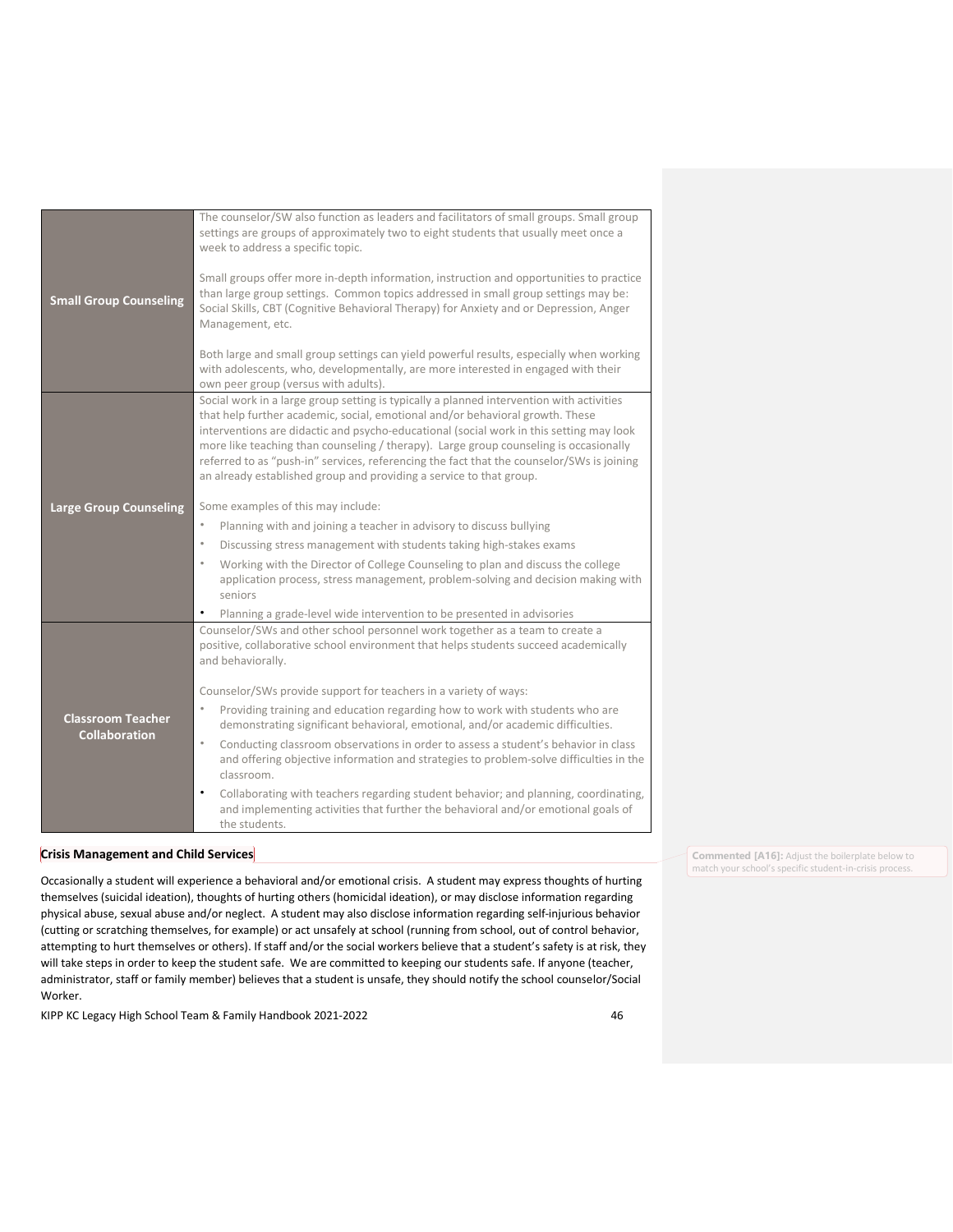| | |
|---|---|
| **Small Group Counseling** | The counselor/SW also function as leaders and facilitators of small groups. Small group settings are groups of approximately two to eight students that usually meet once a week to address a specific topic.<br><br>Small groups offer more in-depth information, instruction and opportunities to practice than large group settings. Common topics addressed in small group settings may be: Social Skills, CBT (Cognitive Behavioral Therapy) for Anxiety and or Depression, Anger Management, etc.<br><br>Both large and small group settings can yield powerful results, especially when working with adolescents, who, developmentally, are more interested in engaged with their own peer group (versus with adults). |
| **Large Group Counseling** | Social work in a large group setting is typically a planned intervention with activities that help further academic, social, emotional and/or behavioral growth. These interventions are didactic and psycho-educational (social work in this setting may look more like teaching than counseling / therapy). Large group counseling is occasionally referred to as "push-in" services, referencing the fact that the counselor/SWs is joining an already established group and providing a service to that group.<br><br>Some examples of this may include:<br>• Planning with and joining a teacher in advisory to discuss bullying<br>• Discussing stress management with students taking high-stakes exams<br>• Working with the Director of College Counseling to plan and discuss the college application process, stress management, problem-solving and decision making with seniors<br>• Planning a grade-level wide intervention to be presented in advisories |
| **Classroom Teacher Collaboration** | Counselor/SWs and other school personnel work together as a team to create a positive, collaborative school environment that helps students succeed academically and behaviorally.<br><br>Counselor/SWs provide support for teachers in a variety of ways:<br>• Providing training and education regarding how to work with students who are demonstrating significant behavioral, emotional, and/or academic difficulties.<br>• Conducting classroom observations in order to assess a student's behavior in class and offering objective information and strategies to problem-solve difficulties in the classroom.<br>• Collaborating with teachers regarding student behavior; and planning, coordinating, and implementing activities that further the behavioral and/or emotional goals of the students. |

**Crisis Management and Child Services**

Commented [A16]: Adjust the boilerplate below to match your school's specific student-in-crisis process.

Occasionally a student will experience a behavioral and/or emotional crisis. A student may express thoughts of hurting themselves (suicidal ideation), thoughts of hurting others (homicidal ideation), or may disclose information regarding physical abuse, sexual abuse and/or neglect. A student may also disclose information regarding self-injurious behavior (cutting or scratching themselves, for example) or act unsafely at school (running from school, out of control behavior, attempting to hurt themselves or others). If staff and/or the social workers believe that a student's safety is at risk, they will take steps in order to keep the student safe. We are committed to keeping our students safe. If anyone (teacher, administrator, staff or family member) believes that a student is unsafe, they should notify the school counselor/Social Worker.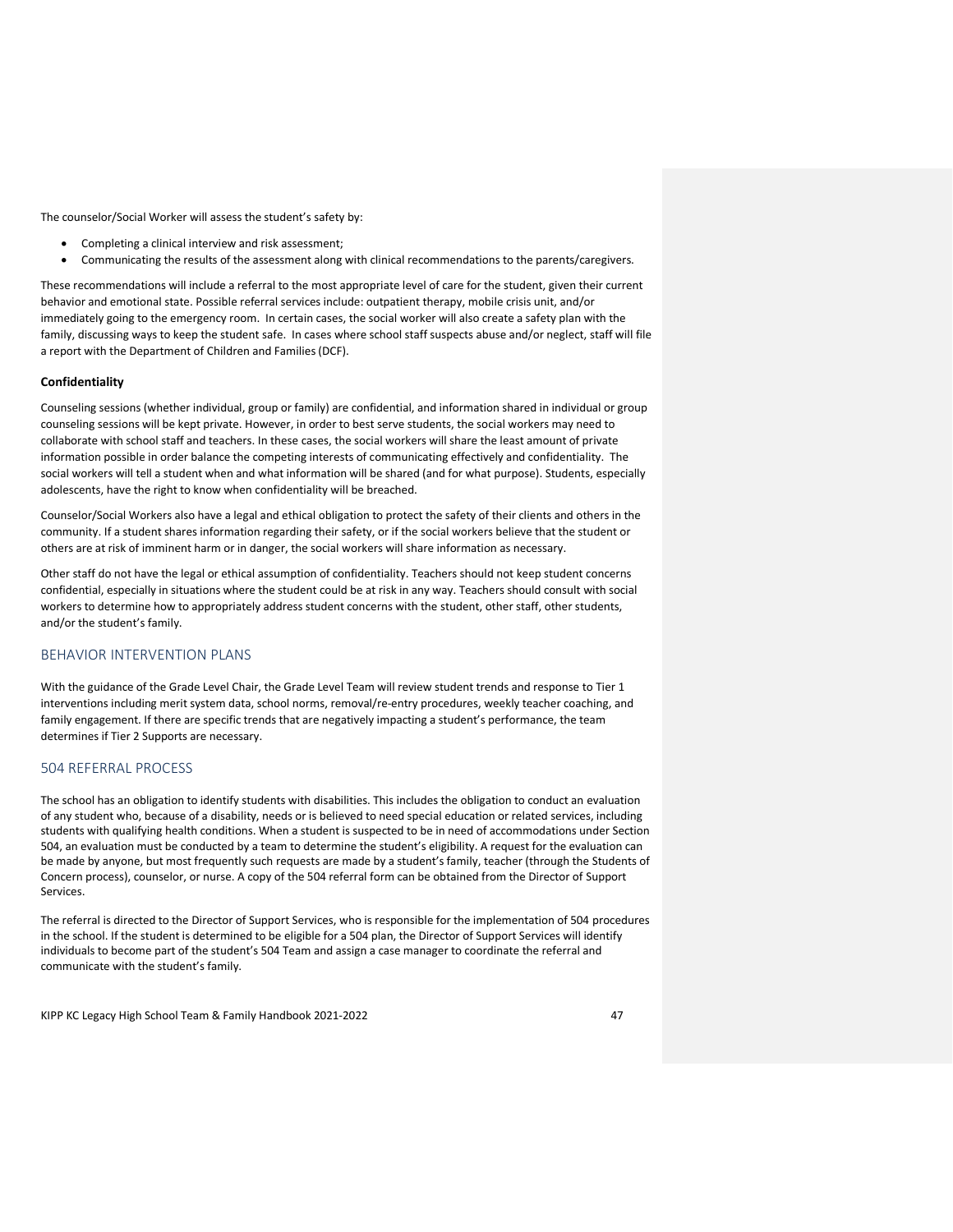The counselor/Social Worker will assess the student's safety by:

- Completing a clinical interview and risk assessment;
- Communicating the results of the assessment along with clinical recommendations to the parents/caregivers.

These recommendations will include a referral to the most appropriate level of care for the student, given their current behavior and emotional state. Possible referral services include: outpatient therapy, mobile crisis unit, and/or immediately going to the emergency room. In certain cases, the social worker will also create a safety plan with the family, discussing ways to keep the student safe. In cases where school staff suspects abuse and/or neglect, staff will file a report with the Department of Children and Families (DCF).

**Confidentiality**

Counseling sessions (whether individual, group or family) are confidential, and information shared in individual or group counseling sessions will be kept private. However, in order to best serve students, the social workers may need to collaborate with school staff and teachers. In these cases, the social workers will share the least amount of private information possible in order balance the competing interests of communicating effectively and confidentiality. The social workers will tell a student when and what information will be shared (and for what purpose). Students, especially adolescents, have the right to know when confidentiality will be breached.

Counselor/Social Workers also have a legal and ethical obligation to protect the safety of their clients and others in the community. If a student shares information regarding their safety, or if the social workers believe that the student or others are at risk of imminent harm or in danger, the social workers will share information as necessary.

Other staff do not have the legal or ethical assumption of confidentiality. Teachers should not keep student concerns confidential, especially in situations where the student could be at risk in any way. Teachers should consult with social workers to determine how to appropriately address student concerns with the student, other staff, other students, and/or the student's family.

## BEHAVIOR INTERVENTION PLANS

With the guidance of the Grade Level Chair, the Grade Level Team will review student trends and response to Tier 1 interventions including merit system data, school norms, removal/re-entry procedures, weekly teacher coaching, and family engagement. If there are specific trends that are negatively impacting a student's performance, the team determines if Tier 2 Supports are necessary.

## 504 REFERRAL PROCESS

The school has an obligation to identify students with disabilities. This includes the obligation to conduct an evaluation of any student who, because of a disability, needs or is believed to need special education or related services, including students with qualifying health conditions. When a student is suspected to be in need of accommodations under Section 504, an evaluation must be conducted by a team to determine the student's eligibility. A request for the evaluation can be made by anyone, but most frequently such requests are made by a student's family, teacher (through the Students of Concern process), counselor, or nurse. A copy of the 504 referral form can be obtained from the Director of Support Services.

The referral is directed to the Director of Support Services, who is responsible for the implementation of 504 procedures in the school. If the student is determined to be eligible for a 504 plan, the Director of Support Services will identify individuals to become part of the student's 504 Team and assign a case manager to coordinate the referral and communicate with the student's family.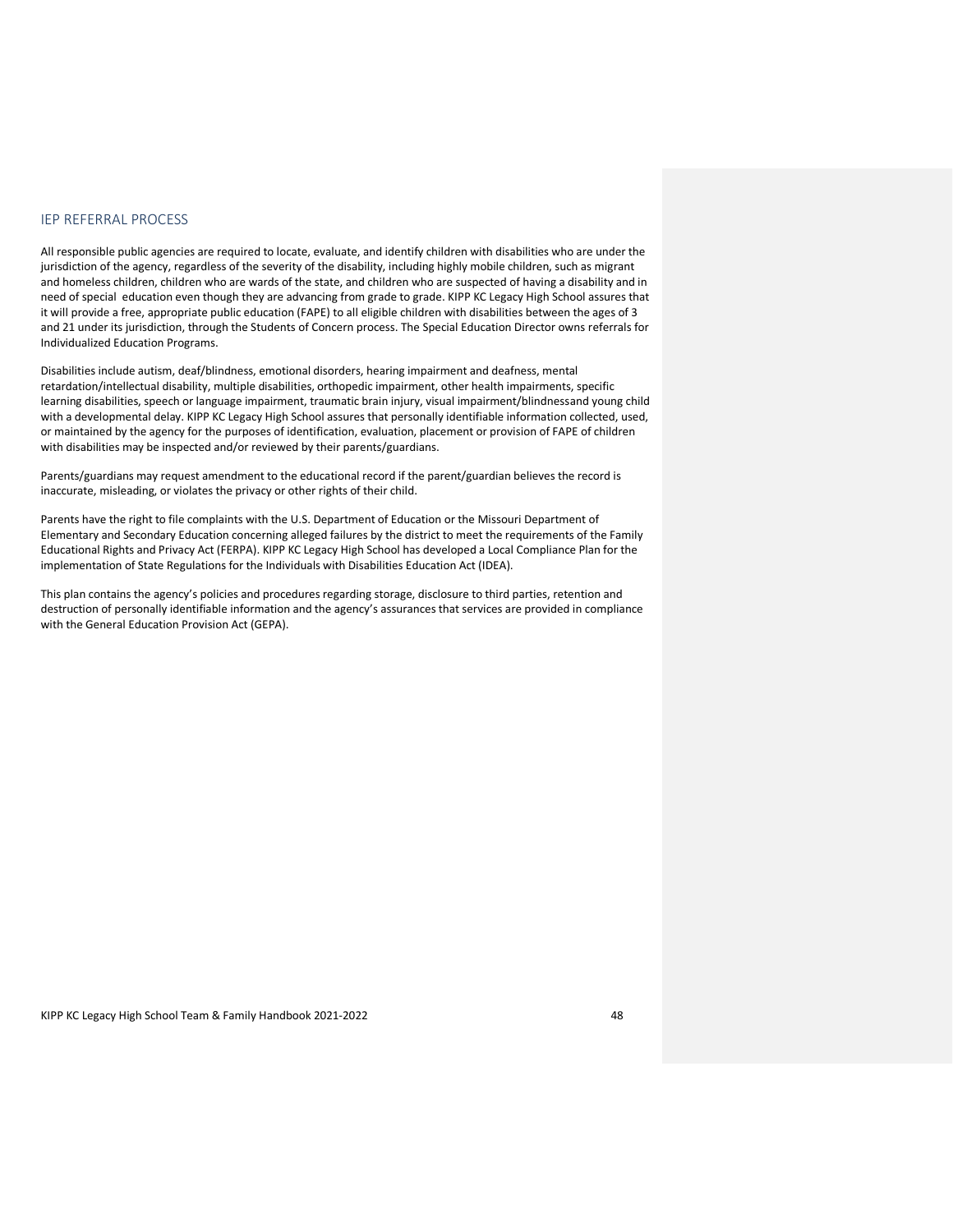## IEP REFERRAL PROCESS

All responsible public agencies are required to locate, evaluate, and identify children with disabilities who are under the jurisdiction of the agency, regardless of the severity of the disability, including highly mobile children, such as migrant and homeless children, children who are wards of the state, and children who are suspected of having a disability and in need of special education even though they are advancing from grade to grade. KIPP KC Legacy High School assures that it will provide a free, appropriate public education (FAPE) to all eligible children with disabilities between the ages of 3 and 21 under its jurisdiction, through the Students of Concern process. The Special Education Director owns referrals for Individualized Education Programs.

Disabilities include autism, deaf/blindness, emotional disorders, hearing impairment and deafness, mental retardation/intellectual disability, multiple disabilities, orthopedic impairment, other health impairments, specific learning disabilities, speech or language impairment, traumatic brain injury, visual impairment/blindnessand young child with a developmental delay. KIPP KC Legacy High School assures that personally identifiable information collected, used, or maintained by the agency for the purposes of identification, evaluation, placement or provision of FAPE of children with disabilities may be inspected and/or reviewed by their parents/guardians.

Parents/guardians may request amendment to the educational record if the parent/guardian believes the record is inaccurate, misleading, or violates the privacy or other rights of their child.

Parents have the right to file complaints with the U.S. Department of Education or the Missouri Department of Elementary and Secondary Education concerning alleged failures by the district to meet the requirements of the Family Educational Rights and Privacy Act (FERPA). KIPP KC Legacy High School has developed a Local Compliance Plan for the implementation of State Regulations for the Individuals with Disabilities Education Act (IDEA).

This plan contains the agency's policies and procedures regarding storage, disclosure to third parties, retention and destruction of personally identifiable information and the agency's assurances that services are provided in compliance with the General Education Provision Act (GEPA).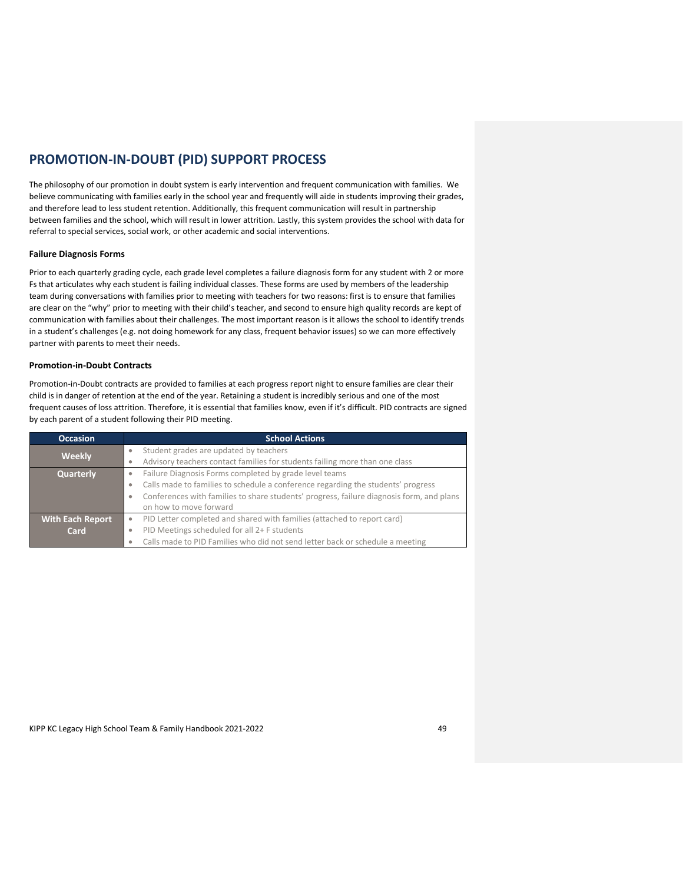## PROMOTION-IN-DOUBT (PID) SUPPORT PROCESS

The philosophy of our promotion in doubt system is early intervention and frequent communication with families. We believe communicating with families early in the school year and frequently will aide in students improving their grades, and therefore lead to less student retention. Additionally, this frequent communication will result in partnership between families and the school, which will result in lower attrition. Lastly, this system provides the school with data for referral to special services, social work, or other academic and social interventions.

### Failure Diagnosis Forms

Prior to each quarterly grading cycle, each grade level completes a failure diagnosis form for any student with 2 or more Fs that articulates why each student is failing individual classes. These forms are used by members of the leadership team during conversations with families prior to meeting with teachers for two reasons: first is to ensure that families are clear on the "why" prior to meeting with their child's teacher, and second to ensure high quality records are kept of communication with families about their challenges. The most important reason is it allows the school to identify trends in a student's challenges (e.g. not doing homework for any class, frequent behavior issues) so we can more effectively partner with parents to meet their needs.

### Promotion-in-Doubt Contracts

Promotion-in-Doubt contracts are provided to families at each progress report night to ensure families are clear their child is in danger of retention at the end of the year. Retaining a student is incredibly serious and one of the most frequent causes of loss attrition. Therefore, it is essential that families know, even if it's difficult. PID contracts are signed by each parent of a student following their PID meeting.

| Occasion | School Actions |
|---|---|
| **Weekly** | • Student grades are updated by teachers<br>• Advisory teachers contact families for students failing more than one class |
| **Quarterly** | • Failure Diagnosis Forms completed by grade level teams<br>• Calls made to families to schedule a conference regarding the students' progress<br>• Conferences with families to share students' progress, failure diagnosis form, and plans on how to move forward |
| **With Each Report Card** | • PID Letter completed and shared with families (attached to report card)<br>• PID Meetings scheduled for all 2+ F students<br>• Calls made to PID Families who did not send letter back or schedule a meeting |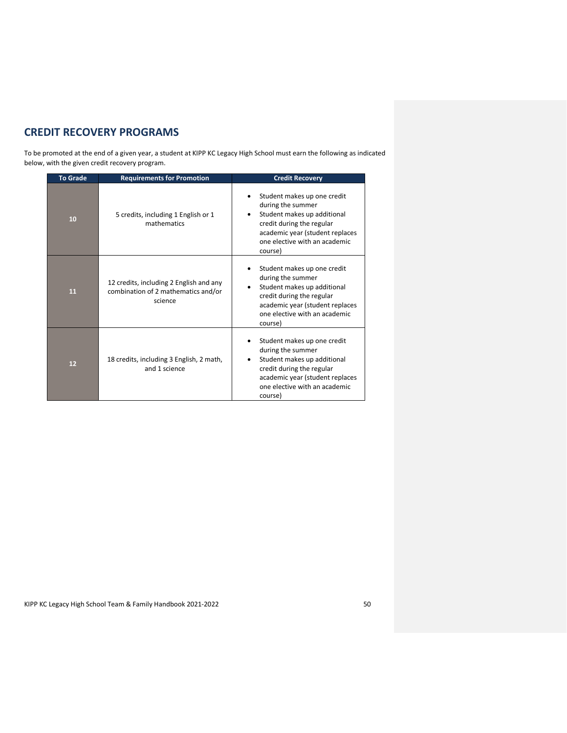## CREDIT RECOVERY PROGRAMS

To be promoted at the end of a given year, a student at KIPP KC Legacy High School must earn the following as indicated below, with the given credit recovery program.

| To Grade | Requirements for Promotion | Credit Recovery |
|---|---|---|
| 10 | 5 credits, including 1 English or 1 mathematics | • Student makes up one credit during the summer<br>• Student makes up additional credit during the regular academic year (student replaces one elective with an academic course) |
| 11 | 12 credits, including 2 English and any combination of 2 mathematics and/or science | • Student makes up one credit during the summer<br>• Student makes up additional credit during the regular academic year (student replaces one elective with an academic course) |
| 12 | 18 credits, including 3 English, 2 math, and 1 science | • Student makes up one credit during the summer<br>• Student makes up additional credit during the regular academic year (student replaces one elective with an academic course) |